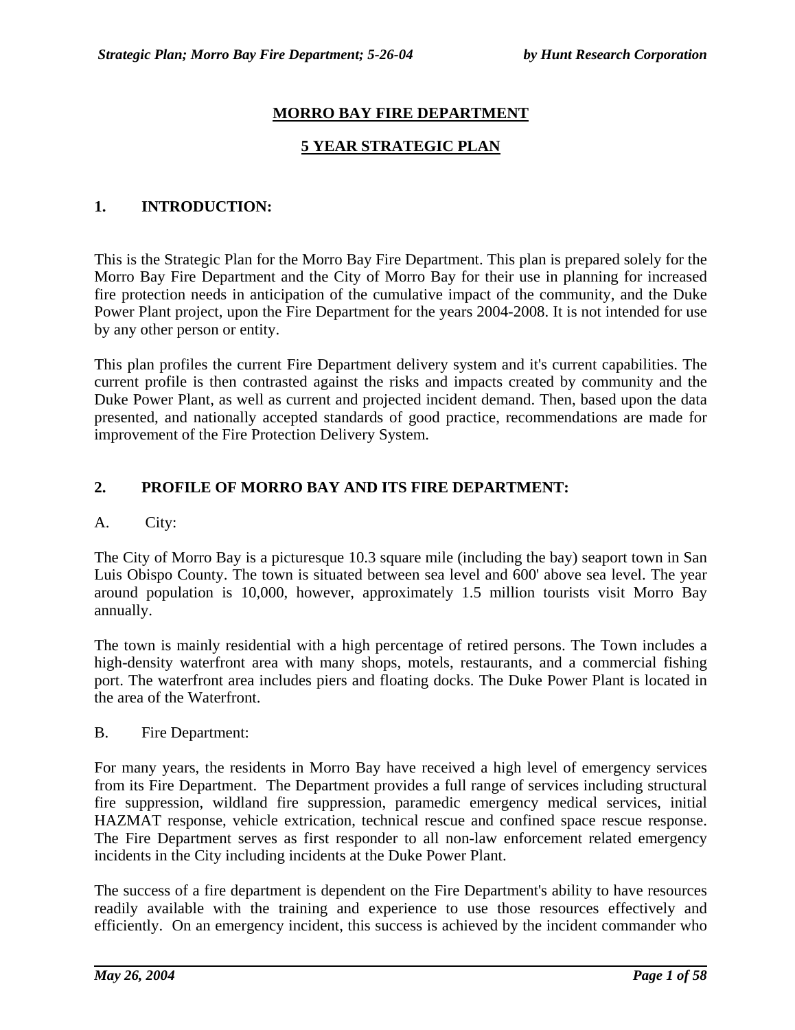# MORRO BAY FIRE DEPARTMENT

## 5 YEAR STRATEGIC PLAN

## 1. INTRODUCTION:

This is the Strategic Plan for the Morro Bay Fire Department. This plan is prepared solely for the Morro Bay Fire Department and the City of Morro Bay for their use in planning for increased fire protection needs in anticipation of the cumulative impact of the community, and the Duke Power Plant project, upon the Fire Department for the years 2004-2008. It is not intended for use by any other person or entity.

This plan profiles the current Fire Department delivery system and it's current capabilities. The current profile is then contrasted against the risks and impacts created by community and the Duke Power Plant, as well as current and projected incident demand. Then, based upon the data presented, and nationally accepted standards of good practice, recommendations are made for improvement of the Fire Protection Delivery System.

## 2. PROFILE OF MORRO BAY AND ITS FIRE DEPARTMENT:

### A. City:

The City of Morro Bay is a picturesque 10.3 square mile (including the bay) seaport town in San Luis Obispo County. The town is situated between sea level and 600' above sea level. The year around population is 10,000, however, approximately 1.5 million tourists visit Morro Bay annually.

The town is mainly residential with a high percentage of retired persons. The Town includes a high-density waterfront area with many shops, motels, restaurants, and a commercial fishing port. The waterfront area includes piers and floating docks. The Duke Power Plant is located in the area of the Waterfront.

### B. Fire Department:

For many years, the residents in Morro Bay have received a high level of emergency services from its Fire Department. The Department provides a full range of services including structural fire suppression, wildland fire suppression, paramedic emergency medical services, initial HAZMAT response, vehicle extrication, technical rescue and confined space rescue response. The Fire Department serves as first responder to all non-law enforcement related emergency incidents in the City including incidents at the Duke Power Plant.

The success of a fire department is dependent on the Fire Department's ability to have resources readily available with the training and experience to use those resources effectively and efficiently. On an emergency incident, this success is achieved by the incident commander who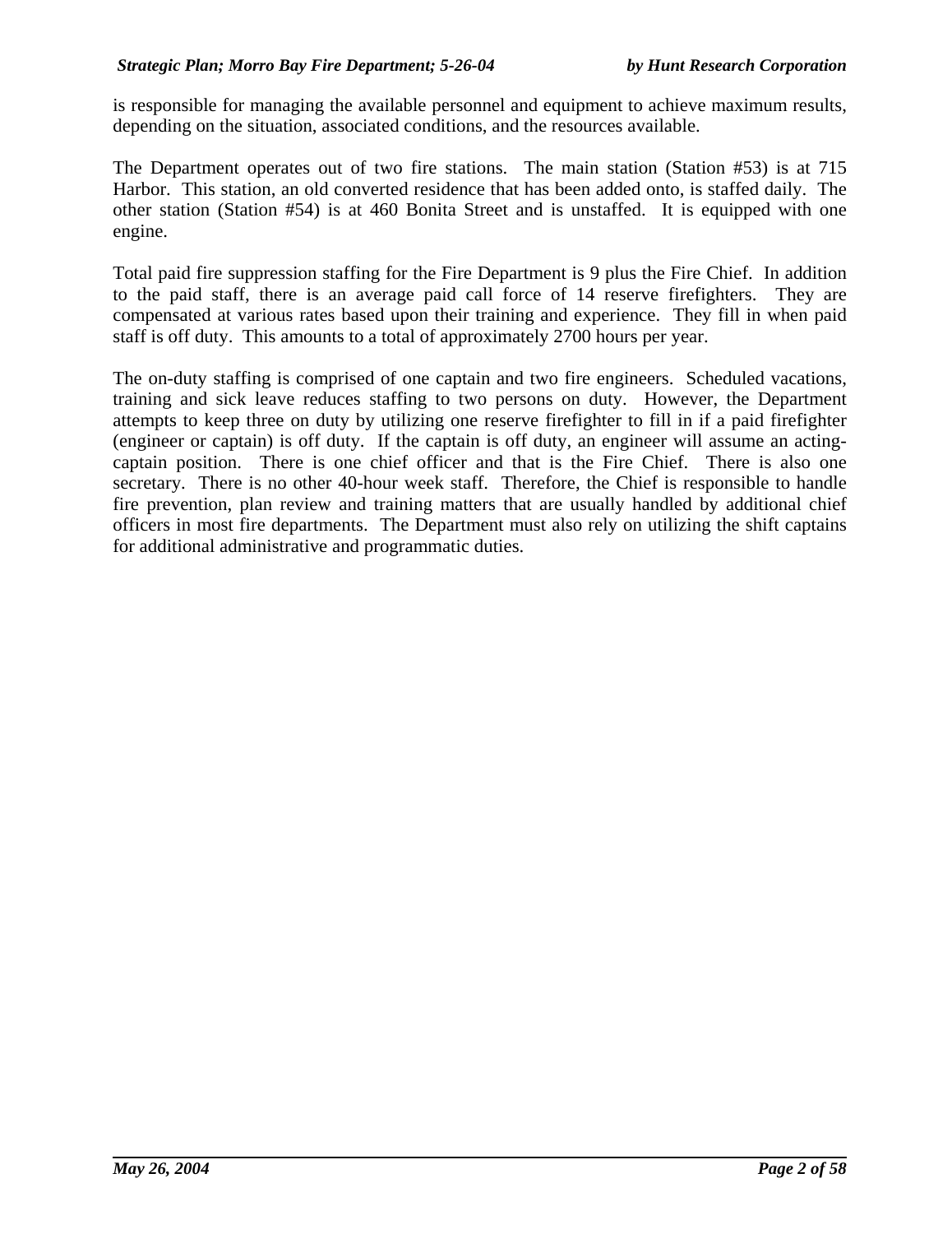is responsible for managing the available personnel and equipment to achieve maximum results, depending on the situation, associated conditions, and the resources available.

The Department operates out of two fire stations. The main station (Station #53) is at 715 Harbor. This station, an old converted residence that has been added onto, is staffed daily. The other station (Station #54) is at 460 Bonita Street and is unstaffed. It is equipped with one engine.

Total paid fire suppression staffing for the Fire Department is 9 plus the Fire Chief. In addition to the paid staff, there is an average paid call force of 14 reserve firefighters. They are compensated at various rates based upon their training and experience. They fill in when paid staff is off duty. This amounts to a total of approximately 2700 hours per year.

The on-duty staffing is comprised of one captain and two fire engineers. Scheduled vacations, training and sick leave reduces staffing to two persons on duty. However, the Department attempts to keep three on duty by utilizing one reserve firefighter to fill in if a paid firefighter (engineer or captain) is off duty. If the captain is off duty, an engineer will assume an acting-captain position. There is one chief officer and that is the Fire Chief. There is also one secretary. There is no other 40-hour week staff. Therefore, the Chief is responsible to handle fire prevention, plan review and training matters that are usually handled by additional chief officers in most fire departments. The Department must also rely on utilizing the shift captains for additional administrative and programmatic duties.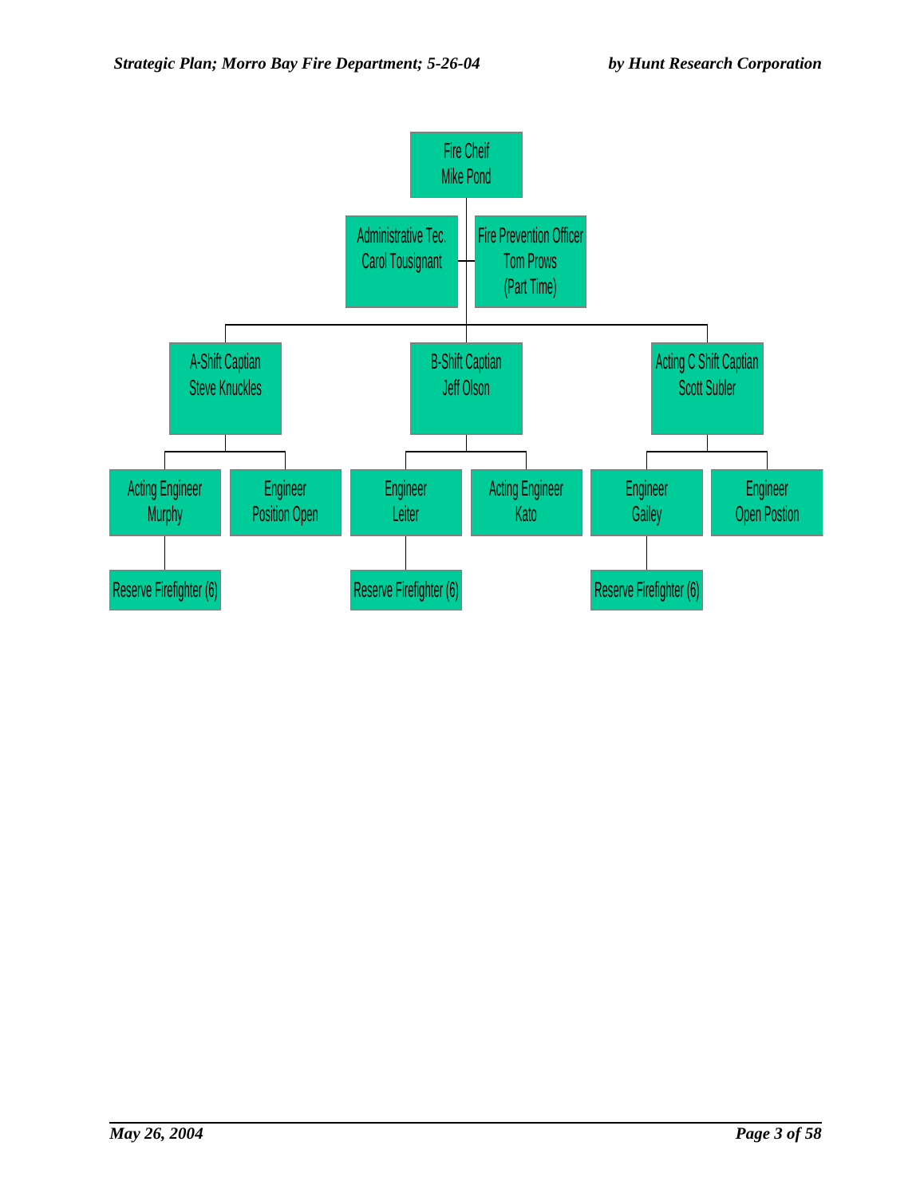- Fire Cheif
  Mike Pond
  - Administrative Tec.
    Carol Tousignant
  - Fire Prevention Officer
    Tom Prows
    (Part Time)
  - A-Shift Captian
    Steve Knuckles
    - Acting Engineer
      Murphy
      - Reserve Firefighter (6)
    - Engineer
      Position Open
  - B-Shift Captian
    Jeff Olson
    - Engineer
      Leiter
      - Reserve Firefighter (6)
    - Acting Engineer
      Kato
  - Acting C Shift Captian
    Scott Subler
    - Engineer
      Gailey
      - Reserve Firefighter (6)
    - Engineer
      Open Postion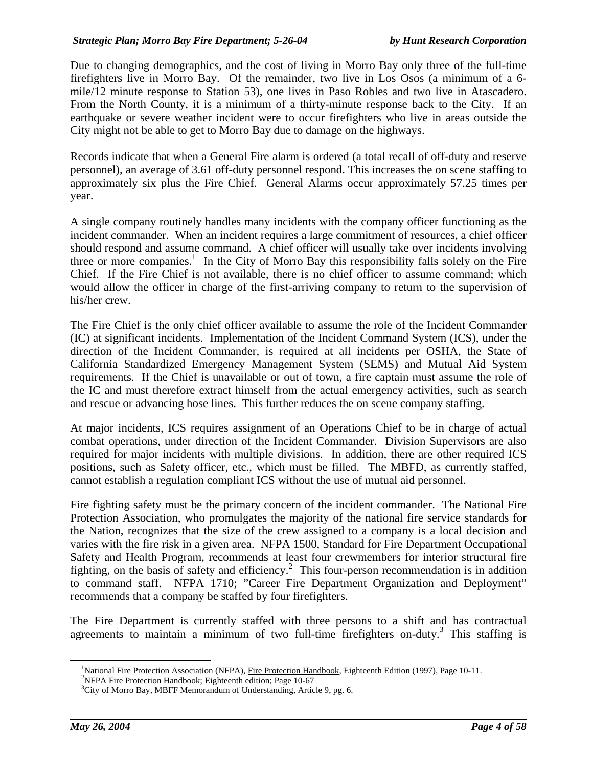Due to changing demographics, and the cost of living in Morro Bay only three of the full-time firefighters live in Morro Bay. Of the remainder, two live in Los Osos (a minimum of a 6-mile/12 minute response to Station 53), one lives in Paso Robles and two live in Atascadero. From the North County, it is a minimum of a thirty-minute response back to the City. If an earthquake or severe weather incident were to occur firefighters who live in areas outside the City might not be able to get to Morro Bay due to damage on the highways.

Records indicate that when a General Fire alarm is ordered (a total recall of off-duty and reserve personnel), an average of 3.61 off-duty personnel respond. This increases the on scene staffing to approximately six plus the Fire Chief. General Alarms occur approximately 57.25 times per year.

A single company routinely handles many incidents with the company officer functioning as the incident commander. When an incident requires a large commitment of resources, a chief officer should respond and assume command. A chief officer will usually take over incidents involving three or more companies.[1] In the City of Morro Bay this responsibility falls solely on the Fire Chief. If the Fire Chief is not available, there is no chief officer to assume command; which would allow the officer in charge of the first-arriving company to return to the supervision of his/her crew.

The Fire Chief is the only chief officer available to assume the role of the Incident Commander (IC) at significant incidents. Implementation of the Incident Command System (ICS), under the direction of the Incident Commander, is required at all incidents per OSHA, the State of California Standardized Emergency Management System (SEMS) and Mutual Aid System requirements. If the Chief is unavailable or out of town, a fire captain must assume the role of the IC and must therefore extract himself from the actual emergency activities, such as search and rescue or advancing hose lines. This further reduces the on scene company staffing.

At major incidents, ICS requires assignment of an Operations Chief to be in charge of actual combat operations, under direction of the Incident Commander. Division Supervisors are also required for major incidents with multiple divisions. In addition, there are other required ICS positions, such as Safety officer, etc., which must be filled. The MBFD, as currently staffed, cannot establish a regulation compliant ICS without the use of mutual aid personnel.

Fire fighting safety must be the primary concern of the incident commander. The National Fire Protection Association, who promulgates the majority of the national fire service standards for the Nation, recognizes that the size of the crew assigned to a company is a local decision and varies with the fire risk in a given area. NFPA 1500, Standard for Fire Department Occupational Safety and Health Program, recommends at least four crewmembers for interior structural fire fighting, on the basis of safety and efficiency.[2] This four-person recommendation is in addition to command staff. NFPA 1710; "Career Fire Department Organization and Deployment" recommends that a company be staffed by four firefighters.

The Fire Department is currently staffed with three persons to a shift and has contractual agreements to maintain a minimum of two full-time firefighters on-duty.[3] This staffing is

---

[1] National Fire Protection Association (NFPA), Fire Protection Handbook, Eighteenth Edition (1997), Page 10-11.

[2] NFPA Fire Protection Handbook; Eighteenth edition; Page 10-67

[3] City of Morro Bay, MBFF Memorandum of Understanding, Article 9, pg. 6.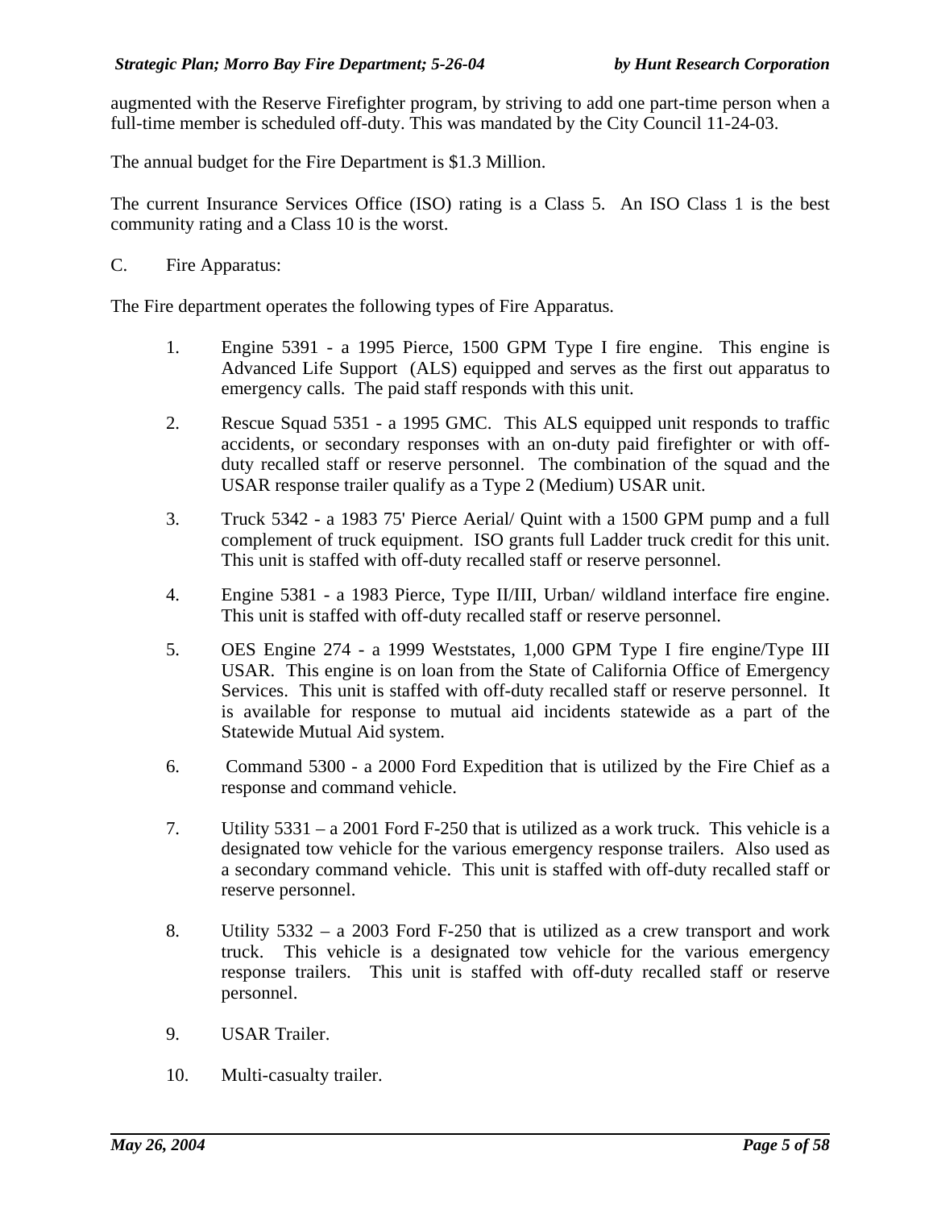augmented with the Reserve Firefighter program, by striving to add one part-time person when a full-time member is scheduled off-duty. This was mandated by the City Council 11-24-03.

The annual budget for the Fire Department is $1.3 Million.

The current Insurance Services Office (ISO) rating is a Class 5. An ISO Class 1 is the best community rating and a Class 10 is the worst.

C. Fire Apparatus:

The Fire department operates the following types of Fire Apparatus.

1. Engine 5391 - a 1995 Pierce, 1500 GPM Type I fire engine. This engine is Advanced Life Support (ALS) equipped and serves as the first out apparatus to emergency calls. The paid staff responds with this unit.

2. Rescue Squad 5351 - a 1995 GMC. This ALS equipped unit responds to traffic accidents, or secondary responses with an on-duty paid firefighter or with off-duty recalled staff or reserve personnel. The combination of the squad and the USAR response trailer qualify as a Type 2 (Medium) USAR unit.

3. Truck 5342 - a 1983 75' Pierce Aerial/ Quint with a 1500 GPM pump and a full complement of truck equipment. ISO grants full Ladder truck credit for this unit. This unit is staffed with off-duty recalled staff or reserve personnel.

4. Engine 5381 - a 1983 Pierce, Type II/III, Urban/ wildland interface fire engine. This unit is staffed with off-duty recalled staff or reserve personnel.

5. OES Engine 274 - a 1999 Weststates, 1,000 GPM Type I fire engine/Type III USAR. This engine is on loan from the State of California Office of Emergency Services. This unit is staffed with off-duty recalled staff or reserve personnel. It is available for response to mutual aid incidents statewide as a part of the Statewide Mutual Aid system.

6. Command 5300 - a 2000 Ford Expedition that is utilized by the Fire Chief as a response and command vehicle.

7. Utility 5331 – a 2001 Ford F-250 that is utilized as a work truck. This vehicle is a designated tow vehicle for the various emergency response trailers. Also used as a secondary command vehicle. This unit is staffed with off-duty recalled staff or reserve personnel.

8. Utility 5332 – a 2003 Ford F-250 that is utilized as a crew transport and work truck. This vehicle is a designated tow vehicle for the various emergency response trailers. This unit is staffed with off-duty recalled staff or reserve personnel.

9. USAR Trailer.

10. Multi-casualty trailer.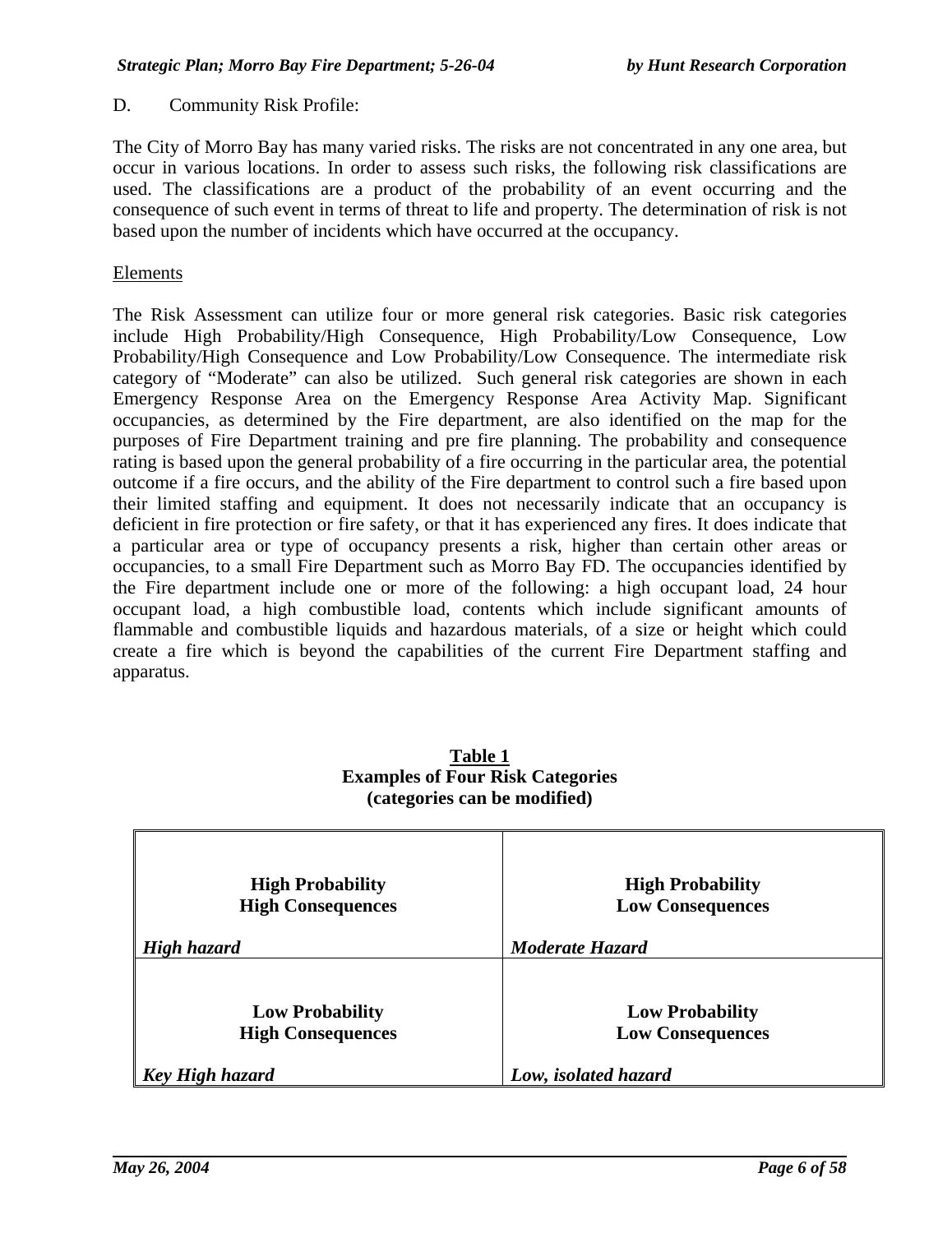D. Community Risk Profile:

The City of Morro Bay has many varied risks. The risks are not concentrated in any one area, but occur in various locations. In order to assess such risks, the following risk classifications are used. The classifications are a product of the probability of an event occurring and the consequence of such event in terms of threat to life and property. The determination of risk is not based upon the number of incidents which have occurred at the occupancy.

Elements

The Risk Assessment can utilize four or more general risk categories. Basic risk categories include High Probability/High Consequence, High Probability/Low Consequence, Low Probability/High Consequence and Low Probability/Low Consequence. The intermediate risk category of "Moderate" can also be utilized. Such general risk categories are shown in each Emergency Response Area on the Emergency Response Area Activity Map. Significant occupancies, as determined by the Fire department, are also identified on the map for the purposes of Fire Department training and pre fire planning. The probability and consequence rating is based upon the general probability of a fire occurring in the particular area, the potential outcome if a fire occurs, and the ability of the Fire department to control such a fire based upon their limited staffing and equipment. It does not necessarily indicate that an occupancy is deficient in fire protection or fire safety, or that it has experienced any fires. It does indicate that a particular area or type of occupancy presents a risk, higher than certain other areas or occupancies, to a small Fire Department such as Morro Bay FD. The occupancies identified by the Fire department include one or more of the following: a high occupant load, 24 hour occupant load, a high combustible load, contents which include significant amounts of flammable and combustible liquids and hazardous materials, of a size or height which could create a fire which is beyond the capabilities of the current Fire Department staffing and apparatus.

**Table 1**
**Examples of Four Risk Categories**
**(categories can be modified)**

| | |
|---|---|
| **High Probability**<br>**High Consequences**<br><br>***High hazard*** | **High Probability**<br>**Low Consequences**<br><br>***Moderate Hazard*** |
| **Low Probability**<br>**High Consequences**<br><br>***Key High hazard*** | **Low Probability**<br>**Low Consequences**<br><br>***Low, isolated hazard*** |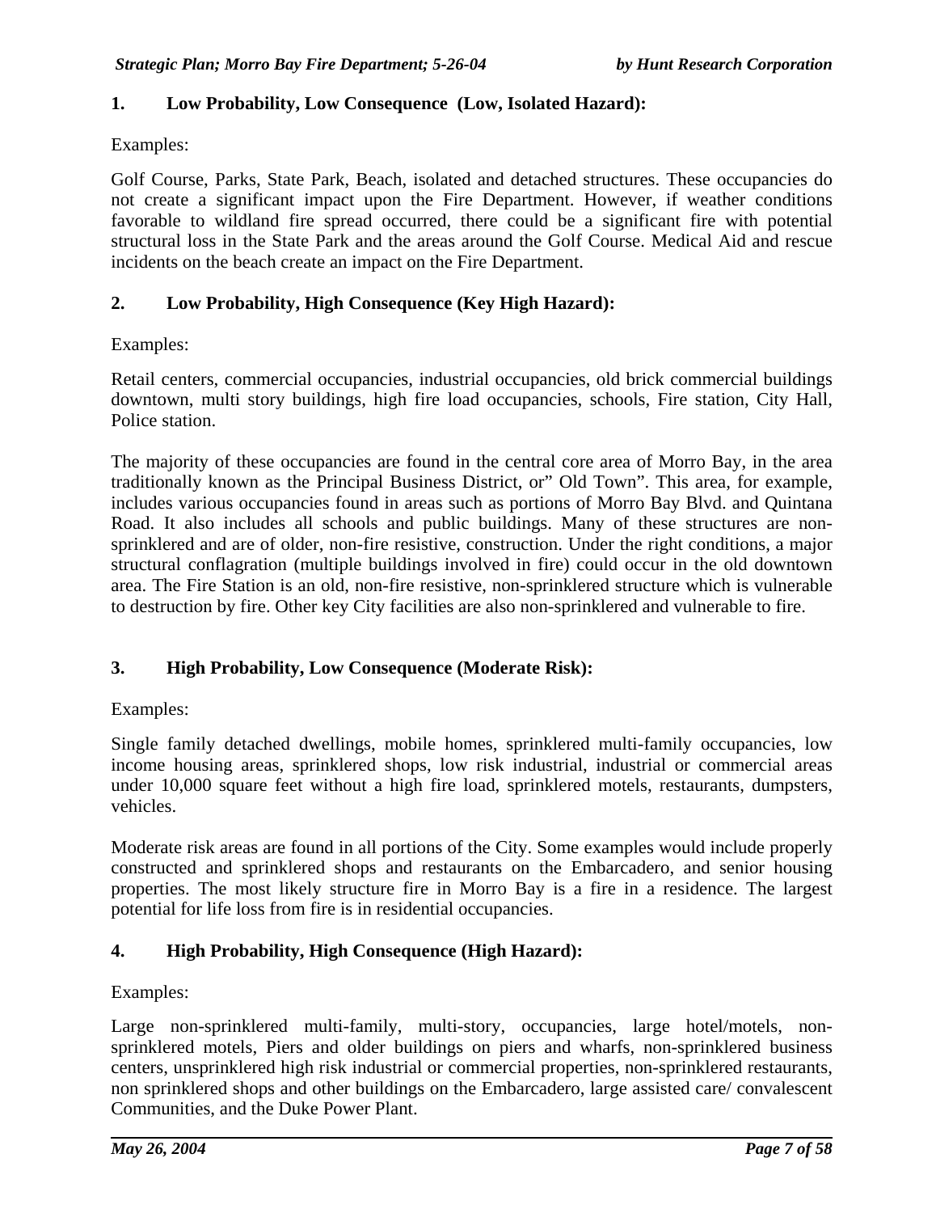### 1. Low Probability, Low Consequence (Low, Isolated Hazard):

Examples:

Golf Course, Parks, State Park, Beach, isolated and detached structures. These occupancies do not create a significant impact upon the Fire Department. However, if weather conditions favorable to wildland fire spread occurred, there could be a significant fire with potential structural loss in the State Park and the areas around the Golf Course. Medical Aid and rescue incidents on the beach create an impact on the Fire Department.

### 2. Low Probability, High Consequence (Key High Hazard):

Examples:

Retail centers, commercial occupancies, industrial occupancies, old brick commercial buildings downtown, multi story buildings, high fire load occupancies, schools, Fire station, City Hall, Police station.

The majority of these occupancies are found in the central core area of Morro Bay, in the area traditionally known as the Principal Business District, or" Old Town". This area, for example, includes various occupancies found in areas such as portions of Morro Bay Blvd. and Quintana Road. It also includes all schools and public buildings. Many of these structures are non-sprinklered and are of older, non-fire resistive, construction. Under the right conditions, a major structural conflagration (multiple buildings involved in fire) could occur in the old downtown area. The Fire Station is an old, non-fire resistive, non-sprinklered structure which is vulnerable to destruction by fire. Other key City facilities are also non-sprinklered and vulnerable to fire.

### 3. High Probability, Low Consequence (Moderate Risk):

Examples:

Single family detached dwellings, mobile homes, sprinklered multi-family occupancies, low income housing areas, sprinklered shops, low risk industrial, industrial or commercial areas under 10,000 square feet without a high fire load, sprinklered motels, restaurants, dumpsters, vehicles.

Moderate risk areas are found in all portions of the City. Some examples would include properly constructed and sprinklered shops and restaurants on the Embarcadero, and senior housing properties. The most likely structure fire in Morro Bay is a fire in a residence. The largest potential for life loss from fire is in residential occupancies.

### 4. High Probability, High Consequence (High Hazard):

Examples:

Large non-sprinklered multi-family, multi-story, occupancies, large hotel/motels, non-sprinklered motels, Piers and older buildings on piers and wharfs, non-sprinklered business centers, unsprinklered high risk industrial or commercial properties, non-sprinklered restaurants, non sprinklered shops and other buildings on the Embarcadero, large assisted care/ convalescent Communities, and the Duke Power Plant.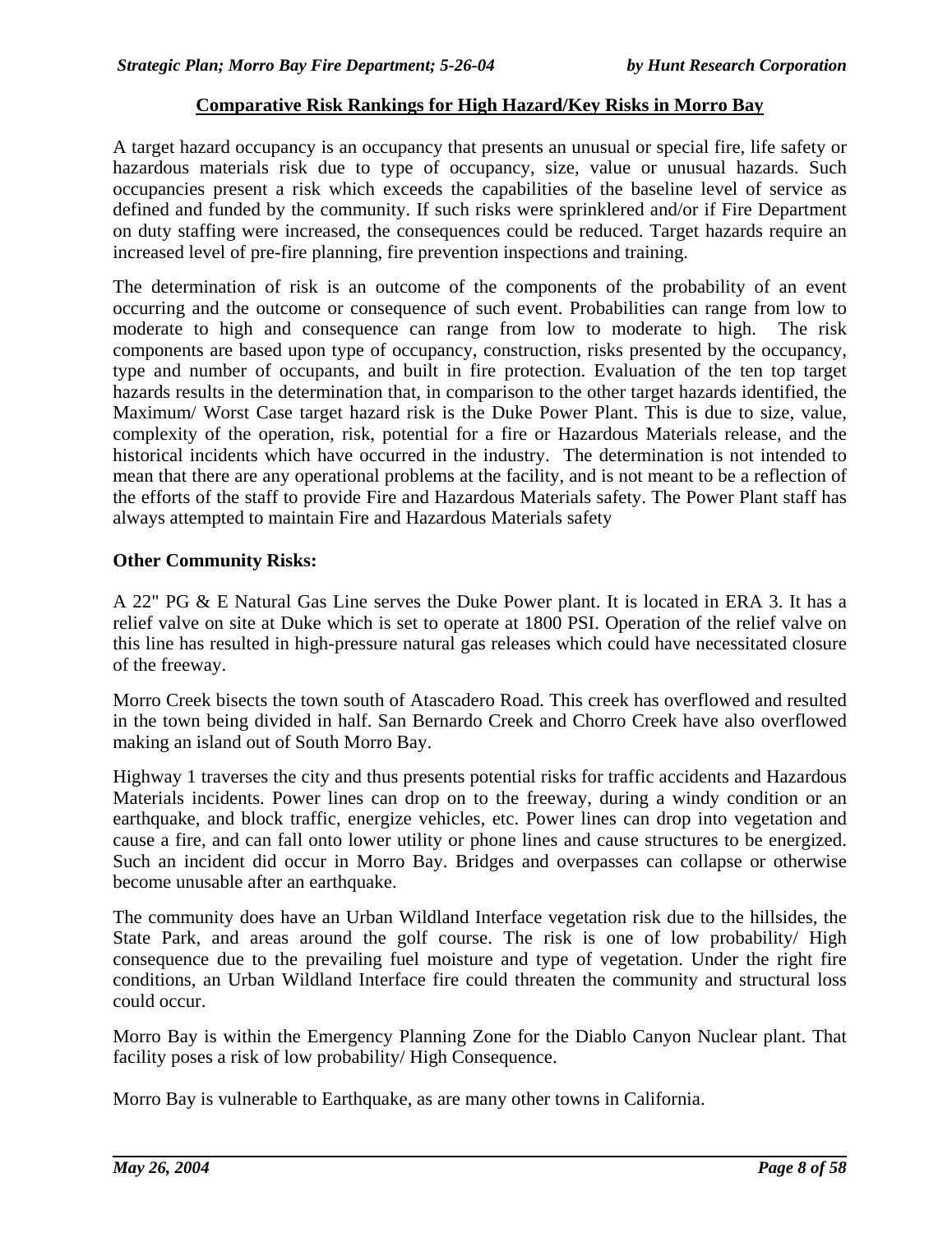## Comparative Risk Rankings for High Hazard/Key Risks in Morro Bay

A target hazard occupancy is an occupancy that presents an unusual or special fire, life safety or hazardous materials risk due to type of occupancy, size, value or unusual hazards. Such occupancies present a risk which exceeds the capabilities of the baseline level of service as defined and funded by the community. If such risks were sprinklered and/or if Fire Department on duty staffing were increased, the consequences could be reduced. Target hazards require an increased level of pre-fire planning, fire prevention inspections and training.

The determination of risk is an outcome of the components of the probability of an event occurring and the outcome or consequence of such event. Probabilities can range from low to moderate to high and consequence can range from low to moderate to high. The risk components are based upon type of occupancy, construction, risks presented by the occupancy, type and number of occupants, and built in fire protection. Evaluation of the ten top target hazards results in the determination that, in comparison to the other target hazards identified, the Maximum/ Worst Case target hazard risk is the Duke Power Plant. This is due to size, value, complexity of the operation, risk, potential for a fire or Hazardous Materials release, and the historical incidents which have occurred in the industry. The determination is not intended to mean that there are any operational problems at the facility, and is not meant to be a reflection of the efforts of the staff to provide Fire and Hazardous Materials safety. The Power Plant staff has always attempted to maintain Fire and Hazardous Materials safety

### Other Community Risks:

A 22" PG & E Natural Gas Line serves the Duke Power plant. It is located in ERA 3. It has a relief valve on site at Duke which is set to operate at 1800 PSI. Operation of the relief valve on this line has resulted in high-pressure natural gas releases which could have necessitated closure of the freeway.

Morro Creek bisects the town south of Atascadero Road. This creek has overflowed and resulted in the town being divided in half. San Bernardo Creek and Chorro Creek have also overflowed making an island out of South Morro Bay.

Highway 1 traverses the city and thus presents potential risks for traffic accidents and Hazardous Materials incidents. Power lines can drop on to the freeway, during a windy condition or an earthquake, and block traffic, energize vehicles, etc. Power lines can drop into vegetation and cause a fire, and can fall onto lower utility or phone lines and cause structures to be energized. Such an incident did occur in Morro Bay. Bridges and overpasses can collapse or otherwise become unusable after an earthquake.

The community does have an Urban Wildland Interface vegetation risk due to the hillsides, the State Park, and areas around the golf course. The risk is one of low probability/ High consequence due to the prevailing fuel moisture and type of vegetation. Under the right fire conditions, an Urban Wildland Interface fire could threaten the community and structural loss could occur.

Morro Bay is within the Emergency Planning Zone for the Diablo Canyon Nuclear plant. That facility poses a risk of low probability/ High Consequence.

Morro Bay is vulnerable to Earthquake, as are many other towns in California.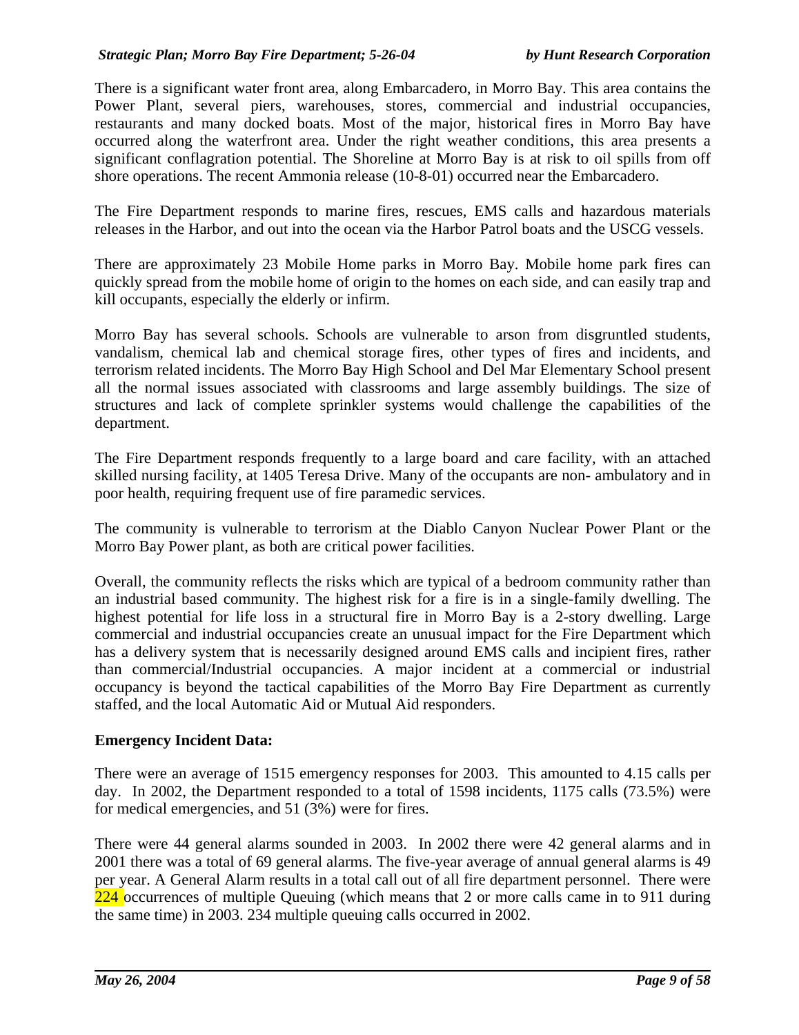There is a significant water front area, along Embarcadero, in Morro Bay. This area contains the Power Plant, several piers, warehouses, stores, commercial and industrial occupancies, restaurants and many docked boats. Most of the major, historical fires in Morro Bay have occurred along the waterfront area. Under the right weather conditions, this area presents a significant conflagration potential. The Shoreline at Morro Bay is at risk to oil spills from off shore operations. The recent Ammonia release (10-8-01) occurred near the Embarcadero.

The Fire Department responds to marine fires, rescues, EMS calls and hazardous materials releases in the Harbor, and out into the ocean via the Harbor Patrol boats and the USCG vessels.

There are approximately 23 Mobile Home parks in Morro Bay. Mobile home park fires can quickly spread from the mobile home of origin to the homes on each side, and can easily trap and kill occupants, especially the elderly or infirm.

Morro Bay has several schools. Schools are vulnerable to arson from disgruntled students, vandalism, chemical lab and chemical storage fires, other types of fires and incidents, and terrorism related incidents. The Morro Bay High School and Del Mar Elementary School present all the normal issues associated with classrooms and large assembly buildings. The size of structures and lack of complete sprinkler systems would challenge the capabilities of the department.

The Fire Department responds frequently to a large board and care facility, with an attached skilled nursing facility, at 1405 Teresa Drive. Many of the occupants are non- ambulatory and in poor health, requiring frequent use of fire paramedic services.

The community is vulnerable to terrorism at the Diablo Canyon Nuclear Power Plant or the Morro Bay Power plant, as both are critical power facilities.

Overall, the community reflects the risks which are typical of a bedroom community rather than an industrial based community. The highest risk for a fire is in a single-family dwelling. The highest potential for life loss in a structural fire in Morro Bay is a 2-story dwelling. Large commercial and industrial occupancies create an unusual impact for the Fire Department which has a delivery system that is necessarily designed around EMS calls and incipient fires, rather than commercial/Industrial occupancies. A major incident at a commercial or industrial occupancy is beyond the tactical capabilities of the Morro Bay Fire Department as currently staffed, and the local Automatic Aid or Mutual Aid responders.

**Emergency Incident Data:**

There were an average of 1515 emergency responses for 2003. This amounted to 4.15 calls per day. In 2002, the Department responded to a total of 1598 incidents, 1175 calls (73.5%) were for medical emergencies, and 51 (3%) were for fires.

There were 44 general alarms sounded in 2003. In 2002 there were 42 general alarms and in 2001 there was a total of 69 general alarms. The five-year average of annual general alarms is 49 per year. A General Alarm results in a total call out of all fire department personnel. There were 224 occurrences of multiple Queuing (which means that 2 or more calls came in to 911 during the same time) in 2003. 234 multiple queuing calls occurred in 2002.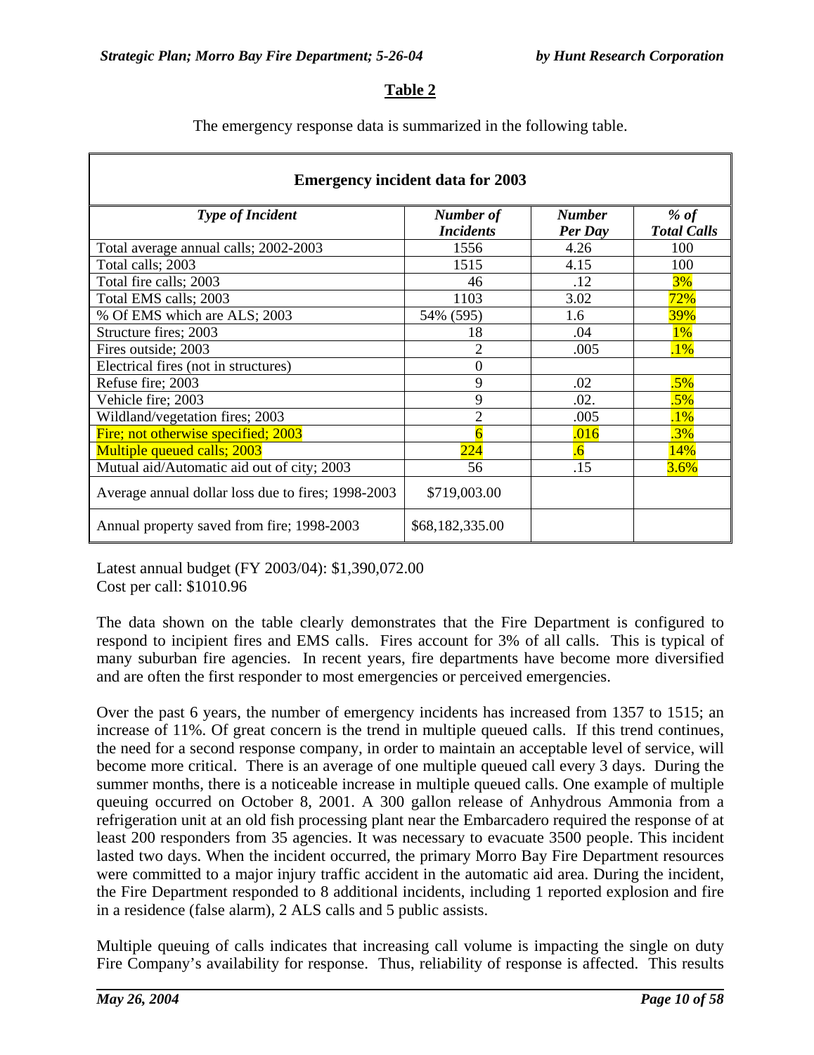## Table 2

The emergency response data is summarized in the following table.

| Emergency incident data for 2003 | | | |
|---|---|---|---|
| ***Type of Incident*** | ***Number of Incidents*** | ***Number Per Day*** | ***% of Total Calls*** |
| Total average annual calls; 2002-2003 | 1556 | 4.26 | 100 |
| Total calls; 2003 | 1515 | 4.15 | 100 |
| Total fire calls; 2003 | 46 | .12 | 3% |
| Total EMS calls; 2003 | 1103 | 3.02 | 72% |
| % Of EMS which are ALS; 2003 | 54% (595) | 1.6 | 39% |
| Structure fires; 2003 | 18 | .04 | 1% |
| Fires outside; 2003 | 2 | .005 | .1% |
| Electrical fires (not in structures) | 0 | | |
| Refuse fire; 2003 | 9 | .02 | .5% |
| Vehicle fire; 2003 | 9 | .02. | .5% |
| Wildland/vegetation fires; 2003 | 2 | .005 | .1% |
| Fire; not otherwise specified; 2003 | 6 | .016 | .3% |
| Multiple queued calls; 2003 | 224 | .6 | 14% |
| Mutual aid/Automatic aid out of city; 2003 | 56 | .15 | 3.6% |
| Average annual dollar loss due to fires; 1998-2003 | $719,003.00 | | |
| Annual property saved from fire; 1998-2003 | $68,182,335.00 | | |

Latest annual budget (FY 2003/04): $1,390,072.00
Cost per call: $1010.96

The data shown on the table clearly demonstrates that the Fire Department is configured to respond to incipient fires and EMS calls. Fires account for 3% of all calls. This is typical of many suburban fire agencies. In recent years, fire departments have become more diversified and are often the first responder to most emergencies or perceived emergencies.

Over the past 6 years, the number of emergency incidents has increased from 1357 to 1515; an increase of 11%. Of great concern is the trend in multiple queued calls. If this trend continues, the need for a second response company, in order to maintain an acceptable level of service, will become more critical. There is an average of one multiple queued call every 3 days. During the summer months, there is a noticeable increase in multiple queued calls. One example of multiple queuing occurred on October 8, 2001. A 300 gallon release of Anhydrous Ammonia from a refrigeration unit at an old fish processing plant near the Embarcadero required the response of at least 200 responders from 35 agencies. It was necessary to evacuate 3500 people. This incident lasted two days. When the incident occurred, the primary Morro Bay Fire Department resources were committed to a major injury traffic accident in the automatic aid area. During the incident, the Fire Department responded to 8 additional incidents, including 1 reported explosion and fire in a residence (false alarm), 2 ALS calls and 5 public assists.

Multiple queuing of calls indicates that increasing call volume is impacting the single on duty Fire Company's availability for response. Thus, reliability of response is affected. This results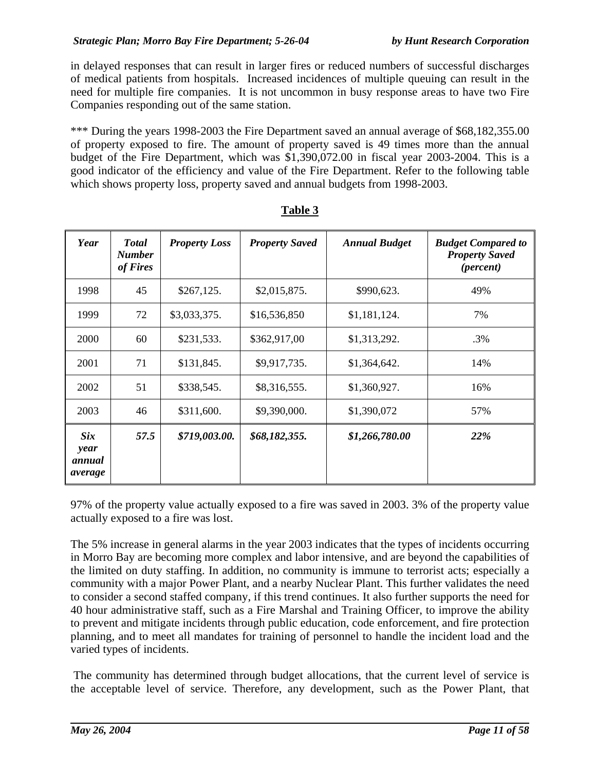in delayed responses that can result in larger fires or reduced numbers of successful discharges of medical patients from hospitals. Increased incidences of multiple queuing can result in the need for multiple fire companies. It is not uncommon in busy response areas to have two Fire Companies responding out of the same station.

*** During the years 1998-2003 the Fire Department saved an annual average of $68,182,355.00 of property exposed to fire. The amount of property saved is 49 times more than the annual budget of the Fire Department, which was $1,390,072.00 in fiscal year 2003-2004. This is a good indicator of the efficiency and value of the Fire Department. Refer to the following table which shows property loss, property saved and annual budgets from 1998-2003.

**Table 3**

| *Year* | *Total Number of Fires* | *Property Loss* | *Property Saved* | *Annual Budget* | *Budget Compared to Property Saved (percent)* |
|---|---|---|---|---|---|
| 1998 | 45 | $267,125. | $2,015,875. | $990,623. | 49% |
| 1999 | 72 | $3,033,375. | $16,536,850 | $1,181,124. | 7% |
| 2000 | 60 | $231,533. | $362,917,00 | $1,313,292. | .3% |
| 2001 | 71 | $131,845. | $9,917,735. | $1,364,642. | 14% |
| 2002 | 51 | $338,545. | $8,316,555. | $1,360,927. | 16% |
| 2003 | 46 | $311,600. | $9,390,000. | $1,390,072 | 57% |
| ***Six year annual average*** | ***57.5*** | ***$719,003.00.*** | ***$68,182,355.*** | ***$1,266,780.00*** | ***22%*** |

97% of the property value actually exposed to a fire was saved in 2003. 3% of the property value actually exposed to a fire was lost.

The 5% increase in general alarms in the year 2003 indicates that the types of incidents occurring in Morro Bay are becoming more complex and labor intensive, and are beyond the capabilities of the limited on duty staffing. In addition, no community is immune to terrorist acts; especially a community with a major Power Plant, and a nearby Nuclear Plant. This further validates the need to consider a second staffed company, if this trend continues. It also further supports the need for 40 hour administrative staff, such as a Fire Marshal and Training Officer, to improve the ability to prevent and mitigate incidents through public education, code enforcement, and fire protection planning, and to meet all mandates for training of personnel to handle the incident load and the varied types of incidents.

The community has determined through budget allocations, that the current level of service is the acceptable level of service. Therefore, any development, such as the Power Plant, that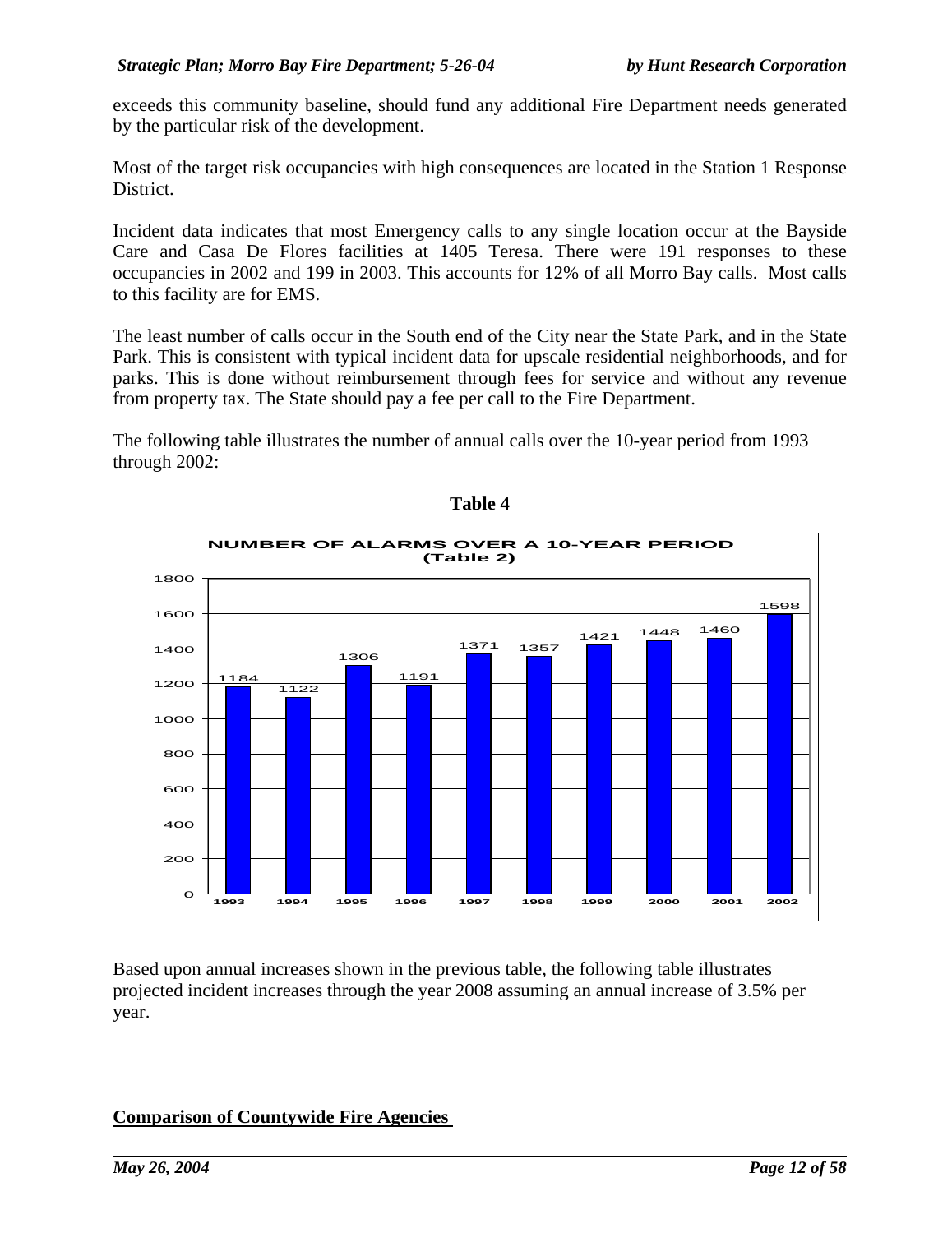exceeds this community baseline, should fund any additional Fire Department needs generated by the particular risk of the development.

Most of the target risk occupancies with high consequences are located in the Station 1 Response District.

Incident data indicates that most Emergency calls to any single location occur at the Bayside Care and Casa De Flores facilities at 1405 Teresa. There were 191 responses to these occupancies in 2002 and 199 in 2003. This accounts for 12% of all Morro Bay calls. Most calls to this facility are for EMS.

The least number of calls occur in the South end of the City near the State Park, and in the State Park. This is consistent with typical incident data for upscale residential neighborhoods, and for parks. This is done without reimbursement through fees for service and without any revenue from property tax. The State should pay a fee per call to the Fire Department.

The following table illustrates the number of annual calls over the 10-year period from 1993 through 2002:

**Table 4**

**NUMBER OF ALARMS OVER A 10-YEAR PERIOD (Table 2)**

| Year | Number of Alarms |
|---|---|
| 1993 | 1184 |
| 1994 | 1122 |
| 1995 | 1306 |
| 1996 | 1191 |
| 1997 | 1371 |
| 1998 | 1357 |
| 1999 | 1421 |
| 2000 | 1448 |
| 2001 | 1460 |
| 2002 | 1598 |

Based upon annual increases shown in the previous table, the following table illustrates projected incident increases through the year 2008 assuming an annual increase of 3.5% per year.

**Comparison of Countywide Fire Agencies**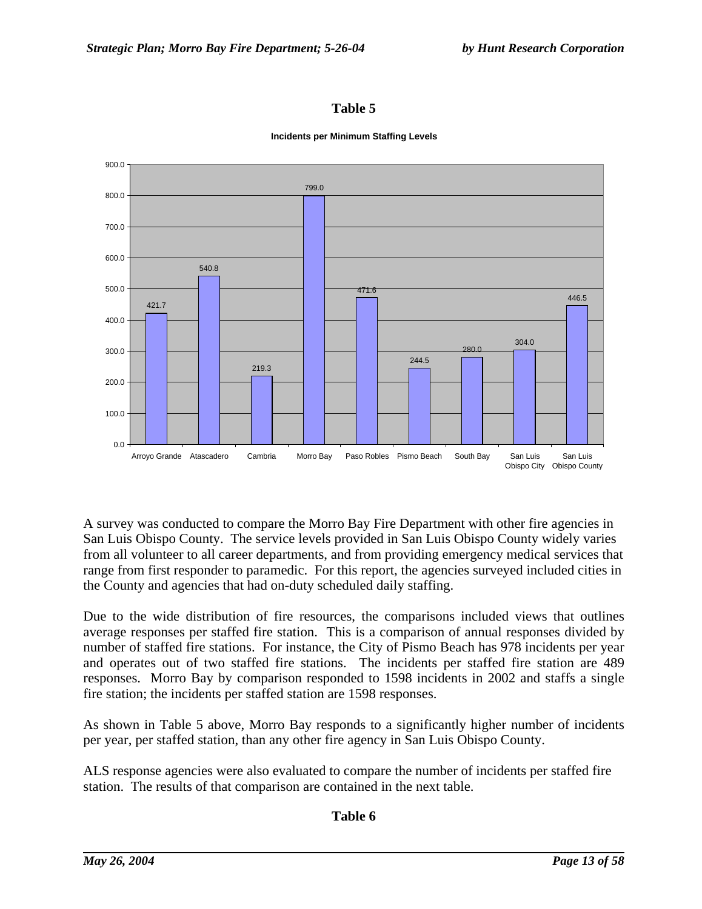## Table 5

**Incidents per Minimum Staffing Levels**

| Agency | Incidents per Minimum Staffing Levels |
|---|---|
| Arroyo Grande | 421.7 |
| Atascadero | 540.8 |
| Cambria | 219.3 |
| Morro Bay | 799.0 |
| Paso Robles | 471.6 |
| Pismo Beach | 244.5 |
| South Bay | 280.0 |
| San Luis Obispo City | 304.0 |
| San Luis Obispo County | 446.5 |

A survey was conducted to compare the Morro Bay Fire Department with other fire agencies in San Luis Obispo County. The service levels provided in San Luis Obispo County widely varies from all volunteer to all career departments, and from providing emergency medical services that range from first responder to paramedic. For this report, the agencies surveyed included cities in the County and agencies that had on-duty scheduled daily staffing.

Due to the wide distribution of fire resources, the comparisons included views that outlines average responses per staffed fire station. This is a comparison of annual responses divided by number of staffed fire stations. For instance, the City of Pismo Beach has 978 incidents per year and operates out of two staffed fire stations. The incidents per staffed fire station are 489 responses. Morro Bay by comparison responded to 1598 incidents in 2002 and staffs a single fire station; the incidents per staffed station are 1598 responses.

As shown in Table 5 above, Morro Bay responds to a significantly higher number of incidents per year, per staffed station, than any other fire agency in San Luis Obispo County.

ALS response agencies were also evaluated to compare the number of incidents per staffed fire station. The results of that comparison are contained in the next table.

## Table 6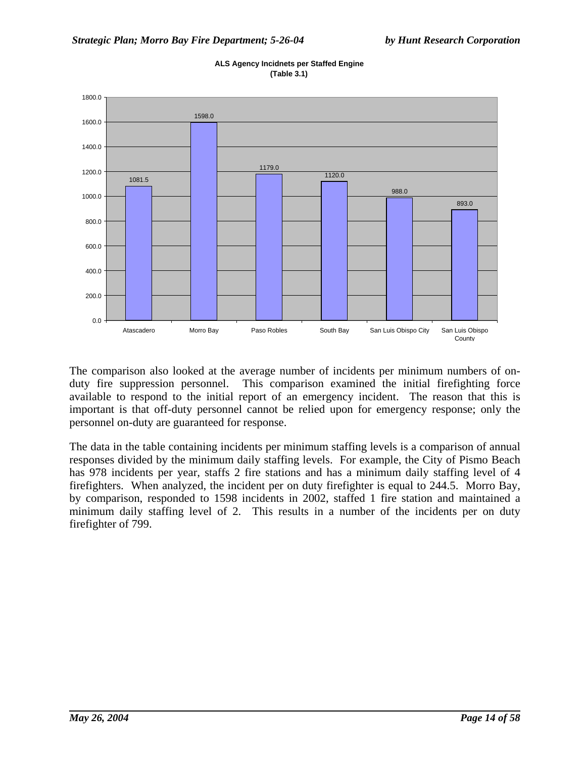**ALS Agency Incidnets per Staffed Engine (Table 3.1)**

| Agency | Incidents per Staffed Engine |
|---|---|
| Atascadero | 1081.5 |
| Morro Bay | 1598.0 |
| Paso Robles | 1179.0 |
| South Bay | 1120.0 |
| San Luis Obispo City | 988.0 |
| San Luis Obispo County | 893.0 |

The comparison also looked at the average number of incidents per minimum numbers of on-duty fire suppression personnel. This comparison examined the initial firefighting force available to respond to the initial report of an emergency incident. The reason that this is important is that off-duty personnel cannot be relied upon for emergency response; only the personnel on-duty are guaranteed for response.

The data in the table containing incidents per minimum staffing levels is a comparison of annual responses divided by the minimum daily staffing levels. For example, the City of Pismo Beach has 978 incidents per year, staffs 2 fire stations and has a minimum daily staffing level of 4 firefighters. When analyzed, the incident per on duty firefighter is equal to 244.5. Morro Bay, by comparison, responded to 1598 incidents in 2002, staffed 1 fire station and maintained a minimum daily staffing level of 2. This results in a number of the incidents per on duty firefighter of 799.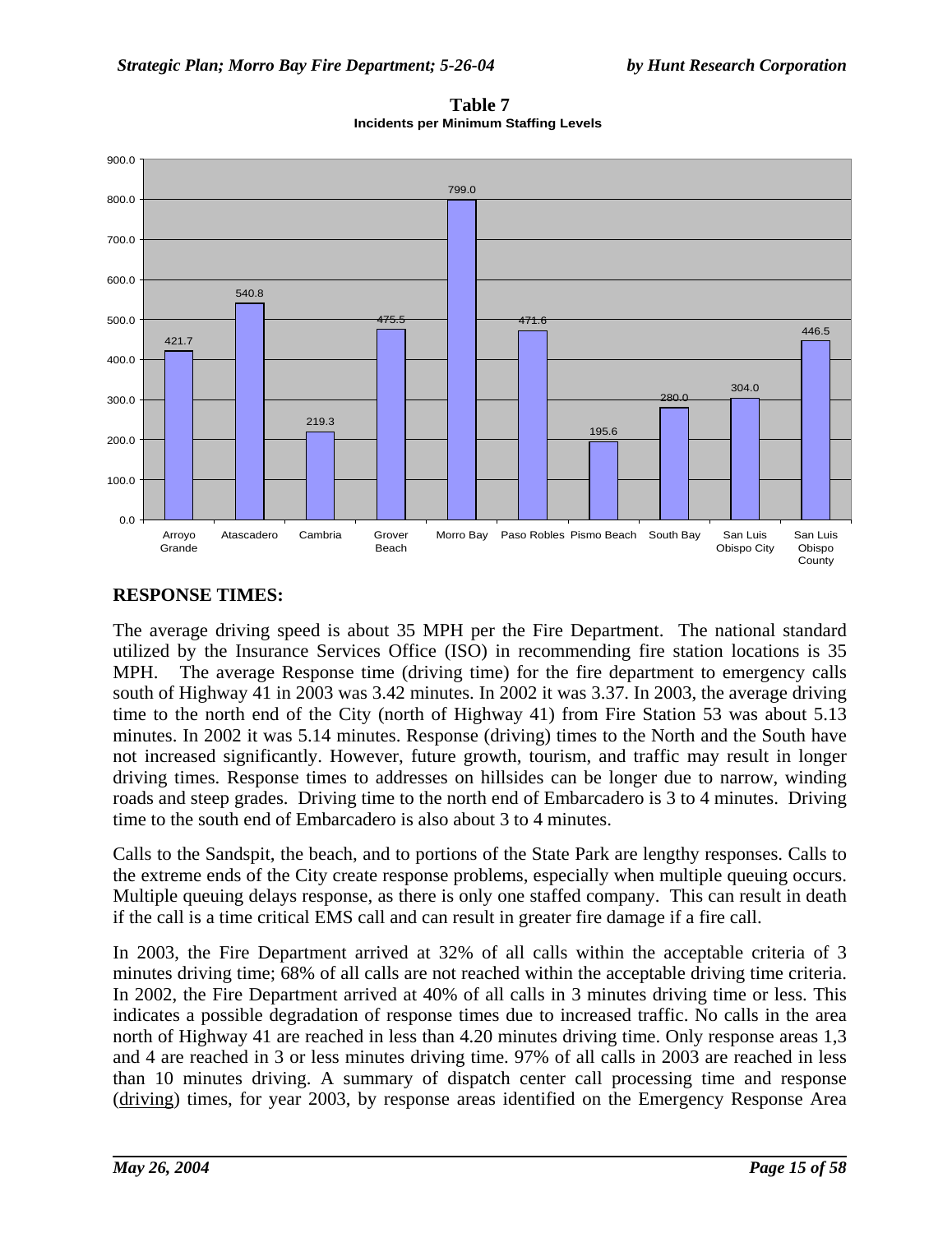**Table 7**
**Incidents per Minimum Staffing Levels**

| Location | Incidents per Minimum Staffing Levels |
|---|---|
| Arroyo Grande | 421.7 |
| Atascadero | 540.8 |
| Cambria | 219.3 |
| Grover Beach | 475.5 |
| Morro Bay | 799.0 |
| Paso Robles | 471.6 |
| Pismo Beach | 195.6 |
| South Bay | 280.0 |
| San Luis Obispo City | 304.0 |
| San Luis Obispo County | 446.5 |

## RESPONSE TIMES:

The average driving speed is about 35 MPH per the Fire Department. The national standard utilized by the Insurance Services Office (ISO) in recommending fire station locations is 35 MPH. The average Response time (driving time) for the fire department to emergency calls south of Highway 41 in 2003 was 3.42 minutes. In 2002 it was 3.37. In 2003, the average driving time to the north end of the City (north of Highway 41) from Fire Station 53 was about 5.13 minutes. In 2002 it was 5.14 minutes. Response (driving) times to the North and the South have not increased significantly. However, future growth, tourism, and traffic may result in longer driving times. Response times to addresses on hillsides can be longer due to narrow, winding roads and steep grades. Driving time to the north end of Embarcadero is 3 to 4 minutes. Driving time to the south end of Embarcadero is also about 3 to 4 minutes.

Calls to the Sandspit, the beach, and to portions of the State Park are lengthy responses. Calls to the extreme ends of the City create response problems, especially when multiple queuing occurs. Multiple queuing delays response, as there is only one staffed company. This can result in death if the call is a time critical EMS call and can result in greater fire damage if a fire call.

In 2003, the Fire Department arrived at 32% of all calls within the acceptable criteria of 3 minutes driving time; 68% of all calls are not reached within the acceptable driving time criteria. In 2002, the Fire Department arrived at 40% of all calls in 3 minutes driving time or less. This indicates a possible degradation of response times due to increased traffic. No calls in the area north of Highway 41 are reached in less than 4.20 minutes driving time. Only response areas 1,3 and 4 are reached in 3 or less minutes driving time. 97% of all calls in 2003 are reached in less than 10 minutes driving. A summary of dispatch center call processing time and response (driving) times, for year 2003, by response areas identified on the Emergency Response Area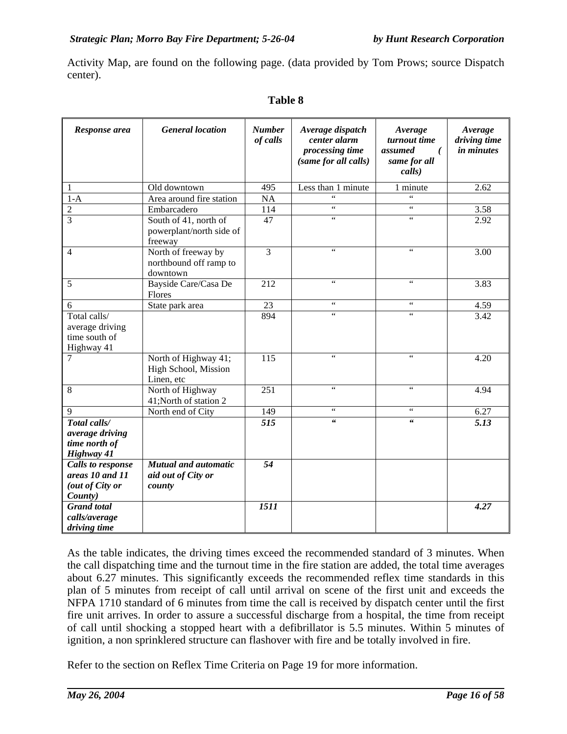Activity Map, are found on the following page. (data provided by Tom Prows; source Dispatch center).

**Table 8**

| *Response area* | *General location* | *Number of calls* | *Average dispatch center alarm processing time (same for all calls)* | *Average turnout time assumed ( same for all calls)* | *Average driving time in minutes* |
|---|---|---|---|---|---|
| 1 | Old downtown | 495 | Less than 1 minute | 1 minute | 2.62 |
| 1-A | Area around fire station | NA | " | " | |
| 2 | Embarcadero | 114 | " | " | 3.58 |
| 3 | South of 41, north of powerplant/north side of freeway | 47 | " | " | 2.92 |
| 4 | North of freeway by northbound off ramp to downtown | 3 | " | " | 3.00 |
| 5 | Bayside Care/Casa De Flores | 212 | " | " | 3.83 |
| 6 | State park area | 23 | " | " | 4.59 |
| Total calls/ average driving time south of Highway 41 | | 894 | " | " | 3.42 |
| 7 | North of Highway 41; High School, Mission Linen, etc | 115 | " | " | 4.20 |
| 8 | North of Highway 41;North of station 2 | 251 | " | " | 4.94 |
| 9 | North end of City | 149 | " | " | 6.27 |
| ***Total calls/ average driving time north of Highway 41*** | | ***515*** | ***"*** | ***"*** | ***5.13*** |
| ***Calls to response areas 10 and 11 (out of City or County)*** | ***Mutual and automatic aid out of City or county*** | ***54*** | | | |
| ***Grand total calls/average driving time*** | | ***1511*** | | | ***4.27*** |

As the table indicates, the driving times exceed the recommended standard of 3 minutes. When the call dispatching time and the turnout time in the fire station are added, the total time averages about 6.27 minutes. This significantly exceeds the recommended reflex time standards in this plan of 5 minutes from receipt of call until arrival on scene of the first unit and exceeds the NFPA 1710 standard of 6 minutes from time the call is received by dispatch center until the first fire unit arrives. In order to assure a successful discharge from a hospital, the time from receipt of call until shocking a stopped heart with a defibrillator is 5.5 minutes. Within 5 minutes of ignition, a non sprinklered structure can flashover with fire and be totally involved in fire.

Refer to the section on Reflex Time Criteria on Page 19 for more information.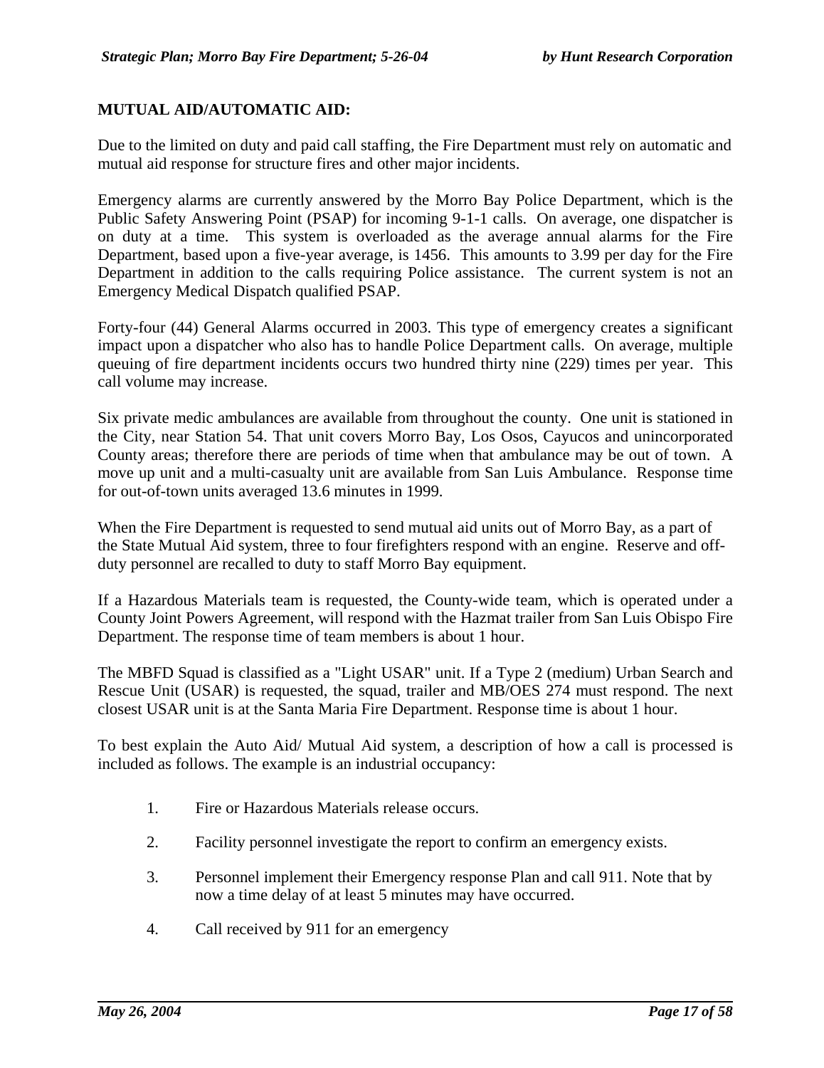## MUTUAL AID/AUTOMATIC AID:

Due to the limited on duty and paid call staffing, the Fire Department must rely on automatic and mutual aid response for structure fires and other major incidents.

Emergency alarms are currently answered by the Morro Bay Police Department, which is the Public Safety Answering Point (PSAP) for incoming 9-1-1 calls. On average, one dispatcher is on duty at a time. This system is overloaded as the average annual alarms for the Fire Department, based upon a five-year average, is 1456. This amounts to 3.99 per day for the Fire Department in addition to the calls requiring Police assistance. The current system is not an Emergency Medical Dispatch qualified PSAP.

Forty-four (44) General Alarms occurred in 2003. This type of emergency creates a significant impact upon a dispatcher who also has to handle Police Department calls. On average, multiple queuing of fire department incidents occurs two hundred thirty nine (229) times per year. This call volume may increase.

Six private medic ambulances are available from throughout the county. One unit is stationed in the City, near Station 54. That unit covers Morro Bay, Los Osos, Cayucos and unincorporated County areas; therefore there are periods of time when that ambulance may be out of town. A move up unit and a multi-casualty unit are available from San Luis Ambulance. Response time for out-of-town units averaged 13.6 minutes in 1999.

When the Fire Department is requested to send mutual aid units out of Morro Bay, as a part of the State Mutual Aid system, three to four firefighters respond with an engine. Reserve and off-duty personnel are recalled to duty to staff Morro Bay equipment.

If a Hazardous Materials team is requested, the County-wide team, which is operated under a County Joint Powers Agreement, will respond with the Hazmat trailer from San Luis Obispo Fire Department. The response time of team members is about 1 hour.

The MBFD Squad is classified as a "Light USAR" unit. If a Type 2 (medium) Urban Search and Rescue Unit (USAR) is requested, the squad, trailer and MB/OES 274 must respond. The next closest USAR unit is at the Santa Maria Fire Department. Response time is about 1 hour.

To best explain the Auto Aid/ Mutual Aid system, a description of how a call is processed is included as follows. The example is an industrial occupancy:

1. Fire or Hazardous Materials release occurs.
2. Facility personnel investigate the report to confirm an emergency exists.
3. Personnel implement their Emergency response Plan and call 911. Note that by now a time delay of at least 5 minutes may have occurred.
4. Call received by 911 for an emergency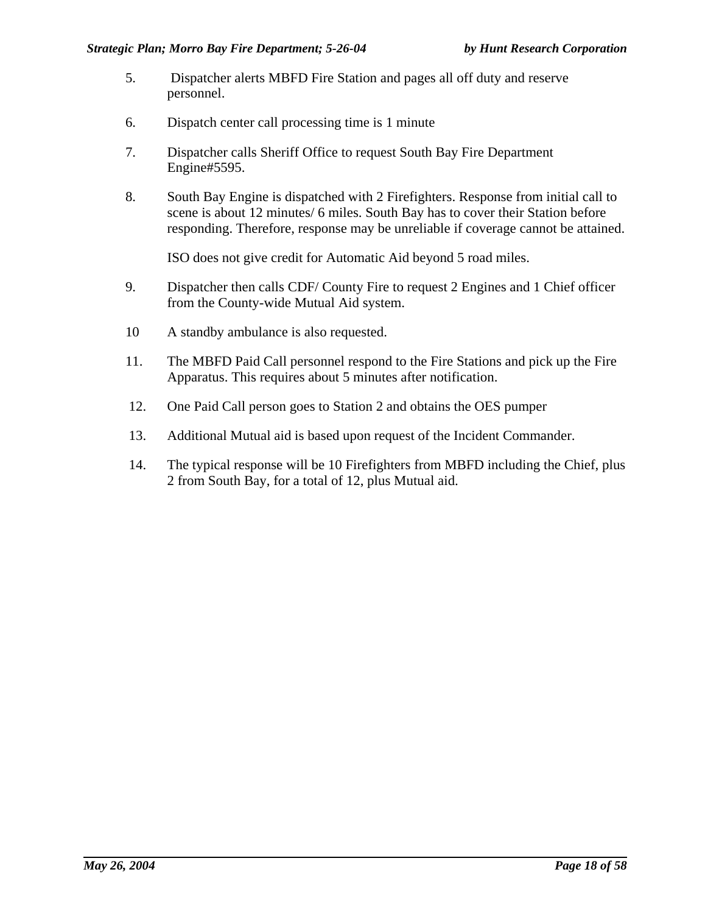5. Dispatcher alerts MBFD Fire Station and pages all off duty and reserve personnel.

6. Dispatch center call processing time is 1 minute

7. Dispatcher calls Sheriff Office to request South Bay Fire Department Engine#5595.

8. South Bay Engine is dispatched with 2 Firefighters. Response from initial call to scene is about 12 minutes/ 6 miles. South Bay has to cover their Station before responding. Therefore, response may be unreliable if coverage cannot be attained.

   ISO does not give credit for Automatic Aid beyond 5 road miles.

9. Dispatcher then calls CDF/ County Fire to request 2 Engines and 1 Chief officer from the County-wide Mutual Aid system.

10 A standby ambulance is also requested.

11. The MBFD Paid Call personnel respond to the Fire Stations and pick up the Fire Apparatus. This requires about 5 minutes after notification.

12. One Paid Call person goes to Station 2 and obtains the OES pumper

13. Additional Mutual aid is based upon request of the Incident Commander.

14. The typical response will be 10 Firefighters from MBFD including the Chief, plus 2 from South Bay, for a total of 12, plus Mutual aid.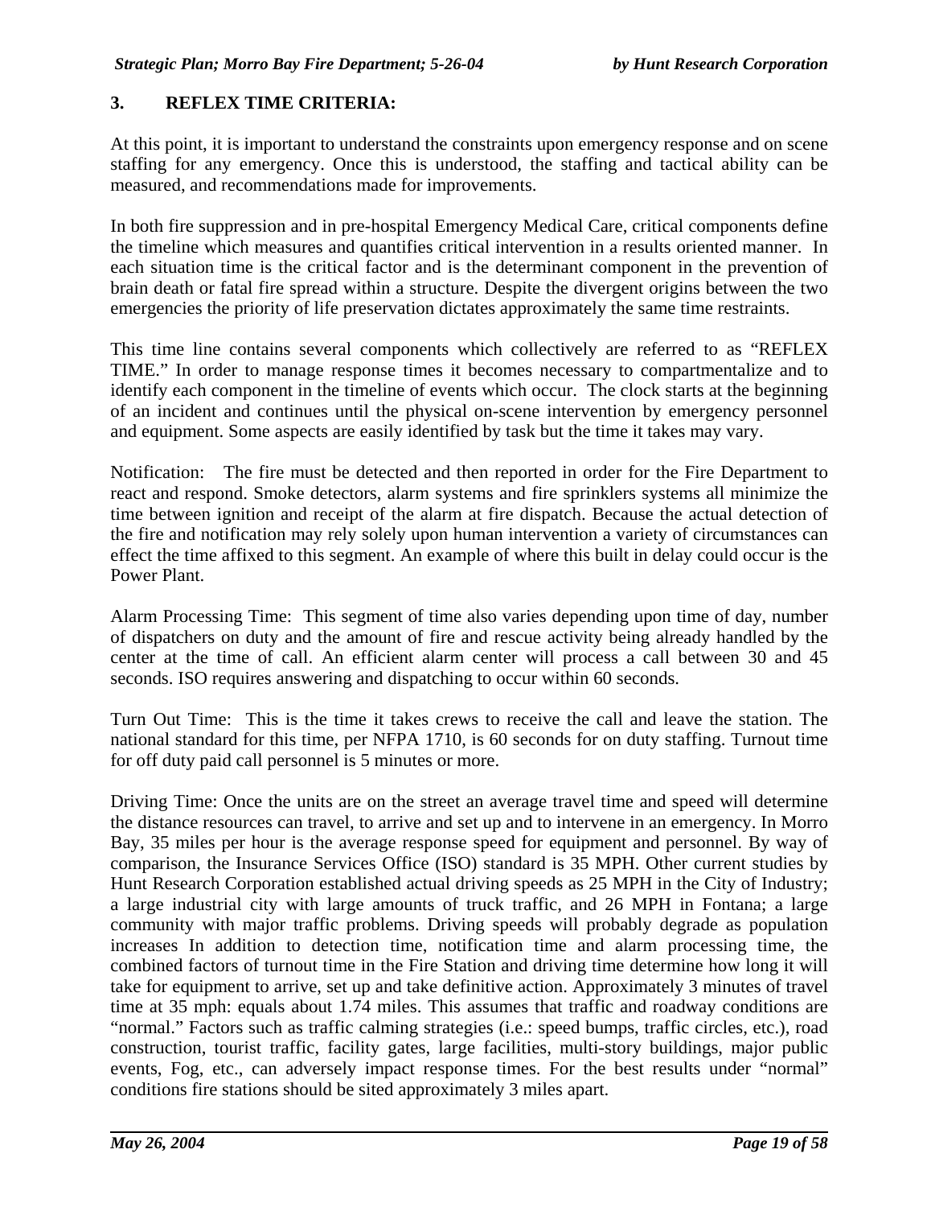## 3. REFLEX TIME CRITERIA:

At this point, it is important to understand the constraints upon emergency response and on scene staffing for any emergency. Once this is understood, the staffing and tactical ability can be measured, and recommendations made for improvements.

In both fire suppression and in pre-hospital Emergency Medical Care, critical components define the timeline which measures and quantifies critical intervention in a results oriented manner. In each situation time is the critical factor and is the determinant component in the prevention of brain death or fatal fire spread within a structure. Despite the divergent origins between the two emergencies the priority of life preservation dictates approximately the same time restraints.

This time line contains several components which collectively are referred to as "REFLEX TIME." In order to manage response times it becomes necessary to compartmentalize and to identify each component in the timeline of events which occur. The clock starts at the beginning of an incident and continues until the physical on-scene intervention by emergency personnel and equipment. Some aspects are easily identified by task but the time it takes may vary.

Notification: The fire must be detected and then reported in order for the Fire Department to react and respond. Smoke detectors, alarm systems and fire sprinklers systems all minimize the time between ignition and receipt of the alarm at fire dispatch. Because the actual detection of the fire and notification may rely solely upon human intervention a variety of circumstances can effect the time affixed to this segment. An example of where this built in delay could occur is the Power Plant.

Alarm Processing Time: This segment of time also varies depending upon time of day, number of dispatchers on duty and the amount of fire and rescue activity being already handled by the center at the time of call. An efficient alarm center will process a call between 30 and 45 seconds. ISO requires answering and dispatching to occur within 60 seconds.

Turn Out Time: This is the time it takes crews to receive the call and leave the station. The national standard for this time, per NFPA 1710, is 60 seconds for on duty staffing. Turnout time for off duty paid call personnel is 5 minutes or more.

Driving Time: Once the units are on the street an average travel time and speed will determine the distance resources can travel, to arrive and set up and to intervene in an emergency. In Morro Bay, 35 miles per hour is the average response speed for equipment and personnel. By way of comparison, the Insurance Services Office (ISO) standard is 35 MPH. Other current studies by Hunt Research Corporation established actual driving speeds as 25 MPH in the City of Industry; a large industrial city with large amounts of truck traffic, and 26 MPH in Fontana; a large community with major traffic problems. Driving speeds will probably degrade as population increases In addition to detection time, notification time and alarm processing time, the combined factors of turnout time in the Fire Station and driving time determine how long it will take for equipment to arrive, set up and take definitive action. Approximately 3 minutes of travel time at 35 mph: equals about 1.74 miles. This assumes that traffic and roadway conditions are "normal." Factors such as traffic calming strategies (i.e.: speed bumps, traffic circles, etc.), road construction, tourist traffic, facility gates, large facilities, multi-story buildings, major public events, Fog, etc., can adversely impact response times. For the best results under "normal" conditions fire stations should be sited approximately 3 miles apart.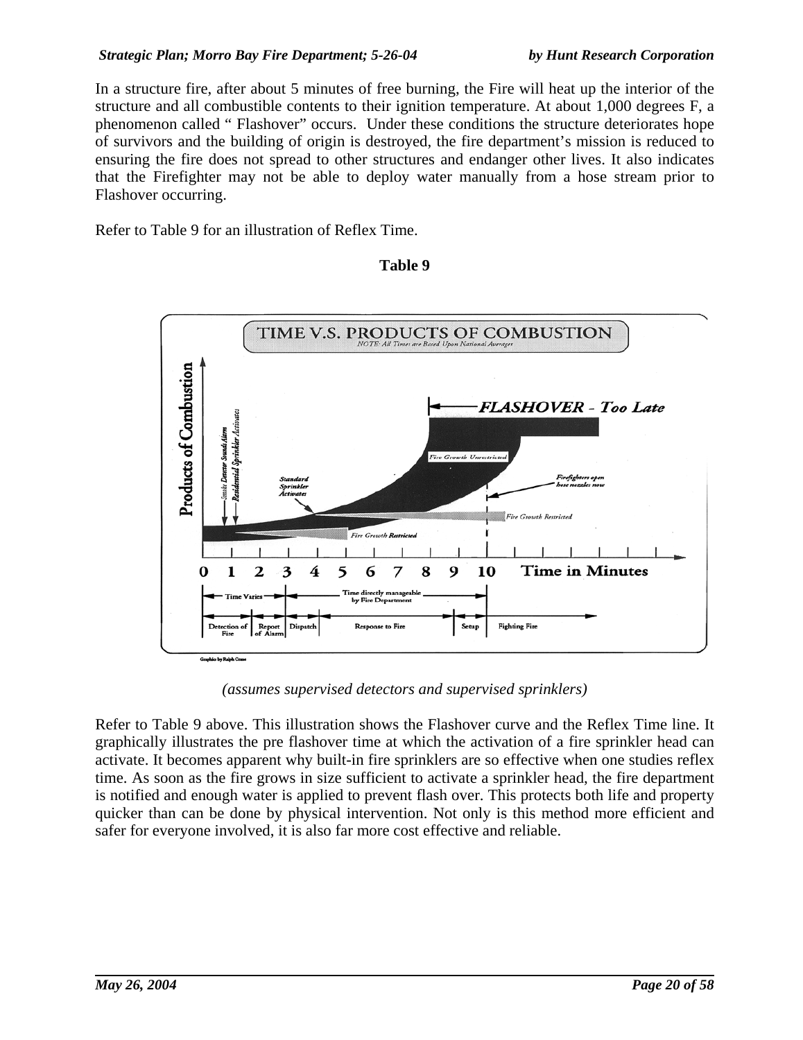In a structure fire, after about 5 minutes of free burning, the Fire will heat up the interior of the structure and all combustible contents to their ignition temperature. At about 1,000 degrees F, a phenomenon called " Flashover" occurs. Under these conditions the structure deteriorates hope of survivors and the building of origin is destroyed, the fire department's mission is reduced to ensuring the fire does not spread to other structures and endanger other lives. It also indicates that the Firefighter may not be able to deploy water manually from a hose stream prior to Flashover occurring.

Refer to Table 9 for an illustration of Reflex Time.

**Table 9**

*(assumes supervised detectors and supervised sprinklers)*

Refer to Table 9 above. This illustration shows the Flashover curve and the Reflex Time line. It graphically illustrates the pre flashover time at which the activation of a fire sprinkler head can activate. It becomes apparent why built-in fire sprinklers are so effective when one studies reflex time. As soon as the fire grows in size sufficient to activate a sprinkler head, the fire department is notified and enough water is applied to prevent flash over. This protects both life and property quicker than can be done by physical intervention. Not only is this method more efficient and safer for everyone involved, it is also far more cost effective and reliable.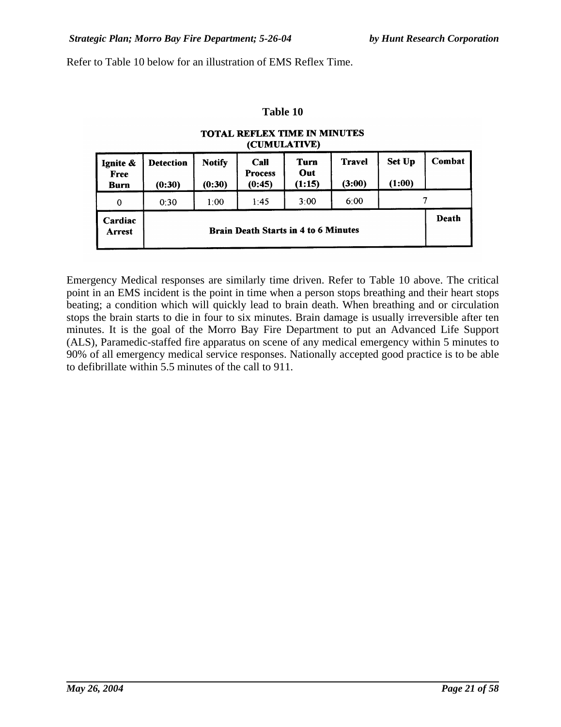Refer to Table 10 below for an illustration of EMS Reflex Time.

**Table 10**

**TOTAL REFLEX TIME IN MINUTES (CUMULATIVE)**

| Ignite & Free Burn | Detection (0:30) | Notify (0:30) | Call Process (0:45) | Turn Out (1:15) | Travel (3:00) | Set Up (1:00) | Combat |
|---|---|---|---|---|---|---|---|
| 0 | 0:30 | 1:00 | 1:45 | 3:00 | 6:00 | 7 | |
| Cardiac Arrest | **Brain Death Starts in 4 to 6 Minutes** | | | | | | Death |

Emergency Medical responses are similarly time driven. Refer to Table 10 above. The critical point in an EMS incident is the point in time when a person stops breathing and their heart stops beating; a condition which will quickly lead to brain death. When breathing and or circulation stops the brain starts to die in four to six minutes. Brain damage is usually irreversible after ten minutes. It is the goal of the Morro Bay Fire Department to put an Advanced Life Support (ALS), Paramedic-staffed fire apparatus on scene of any medical emergency within 5 minutes to 90% of all emergency medical service responses. Nationally accepted good practice is to be able to defibrillate within 5.5 minutes of the call to 911.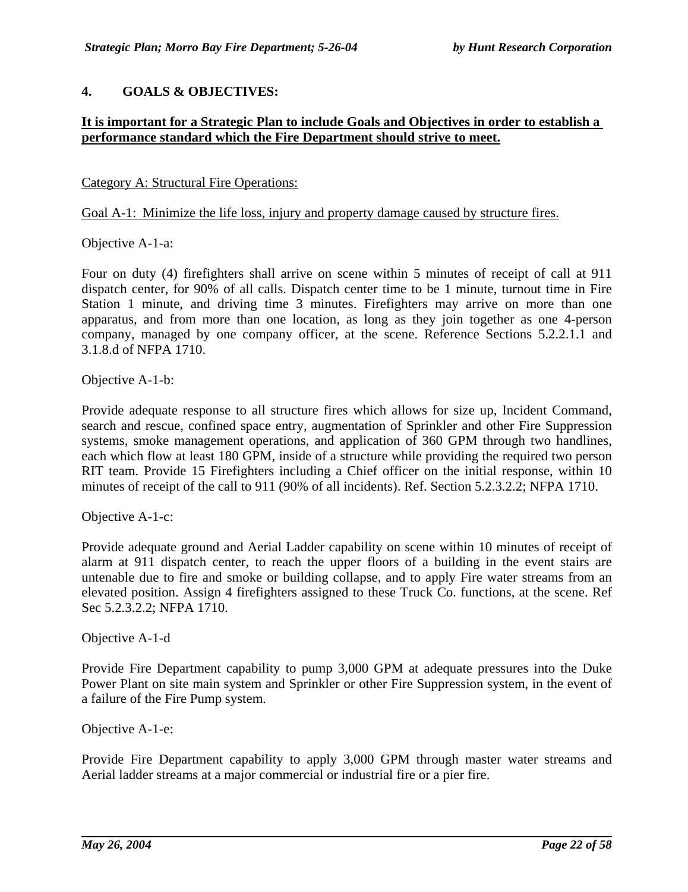## 4. GOALS & OBJECTIVES:

**It is important for a Strategic Plan to include Goals and Objectives in order to establish a performance standard which the Fire Department should strive to meet.**

Category A: Structural Fire Operations:

Goal A-1: Minimize the life loss, injury and property damage caused by structure fires.

Objective A-1-a:

Four on duty (4) firefighters shall arrive on scene within 5 minutes of receipt of call at 911 dispatch center, for 90% of all calls. Dispatch center time to be 1 minute, turnout time in Fire Station 1 minute, and driving time 3 minutes. Firefighters may arrive on more than one apparatus, and from more than one location, as long as they join together as one 4-person company, managed by one company officer, at the scene. Reference Sections 5.2.2.1.1 and 3.1.8.d of NFPA 1710.

Objective A-1-b:

Provide adequate response to all structure fires which allows for size up, Incident Command, search and rescue, confined space entry, augmentation of Sprinkler and other Fire Suppression systems, smoke management operations, and application of 360 GPM through two handlines, each which flow at least 180 GPM, inside of a structure while providing the required two person RIT team. Provide 15 Firefighters including a Chief officer on the initial response, within 10 minutes of receipt of the call to 911 (90% of all incidents). Ref. Section 5.2.3.2.2; NFPA 1710.

Objective A-1-c:

Provide adequate ground and Aerial Ladder capability on scene within 10 minutes of receipt of alarm at 911 dispatch center, to reach the upper floors of a building in the event stairs are untenable due to fire and smoke or building collapse, and to apply Fire water streams from an elevated position. Assign 4 firefighters assigned to these Truck Co. functions, at the scene. Ref Sec 5.2.3.2.2; NFPA 1710.

Objective A-1-d

Provide Fire Department capability to pump 3,000 GPM at adequate pressures into the Duke Power Plant on site main system and Sprinkler or other Fire Suppression system, in the event of a failure of the Fire Pump system.

Objective A-1-e:

Provide Fire Department capability to apply 3,000 GPM through master water streams and Aerial ladder streams at a major commercial or industrial fire or a pier fire.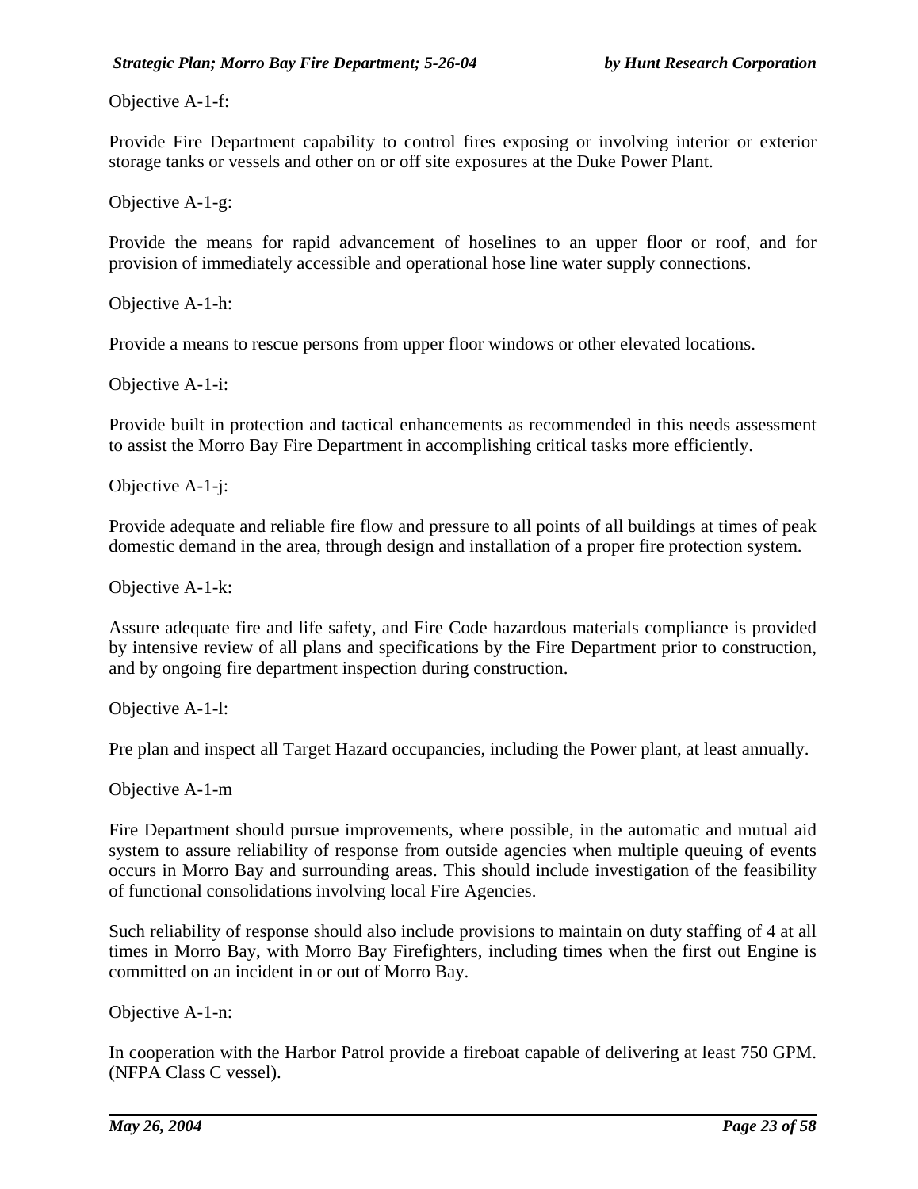Objective A-1-f:

Provide Fire Department capability to control fires exposing or involving interior or exterior storage tanks or vessels and other on or off site exposures at the Duke Power Plant.

Objective A-1-g:

Provide the means for rapid advancement of hoselines to an upper floor or roof, and for provision of immediately accessible and operational hose line water supply connections.

Objective A-1-h:

Provide a means to rescue persons from upper floor windows or other elevated locations.

Objective A-1-i:

Provide built in protection and tactical enhancements as recommended in this needs assessment to assist the Morro Bay Fire Department in accomplishing critical tasks more efficiently.

Objective A-1-j:

Provide adequate and reliable fire flow and pressure to all points of all buildings at times of peak domestic demand in the area, through design and installation of a proper fire protection system.

Objective A-1-k:

Assure adequate fire and life safety, and Fire Code hazardous materials compliance is provided by intensive review of all plans and specifications by the Fire Department prior to construction, and by ongoing fire department inspection during construction.

Objective A-1-l:

Pre plan and inspect all Target Hazard occupancies, including the Power plant, at least annually.

Objective A-1-m

Fire Department should pursue improvements, where possible, in the automatic and mutual aid system to assure reliability of response from outside agencies when multiple queuing of events occurs in Morro Bay and surrounding areas. This should include investigation of the feasibility of functional consolidations involving local Fire Agencies.

Such reliability of response should also include provisions to maintain on duty staffing of 4 at all times in Morro Bay, with Morro Bay Firefighters, including times when the first out Engine is committed on an incident in or out of Morro Bay.

Objective A-1-n:

In cooperation with the Harbor Patrol provide a fireboat capable of delivering at least 750 GPM. (NFPA Class C vessel).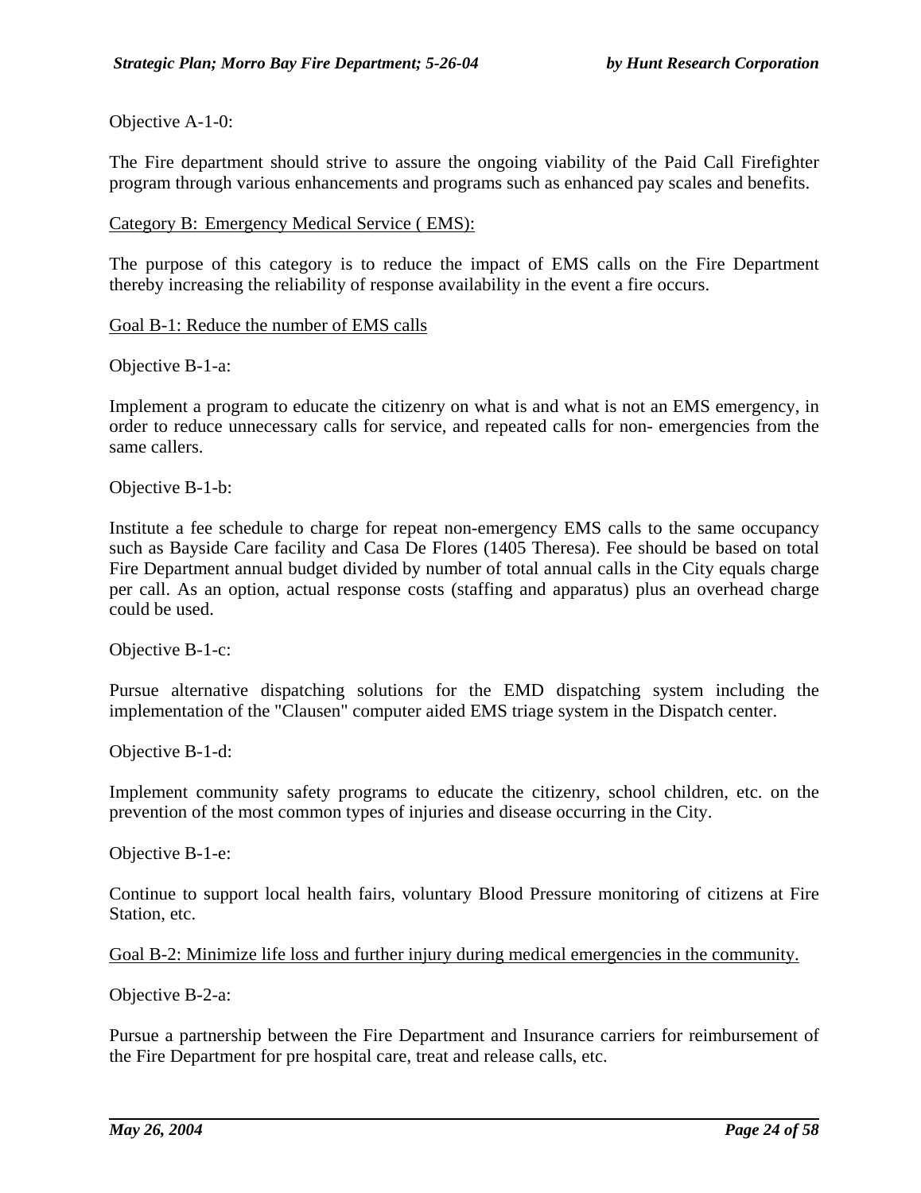Objective A-1-0:

The Fire department should strive to assure the ongoing viability of the Paid Call Firefighter program through various enhancements and programs such as enhanced pay scales and benefits.

Category B: Emergency Medical Service ( EMS):

The purpose of this category is to reduce the impact of EMS calls on the Fire Department thereby increasing the reliability of response availability in the event a fire occurs.

Goal B-1: Reduce the number of EMS calls

Objective B-1-a:

Implement a program to educate the citizenry on what is and what is not an EMS emergency, in order to reduce unnecessary calls for service, and repeated calls for non- emergencies from the same callers.

Objective B-1-b:

Institute a fee schedule to charge for repeat non-emergency EMS calls to the same occupancy such as Bayside Care facility and Casa De Flores (1405 Theresa). Fee should be based on total Fire Department annual budget divided by number of total annual calls in the City equals charge per call. As an option, actual response costs (staffing and apparatus) plus an overhead charge could be used.

Objective B-1-c:

Pursue alternative dispatching solutions for the EMD dispatching system including the implementation of the "Clausen" computer aided EMS triage system in the Dispatch center.

Objective B-1-d:

Implement community safety programs to educate the citizenry, school children, etc. on the prevention of the most common types of injuries and disease occurring in the City.

Objective B-1-e:

Continue to support local health fairs, voluntary Blood Pressure monitoring of citizens at Fire Station, etc.

Goal B-2: Minimize life loss and further injury during medical emergencies in the community.

Objective B-2-a:

Pursue a partnership between the Fire Department and Insurance carriers for reimbursement of the Fire Department for pre hospital care, treat and release calls, etc.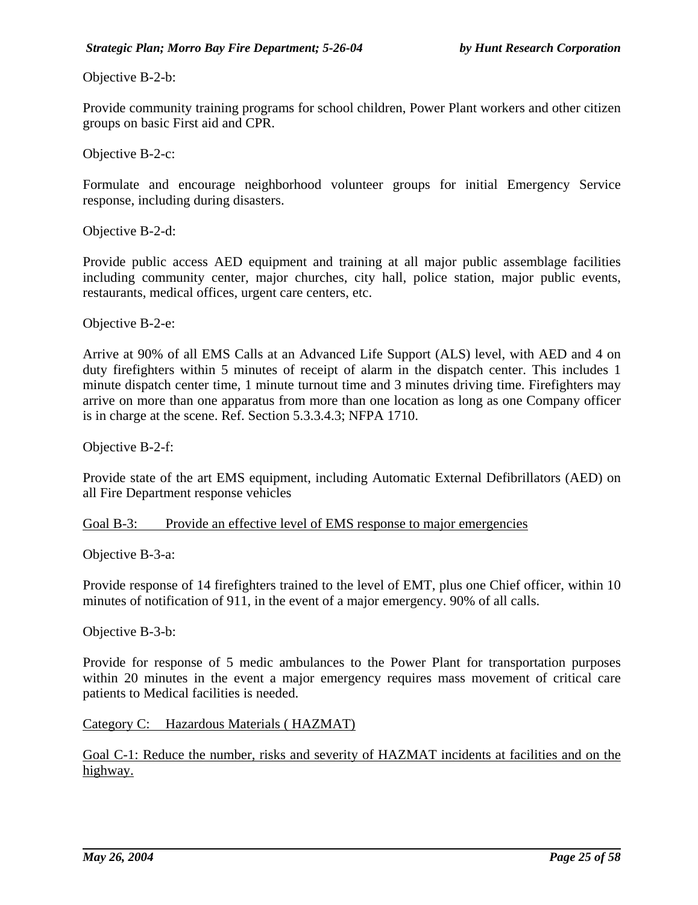Objective B-2-b:

Provide community training programs for school children, Power Plant workers and other citizen groups on basic First aid and CPR.

Objective B-2-c:

Formulate and encourage neighborhood volunteer groups for initial Emergency Service response, including during disasters.

Objective B-2-d:

Provide public access AED equipment and training at all major public assemblage facilities including community center, major churches, city hall, police station, major public events, restaurants, medical offices, urgent care centers, etc.

Objective B-2-e:

Arrive at 90% of all EMS Calls at an Advanced Life Support (ALS) level, with AED and 4 on duty firefighters within 5 minutes of receipt of alarm in the dispatch center. This includes 1 minute dispatch center time, 1 minute turnout time and 3 minutes driving time. Firefighters may arrive on more than one apparatus from more than one location as long as one Company officer is in charge at the scene. Ref. Section 5.3.3.4.3; NFPA 1710.

Objective B-2-f:

Provide state of the art EMS equipment, including Automatic External Defibrillators (AED) on all Fire Department response vehicles

<u>Goal B-3: Provide an effective level of EMS response to major emergencies</u>

Objective B-3-a:

Provide response of 14 firefighters trained to the level of EMT, plus one Chief officer, within 10 minutes of notification of 911, in the event of a major emergency. 90% of all calls.

Objective B-3-b:

Provide for response of 5 medic ambulances to the Power Plant for transportation purposes within 20 minutes in the event a major emergency requires mass movement of critical care patients to Medical facilities is needed.

<u>Category C: Hazardous Materials ( HAZMAT)</u>

<u>Goal C-1: Reduce the number, risks and severity of HAZMAT incidents at facilities and on the highway.</u>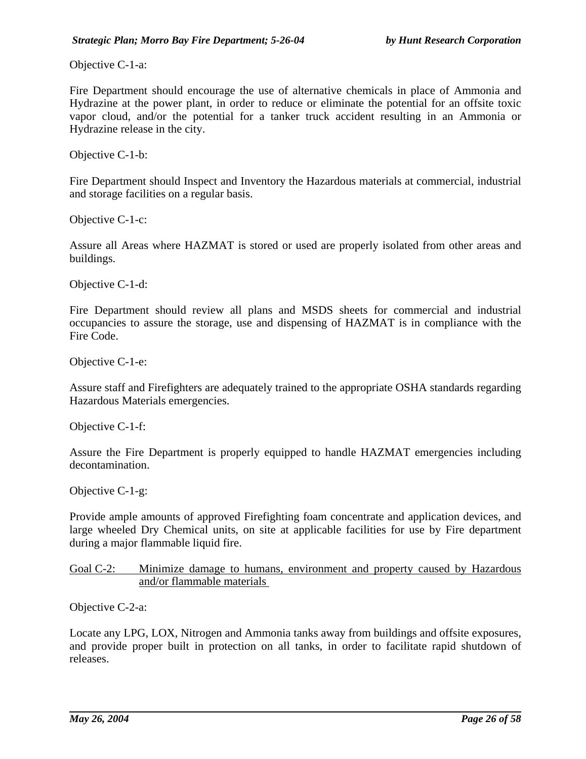Objective C-1-a:

Fire Department should encourage the use of alternative chemicals in place of Ammonia and Hydrazine at the power plant, in order to reduce or eliminate the potential for an offsite toxic vapor cloud, and/or the potential for a tanker truck accident resulting in an Ammonia or Hydrazine release in the city.

Objective C-1-b:

Fire Department should Inspect and Inventory the Hazardous materials at commercial, industrial and storage facilities on a regular basis.

Objective C-1-c:

Assure all Areas where HAZMAT is stored or used are properly isolated from other areas and buildings.

Objective C-1-d:

Fire Department should review all plans and MSDS sheets for commercial and industrial occupancies to assure the storage, use and dispensing of HAZMAT is in compliance with the Fire Code.

Objective C-1-e:

Assure staff and Firefighters are adequately trained to the appropriate OSHA standards regarding Hazardous Materials emergencies.

Objective C-1-f:

Assure the Fire Department is properly equipped to handle HAZMAT emergencies including decontamination.

Objective C-1-g:

Provide ample amounts of approved Firefighting foam concentrate and application devices, and large wheeled Dry Chemical units, on site at applicable facilities for use by Fire department during a major flammable liquid fire.

Goal C-2: Minimize damage to humans, environment and property caused by Hazardous and/or flammable materials

Objective C-2-a:

Locate any LPG, LOX, Nitrogen and Ammonia tanks away from buildings and offsite exposures, and provide proper built in protection on all tanks, in order to facilitate rapid shutdown of releases.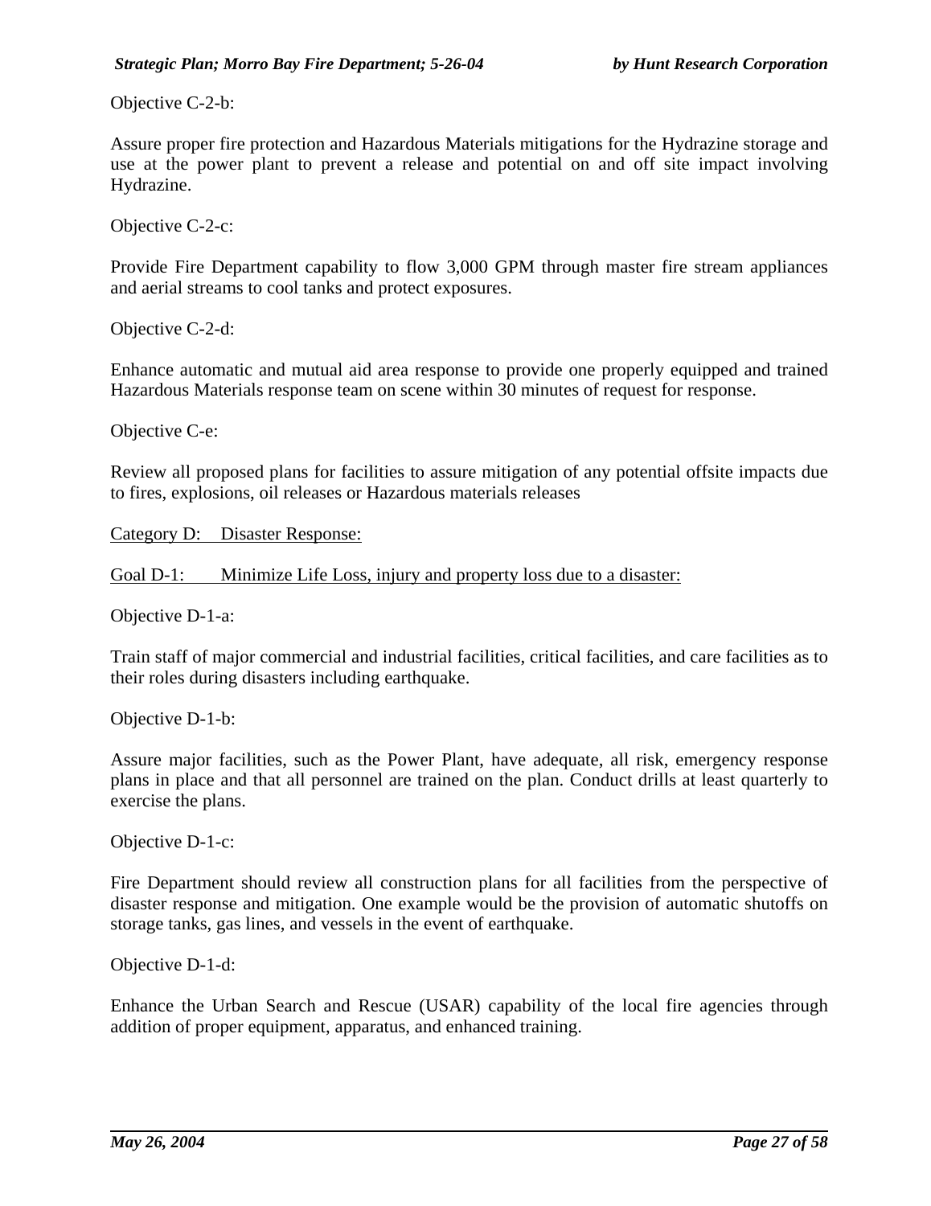Objective C-2-b:

Assure proper fire protection and Hazardous Materials mitigations for the Hydrazine storage and use at the power plant to prevent a release and potential on and off site impact involving Hydrazine.

Objective C-2-c:

Provide Fire Department capability to flow 3,000 GPM through master fire stream appliances and aerial streams to cool tanks and protect exposures.

Objective C-2-d:

Enhance automatic and mutual aid area response to provide one properly equipped and trained Hazardous Materials response team on scene within 30 minutes of request for response.

Objective C-e:

Review all proposed plans for facilities to assure mitigation of any potential offsite impacts due to fires, explosions, oil releases or Hazardous materials releases

Category D: Disaster Response:

Goal D-1: Minimize Life Loss, injury and property loss due to a disaster:

Objective D-1-a:

Train staff of major commercial and industrial facilities, critical facilities, and care facilities as to their roles during disasters including earthquake.

Objective D-1-b:

Assure major facilities, such as the Power Plant, have adequate, all risk, emergency response plans in place and that all personnel are trained on the plan. Conduct drills at least quarterly to exercise the plans.

Objective D-1-c:

Fire Department should review all construction plans for all facilities from the perspective of disaster response and mitigation. One example would be the provision of automatic shutoffs on storage tanks, gas lines, and vessels in the event of earthquake.

Objective D-1-d:

Enhance the Urban Search and Rescue (USAR) capability of the local fire agencies through addition of proper equipment, apparatus, and enhanced training.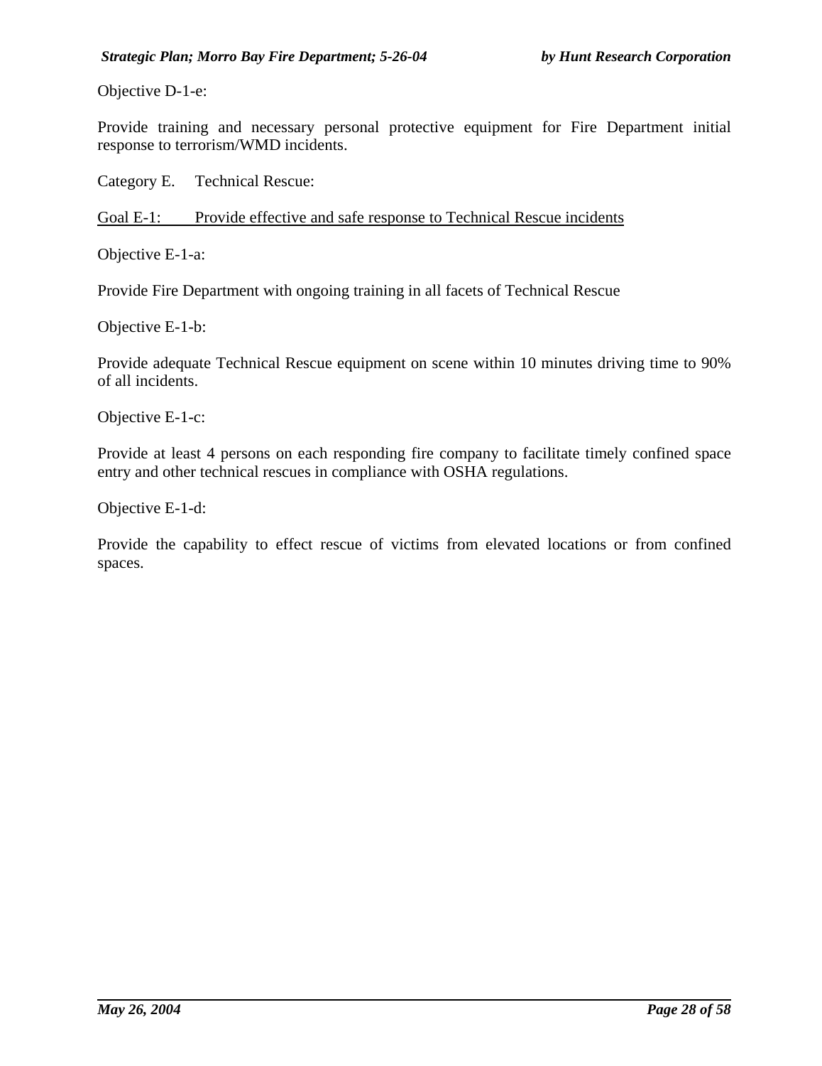Objective D-1-e:

Provide training and necessary personal protective equipment for Fire Department initial response to terrorism/WMD incidents.

Category E. Technical Rescue:

<u>Goal E-1: Provide effective and safe response to Technical Rescue incidents</u>

Objective E-1-a:

Provide Fire Department with ongoing training in all facets of Technical Rescue

Objective E-1-b:

Provide adequate Technical Rescue equipment on scene within 10 minutes driving time to 90% of all incidents.

Objective E-1-c:

Provide at least 4 persons on each responding fire company to facilitate timely confined space entry and other technical rescues in compliance with OSHA regulations.

Objective E-1-d:

Provide the capability to effect rescue of victims from elevated locations or from confined spaces.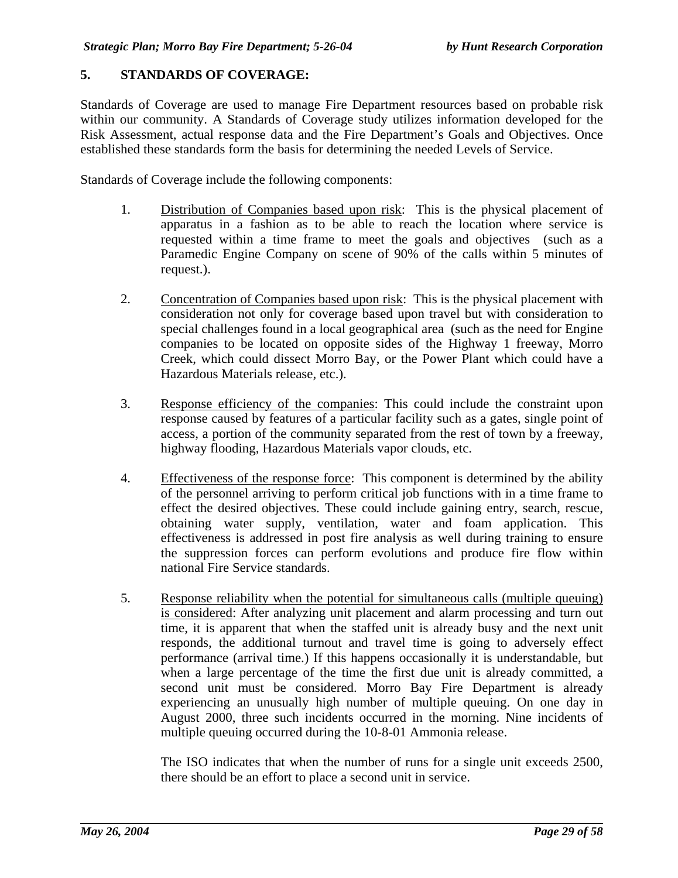## 5. STANDARDS OF COVERAGE:

Standards of Coverage are used to manage Fire Department resources based on probable risk within our community. A Standards of Coverage study utilizes information developed for the Risk Assessment, actual response data and the Fire Department's Goals and Objectives. Once established these standards form the basis for determining the needed Levels of Service.

Standards of Coverage include the following components:

1. <u>Distribution of Companies based upon risk</u>: This is the physical placement of apparatus in a fashion as to be able to reach the location where service is requested within a time frame to meet the goals and objectives (such as a Paramedic Engine Company on scene of 90% of the calls within 5 minutes of request.).

2. <u>Concentration of Companies based upon risk</u>: This is the physical placement with consideration not only for coverage based upon travel but with consideration to special challenges found in a local geographical area (such as the need for Engine companies to be located on opposite sides of the Highway 1 freeway, Morro Creek, which could dissect Morro Bay, or the Power Plant which could have a Hazardous Materials release, etc.).

3. <u>Response efficiency of the companies</u>: This could include the constraint upon response caused by features of a particular facility such as a gates, single point of access, a portion of the community separated from the rest of town by a freeway, highway flooding, Hazardous Materials vapor clouds, etc.

4. <u>Effectiveness of the response force</u>: This component is determined by the ability of the personnel arriving to perform critical job functions with in a time frame to effect the desired objectives. These could include gaining entry, search, rescue, obtaining water supply, ventilation, water and foam application. This effectiveness is addressed in post fire analysis as well during training to ensure the suppression forces can perform evolutions and produce fire flow within national Fire Service standards.

5. <u>Response reliability when the potential for simultaneous calls (multiple queuing) is considered</u>: After analyzing unit placement and alarm processing and turn out time, it is apparent that when the staffed unit is already busy and the next unit responds, the additional turnout and travel time is going to adversely effect performance (arrival time.) If this happens occasionally it is understandable, but when a large percentage of the time the first due unit is already committed, a second unit must be considered. Morro Bay Fire Department is already experiencing an unusually high number of multiple queuing. On one day in August 2000, three such incidents occurred in the morning. Nine incidents of multiple queuing occurred during the 10-8-01 Ammonia release.

   The ISO indicates that when the number of runs for a single unit exceeds 2500, there should be an effort to place a second unit in service.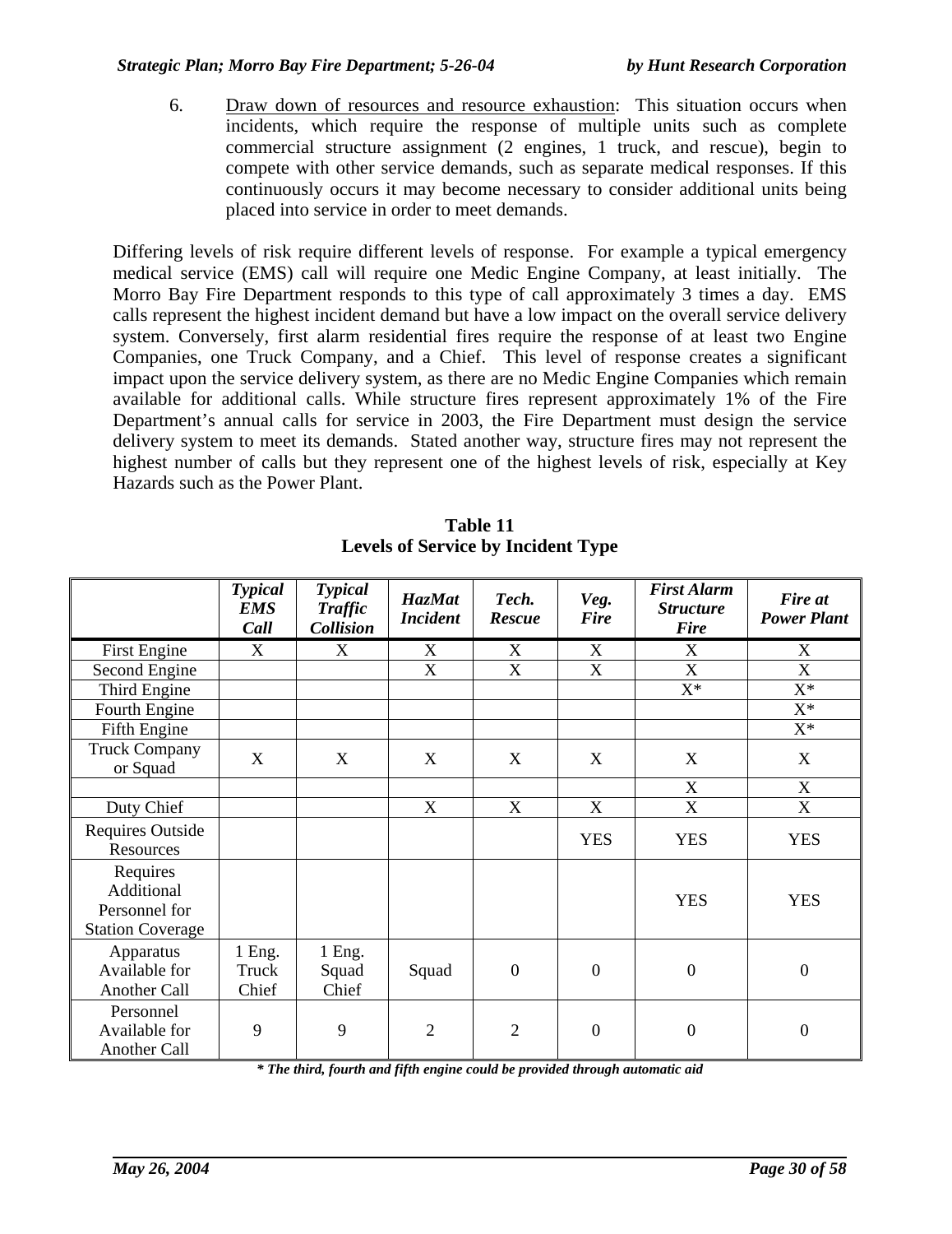6. Draw down of resources and resource exhaustion: This situation occurs when incidents, which require the response of multiple units such as complete commercial structure assignment (2 engines, 1 truck, and rescue), begin to compete with other service demands, such as separate medical responses. If this continuously occurs it may become necessary to consider additional units being placed into service in order to meet demands.

Differing levels of risk require different levels of response. For example a typical emergency medical service (EMS) call will require one Medic Engine Company, at least initially. The Morro Bay Fire Department responds to this type of call approximately 3 times a day. EMS calls represent the highest incident demand but have a low impact on the overall service delivery system. Conversely, first alarm residential fires require the response of at least two Engine Companies, one Truck Company, and a Chief. This level of response creates a significant impact upon the service delivery system, as there are no Medic Engine Companies which remain available for additional calls. While structure fires represent approximately 1% of the Fire Department's annual calls for service in 2003, the Fire Department must design the service delivery system to meet its demands. Stated another way, structure fires may not represent the highest number of calls but they represent one of the highest levels of risk, especially at Key Hazards such as the Power Plant.

**Table 11**
**Levels of Service by Incident Type**

| | *Typical EMS Call* | *Typical Traffic Collision* | *HazMat Incident* | *Tech. Rescue* | *Veg. Fire* | *First Alarm Structure Fire* | *Fire at Power Plant* |
|---|---|---|---|---|---|---|---|
| First Engine | X | X | X | X | X | X | X |
| Second Engine | | | X | X | X | X | X |
| Third Engine | | | | | | X* | X* |
| Fourth Engine | | | | | | | X* |
| Fifth Engine | | | | | | | X* |
| Truck Company or Squad | X | X | X | X | X | X | X |
| | | | | | | X | X |
| Duty Chief | | | X | X | X | X | X |
| Requires Outside Resources | | | | | YES | YES | YES |
| Requires Additional Personnel for Station Coverage | | | | | | YES | YES |
| Apparatus Available for Another Call | 1 Eng. Truck Chief | 1 Eng. Squad Chief | Squad | 0 | 0 | 0 | 0 |
| Personnel Available for Another Call | 9 | 9 | 2 | 2 | 0 | 0 | 0 |

***** *The third, fourth and fifth engine could be provided through automatic aid*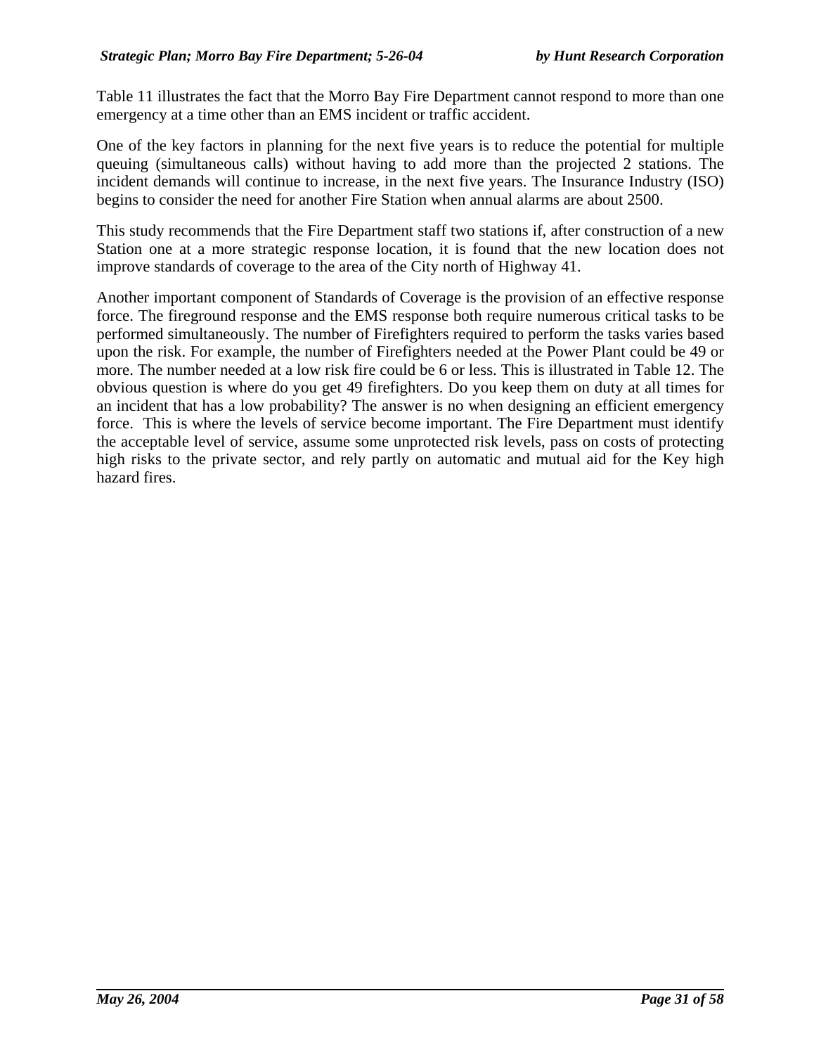Table 11 illustrates the fact that the Morro Bay Fire Department cannot respond to more than one emergency at a time other than an EMS incident or traffic accident.

One of the key factors in planning for the next five years is to reduce the potential for multiple queuing (simultaneous calls) without having to add more than the projected 2 stations. The incident demands will continue to increase, in the next five years. The Insurance Industry (ISO) begins to consider the need for another Fire Station when annual alarms are about 2500.

This study recommends that the Fire Department staff two stations if, after construction of a new Station one at a more strategic response location, it is found that the new location does not improve standards of coverage to the area of the City north of Highway 41.

Another important component of Standards of Coverage is the provision of an effective response force. The fireground response and the EMS response both require numerous critical tasks to be performed simultaneously. The number of Firefighters required to perform the tasks varies based upon the risk. For example, the number of Firefighters needed at the Power Plant could be 49 or more. The number needed at a low risk fire could be 6 or less. This is illustrated in Table 12. The obvious question is where do you get 49 firefighters. Do you keep them on duty at all times for an incident that has a low probability? The answer is no when designing an efficient emergency force. This is where the levels of service become important. The Fire Department must identify the acceptable level of service, assume some unprotected risk levels, pass on costs of protecting high risks to the private sector, and rely partly on automatic and mutual aid for the Key high hazard fires.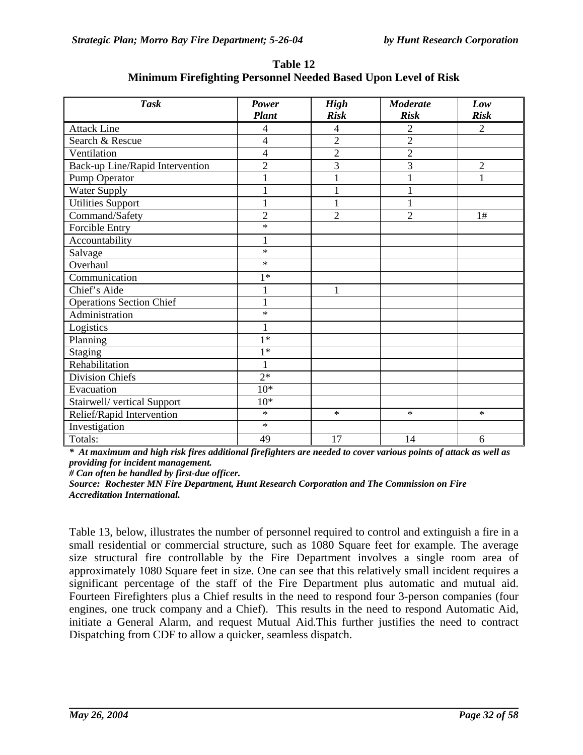**Table 12**
**Minimum Firefighting Personnel Needed Based Upon Level of Risk**

| *Task* | *Power Plant* | *High Risk* | *Moderate Risk* | *Low Risk* |
|---|---|---|---|---|
| Attack Line | 4 | 4 | 2 | 2 |
| Search & Rescue | 4 | 2 | 2 | |
| Ventilation | 4 | 2 | 2 | |
| Back-up Line/Rapid Intervention | 2 | 3 | 3 | 2 |
| Pump Operator | 1 | 1 | 1 | 1 |
| Water Supply | 1 | 1 | 1 | |
| Utilities Support | 1 | 1 | 1 | |
| Command/Safety | 2 | 2 | 2 | 1# |
| Forcible Entry | * | | | |
| Accountability | 1 | | | |
| Salvage | * | | | |
| Overhaul | * | | | |
| Communication | 1* | | | |
| Chief's Aide | 1 | 1 | | |
| Operations Section Chief | 1 | | | |
| Administration | * | | | |
| Logistics | 1 | | | |
| Planning | 1* | | | |
| Staging | 1* | | | |
| Rehabilitation | 1 | | | |
| Division Chiefs | 2* | | | |
| Evacuation | 10* | | | |
| Stairwell/ vertical Support | 10* | | | |
| Relief/Rapid Intervention | * | * | * | * |
| Investigation | * | | | |
| Totals: | 49 | 17 | 14 | 6 |

***** ***At maximum and high risk fires additional firefighters are needed to cover various points of attack as well as providing for incident management.***

***# Can often be handled by first-due officer.***

***Source: Rochester MN Fire Department, Hunt Research Corporation and The Commission on Fire Accreditation International.***

Table 13, below, illustrates the number of personnel required to control and extinguish a fire in a small residential or commercial structure, such as 1080 Square feet for example. The average size structural fire controllable by the Fire Department involves a single room area of approximately 1080 Square feet in size. One can see that this relatively small incident requires a significant percentage of the staff of the Fire Department plus automatic and mutual aid. Fourteen Firefighters plus a Chief results in the need to respond four 3-person companies (four engines, one truck company and a Chief). This results in the need to respond Automatic Aid, initiate a General Alarm, and request Mutual Aid.This further justifies the need to contract Dispatching from CDF to allow a quicker, seamless dispatch.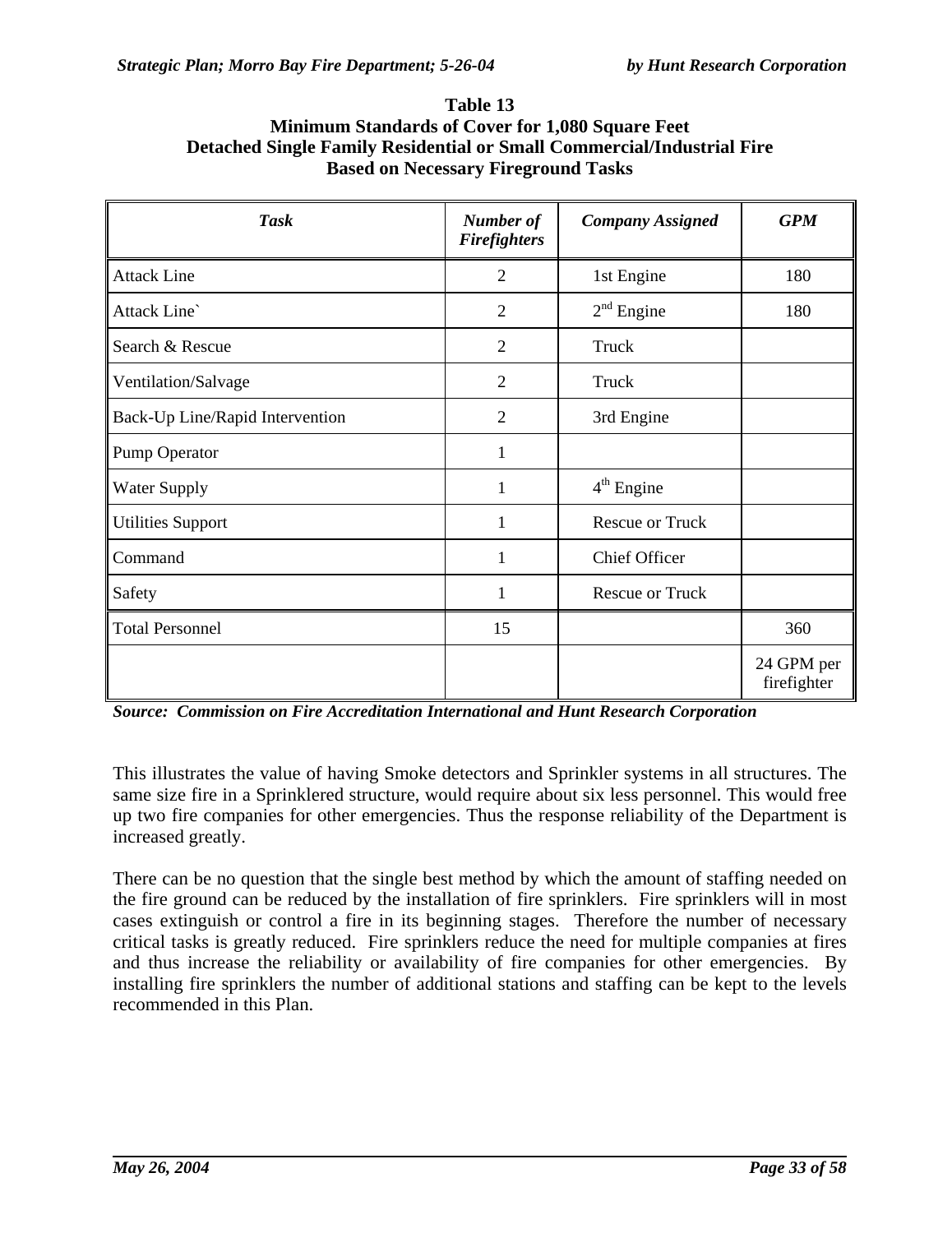**Table 13**
**Minimum Standards of Cover for 1,080 Square Feet**
**Detached Single Family Residential or Small Commercial/Industrial Fire**
**Based on Necessary Fireground Tasks**

| *Task* | *Number of Firefighters* | *Company Assigned* | *GPM* |
|---|---|---|---|
| Attack Line | 2 | 1st Engine | 180 |
| Attack Line` | 2 | 2nd Engine | 180 |
| Search & Rescue | 2 | Truck | |
| Ventilation/Salvage | 2 | Truck | |
| Back-Up Line/Rapid Intervention | 2 | 3rd Engine | |
| Pump Operator | 1 | | |
| Water Supply | 1 | 4th Engine | |
| Utilities Support | 1 | Rescue or Truck | |
| Command | 1 | Chief Officer | |
| Safety | 1 | Rescue or Truck | |
| Total Personnel | 15 | | 360 |
| | | | 24 GPM per firefighter |

***Source: Commission on Fire Accreditation International and Hunt Research Corporation***

This illustrates the value of having Smoke detectors and Sprinkler systems in all structures. The same size fire in a Sprinklered structure, would require about six less personnel. This would free up two fire companies for other emergencies. Thus the response reliability of the Department is increased greatly.

There can be no question that the single best method by which the amount of staffing needed on the fire ground can be reduced by the installation of fire sprinklers. Fire sprinklers will in most cases extinguish or control a fire in its beginning stages. Therefore the number of necessary critical tasks is greatly reduced. Fire sprinklers reduce the need for multiple companies at fires and thus increase the reliability or availability of fire companies for other emergencies. By installing fire sprinklers the number of additional stations and staffing can be kept to the levels recommended in this Plan.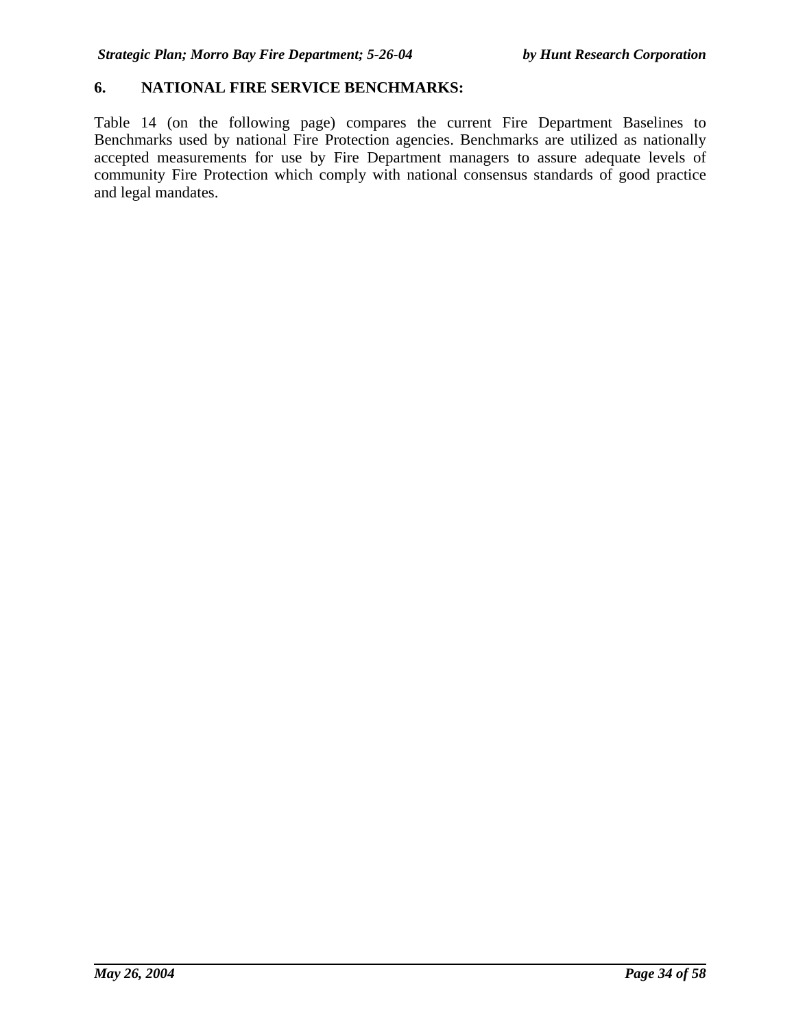## 6. NATIONAL FIRE SERVICE BENCHMARKS:

Table 14 (on the following page) compares the current Fire Department Baselines to Benchmarks used by national Fire Protection agencies. Benchmarks are utilized as nationally accepted measurements for use by Fire Department managers to assure adequate levels of community Fire Protection which comply with national consensus standards of good practice and legal mandates.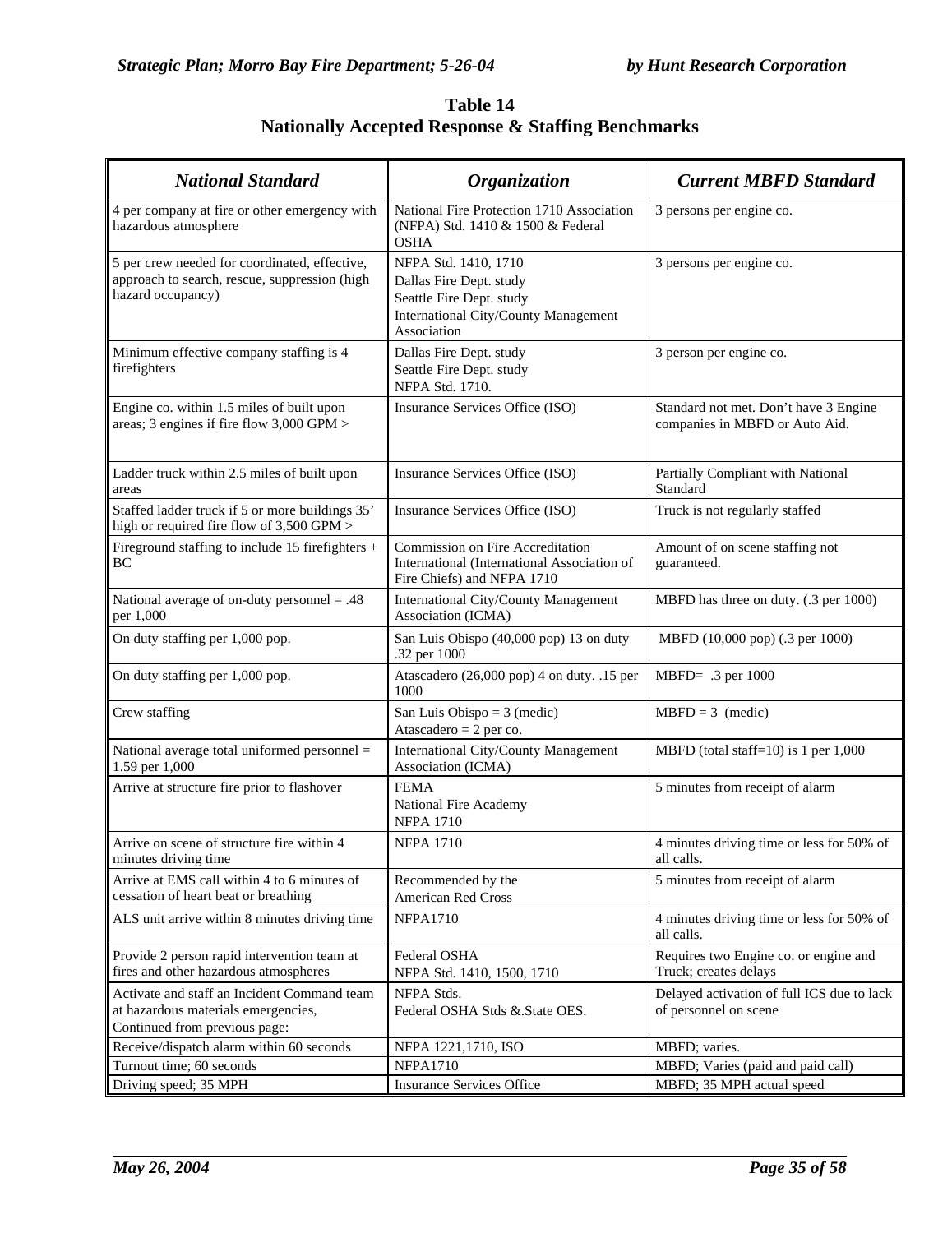**Table 14**
**Nationally Accepted Response & Staffing Benchmarks**

| *National Standard* | *Organization* | *Current MBFD Standard* |
|---|---|---|
| 4 per company at fire or other emergency with hazardous atmosphere | National Fire Protection 1710 Association (NFPA) Std. 1410 & 1500 & Federal OSHA | 3 persons per engine co. |
| 5 per crew needed for coordinated, effective, approach to search, rescue, suppression (high hazard occupancy) | NFPA Std. 1410, 1710<br>Dallas Fire Dept. study<br>Seattle Fire Dept. study<br>International City/County Management Association | 3 persons per engine co. |
| Minimum effective company staffing is 4 firefighters | Dallas Fire Dept. study<br>Seattle Fire Dept. study<br>NFPA Std. 1710. | 3 person per engine co. |
| Engine co. within 1.5 miles of built upon areas; 3 engines if fire flow 3,000 GPM > | Insurance Services Office (ISO) | Standard not met. Don't have 3 Engine companies in MBFD or Auto Aid. |
| Ladder truck within 2.5 miles of built upon areas | Insurance Services Office (ISO) | Partially Compliant with National Standard |
| Staffed ladder truck if 5 or more buildings 35' high or required fire flow of 3,500 GPM > | Insurance Services Office (ISO) | Truck is not regularly staffed |
| Fireground staffing to include 15 firefighters + BC | Commission on Fire Accreditation International (International Association of Fire Chiefs) and NFPA 1710 | Amount of on scene staffing not guaranteed. |
| National average of on-duty personnel = .48 per 1,000 | International City/County Management Association (ICMA) | MBFD has three on duty. (.3 per 1000) |
| On duty staffing per 1,000 pop. | San Luis Obispo (40,000 pop) 13 on duty .32 per 1000 | MBFD (10,000 pop) (.3 per 1000) |
| On duty staffing per 1,000 pop. | Atascadero (26,000 pop) 4 on duty. .15 per 1000 | MBFD= .3 per 1000 |
| Crew staffing | San Luis Obispo = 3 (medic)<br>Atascadero = 2 per co. | MBFD = 3 (medic) |
| National average total uniformed personnel = 1.59 per 1,000 | International City/County Management Association (ICMA) | MBFD (total staff=10) is 1 per 1,000 |
| Arrive at structure fire prior to flashover | FEMA<br>National Fire Academy<br>NFPA 1710 | 5 minutes from receipt of alarm |
| Arrive on scene of structure fire within 4 minutes driving time | NFPA 1710 | 4 minutes driving time or less for 50% of all calls. |
| Arrive at EMS call within 4 to 6 minutes of cessation of heart beat or breathing | Recommended by the American Red Cross | 5 minutes from receipt of alarm |
| ALS unit arrive within 8 minutes driving time | NFPA1710 | 4 minutes driving time or less for 50% of all calls. |
| Provide 2 person rapid intervention team at fires and other hazardous atmospheres | Federal OSHA<br>NFPA Std. 1410, 1500, 1710 | Requires two Engine co. or engine and Truck; creates delays |
| Activate and staff an Incident Command team at hazardous materials emergencies, Continued from previous page: | NFPA Stds.<br>Federal OSHA Stds &.State OES. | Delayed activation of full ICS due to lack of personnel on scene |
| Receive/dispatch alarm within 60 seconds | NFPA 1221,1710, ISO | MBFD; varies. |
| Turnout time; 60 seconds | NFPA1710 | MBFD; Varies (paid and paid call) |
| Driving speed; 35 MPH | Insurance Services Office | MBFD; 35 MPH actual speed |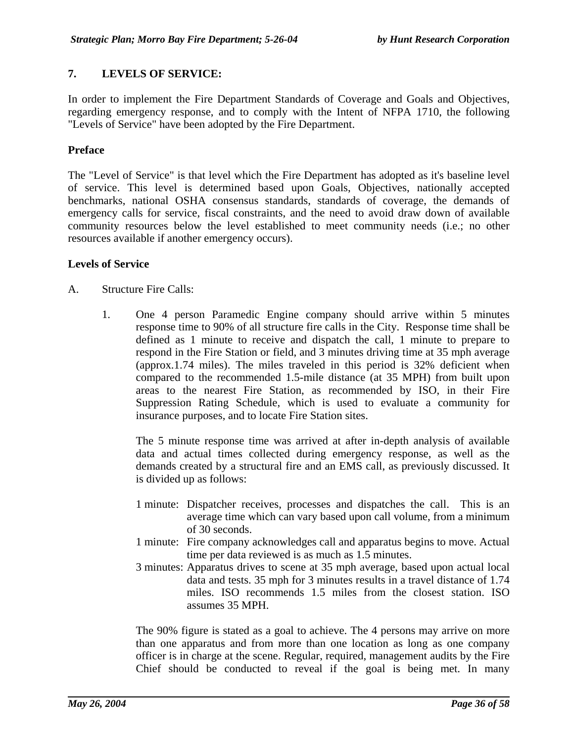## 7. LEVELS OF SERVICE:

In order to implement the Fire Department Standards of Coverage and Goals and Objectives, regarding emergency response, and to comply with the Intent of NFPA 1710, the following "Levels of Service" have been adopted by the Fire Department.

### Preface

The "Level of Service" is that level which the Fire Department has adopted as it's baseline level of service. This level is determined based upon Goals, Objectives, nationally accepted benchmarks, national OSHA consensus standards, standards of coverage, the demands of emergency calls for service, fiscal constraints, and the need to avoid draw down of available community resources below the level established to meet community needs (i.e.; no other resources available if another emergency occurs).

### Levels of Service

A. Structure Fire Calls:

1. One 4 person Paramedic Engine company should arrive within 5 minutes response time to 90% of all structure fire calls in the City. Response time shall be defined as 1 minute to receive and dispatch the call, 1 minute to prepare to respond in the Fire Station or field, and 3 minutes driving time at 35 mph average (approx.1.74 miles). The miles traveled in this period is 32% deficient when compared to the recommended 1.5-mile distance (at 35 MPH) from built upon areas to the nearest Fire Station, as recommended by ISO, in their Fire Suppression Rating Schedule, which is used to evaluate a community for insurance purposes, and to locate Fire Station sites.

   The 5 minute response time was arrived at after in-depth analysis of available data and actual times collected during emergency response, as well as the demands created by a structural fire and an EMS call, as previously discussed. It is divided up as follows:

   1 minute: Dispatcher receives, processes and dispatches the call. This is an average time which can vary based upon call volume, from a minimum of 30 seconds.

   1 minute: Fire company acknowledges call and apparatus begins to move. Actual time per data reviewed is as much as 1.5 minutes.

   3 minutes: Apparatus drives to scene at 35 mph average, based upon actual local data and tests. 35 mph for 3 minutes results in a travel distance of 1.74 miles. ISO recommends 1.5 miles from the closest station. ISO assumes 35 MPH.

   The 90% figure is stated as a goal to achieve. The 4 persons may arrive on more than one apparatus and from more than one location as long as one company officer is in charge at the scene. Regular, required, management audits by the Fire Chief should be conducted to reveal if the goal is being met. In many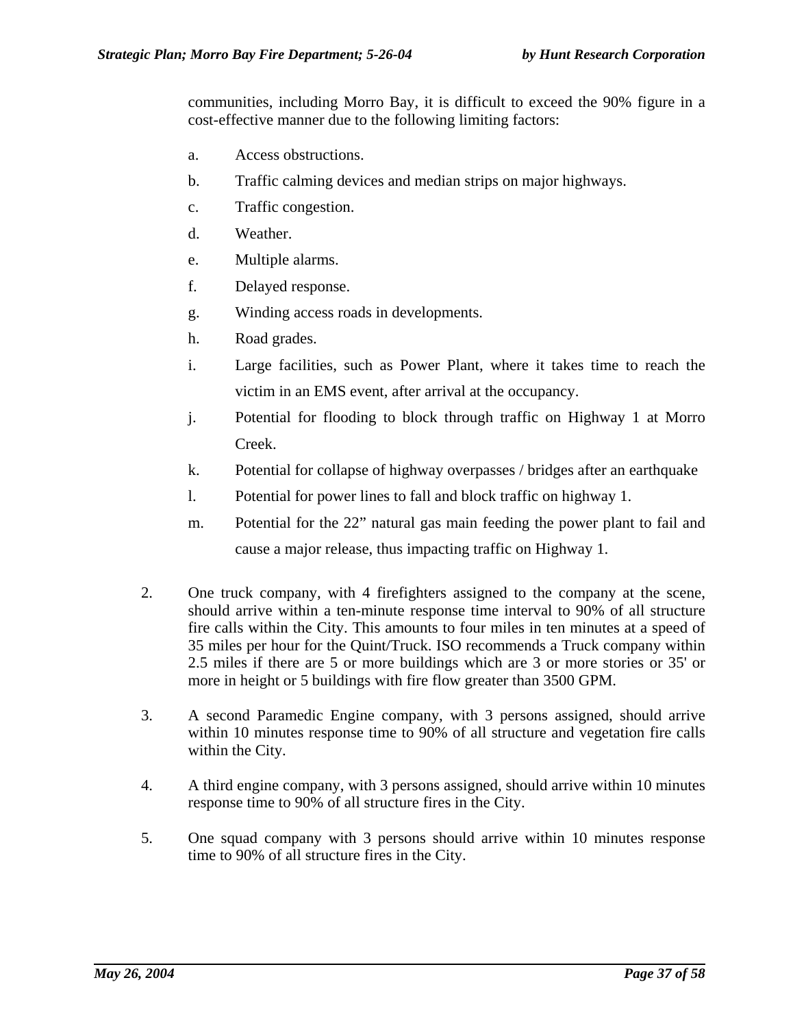communities, including Morro Bay, it is difficult to exceed the 90% figure in a cost-effective manner due to the following limiting factors:

a. Access obstructions.

b. Traffic calming devices and median strips on major highways.

c. Traffic congestion.

d. Weather.

e. Multiple alarms.

f. Delayed response.

g. Winding access roads in developments.

h. Road grades.

i. Large facilities, such as Power Plant, where it takes time to reach the victim in an EMS event, after arrival at the occupancy.

j. Potential for flooding to block through traffic on Highway 1 at Morro Creek.

k. Potential for collapse of highway overpasses / bridges after an earthquake

l. Potential for power lines to fall and block traffic on highway 1.

m. Potential for the 22" natural gas main feeding the power plant to fail and cause a major release, thus impacting traffic on Highway 1.

2. One truck company, with 4 firefighters assigned to the company at the scene, should arrive within a ten-minute response time interval to 90% of all structure fire calls within the City. This amounts to four miles in ten minutes at a speed of 35 miles per hour for the Quint/Truck. ISO recommends a Truck company within 2.5 miles if there are 5 or more buildings which are 3 or more stories or 35' or more in height or 5 buildings with fire flow greater than 3500 GPM.

3. A second Paramedic Engine company, with 3 persons assigned, should arrive within 10 minutes response time to 90% of all structure and vegetation fire calls within the City.

4. A third engine company, with 3 persons assigned, should arrive within 10 minutes response time to 90% of all structure fires in the City.

5. One squad company with 3 persons should arrive within 10 minutes response time to 90% of all structure fires in the City.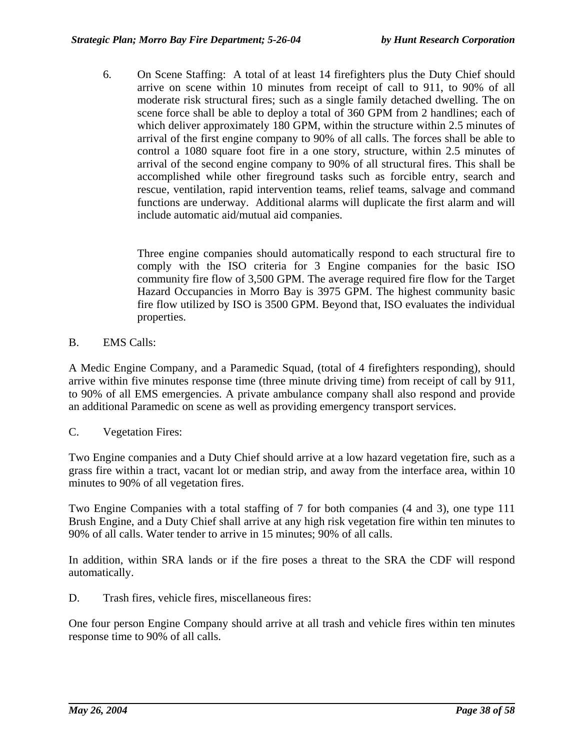6. On Scene Staffing: A total of at least 14 firefighters plus the Duty Chief should arrive on scene within 10 minutes from receipt of call to 911, to 90% of all moderate risk structural fires; such as a single family detached dwelling. The on scene force shall be able to deploy a total of 360 GPM from 2 handlines; each of which deliver approximately 180 GPM, within the structure within 2.5 minutes of arrival of the first engine company to 90% of all calls. The forces shall be able to control a 1080 square foot fire in a one story, structure, within 2.5 minutes of arrival of the second engine company to 90% of all structural fires. This shall be accomplished while other fireground tasks such as forcible entry, search and rescue, ventilation, rapid intervention teams, relief teams, salvage and command functions are underway. Additional alarms will duplicate the first alarm and will include automatic aid/mutual aid companies.

   Three engine companies should automatically respond to each structural fire to comply with the ISO criteria for 3 Engine companies for the basic ISO community fire flow of 3,500 GPM. The average required fire flow for the Target Hazard Occupancies in Morro Bay is 3975 GPM. The highest community basic fire flow utilized by ISO is 3500 GPM. Beyond that, ISO evaluates the individual properties.

B. EMS Calls:

A Medic Engine Company, and a Paramedic Squad, (total of 4 firefighters responding), should arrive within five minutes response time (three minute driving time) from receipt of call by 911, to 90% of all EMS emergencies. A private ambulance company shall also respond and provide an additional Paramedic on scene as well as providing emergency transport services.

C. Vegetation Fires:

Two Engine companies and a Duty Chief should arrive at a low hazard vegetation fire, such as a grass fire within a tract, vacant lot or median strip, and away from the interface area, within 10 minutes to 90% of all vegetation fires.

Two Engine Companies with a total staffing of 7 for both companies (4 and 3), one type 111 Brush Engine, and a Duty Chief shall arrive at any high risk vegetation fire within ten minutes to 90% of all calls. Water tender to arrive in 15 minutes; 90% of all calls.

In addition, within SRA lands or if the fire poses a threat to the SRA the CDF will respond automatically.

D. Trash fires, vehicle fires, miscellaneous fires:

One four person Engine Company should arrive at all trash and vehicle fires within ten minutes response time to 90% of all calls.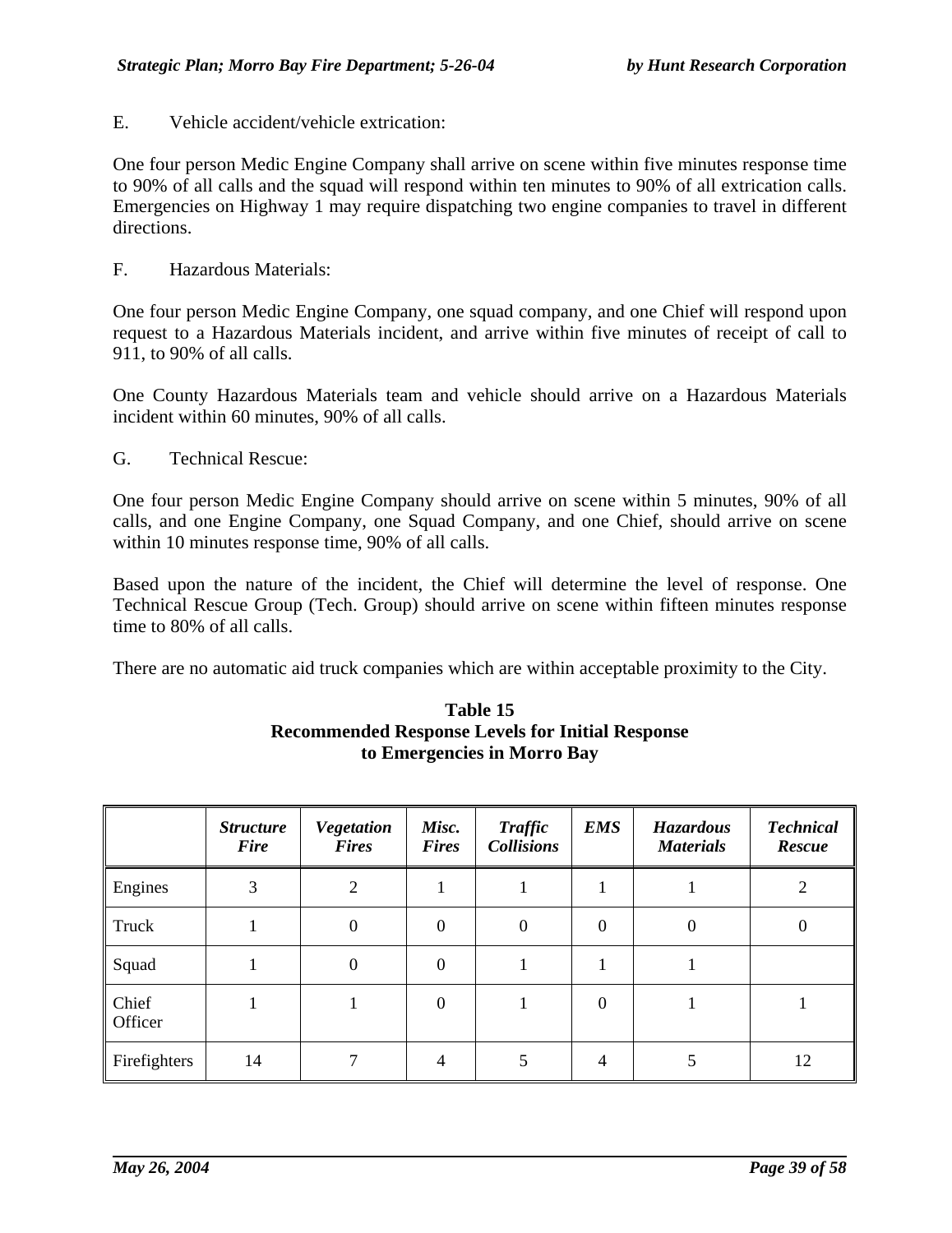E. Vehicle accident/vehicle extrication:

One four person Medic Engine Company shall arrive on scene within five minutes response time to 90% of all calls and the squad will respond within ten minutes to 90% of all extrication calls. Emergencies on Highway 1 may require dispatching two engine companies to travel in different directions.

F. Hazardous Materials:

One four person Medic Engine Company, one squad company, and one Chief will respond upon request to a Hazardous Materials incident, and arrive within five minutes of receipt of call to 911, to 90% of all calls.

One County Hazardous Materials team and vehicle should arrive on a Hazardous Materials incident within 60 minutes, 90% of all calls.

G. Technical Rescue:

One four person Medic Engine Company should arrive on scene within 5 minutes, 90% of all calls, and one Engine Company, one Squad Company, and one Chief, should arrive on scene within 10 minutes response time, 90% of all calls.

Based upon the nature of the incident, the Chief will determine the level of response. One Technical Rescue Group (Tech. Group) should arrive on scene within fifteen minutes response time to 80% of all calls.

There are no automatic aid truck companies which are within acceptable proximity to the City.

**Table 15**
**Recommended Response Levels for Initial Response to Emergencies in Morro Bay**

| | ***Structure Fire*** | ***Vegetation Fires*** | ***Misc. Fires*** | ***Traffic Collisions*** | ***EMS*** | ***Hazardous Materials*** | ***Technical Rescue*** |
|---|---|---|---|---|---|---|---|
| Engines | 3 | 2 | 1 | 1 | 1 | 1 | 2 |
| Truck | 1 | 0 | 0 | 0 | 0 | 0 | 0 |
| Squad | 1 | 0 | 0 | 1 | 1 | 1 | |
| Chief Officer | 1 | 1 | 0 | 1 | 0 | 1 | 1 |
| Firefighters | 14 | 7 | 4 | 5 | 4 | 5 | 12 |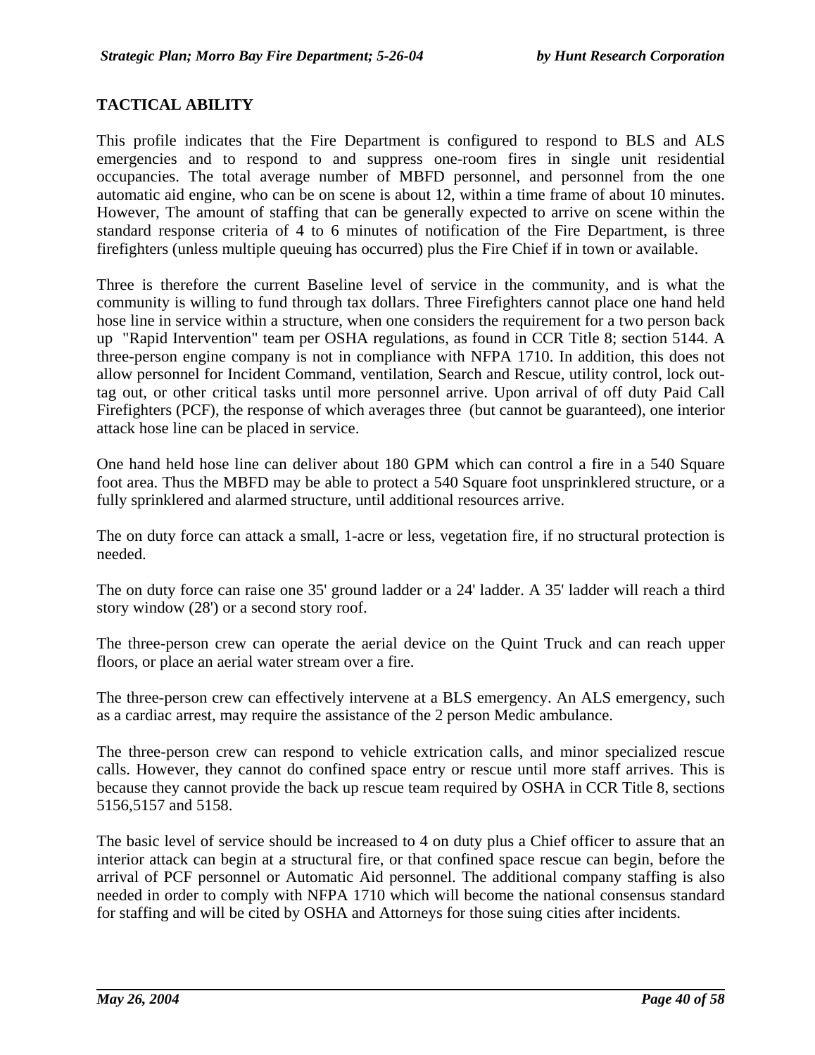## TACTICAL ABILITY

This profile indicates that the Fire Department is configured to respond to BLS and ALS emergencies and to respond to and suppress one-room fires in single unit residential occupancies. The total average number of MBFD personnel, and personnel from the one automatic aid engine, who can be on scene is about 12, within a time frame of about 10 minutes. However, The amount of staffing that can be generally expected to arrive on scene within the standard response criteria of 4 to 6 minutes of notification of the Fire Department, is three firefighters (unless multiple queuing has occurred) plus the Fire Chief if in town or available.

Three is therefore the current Baseline level of service in the community, and is what the community is willing to fund through tax dollars. Three Firefighters cannot place one hand held hose line in service within a structure, when one considers the requirement for a two person back up "Rapid Intervention" team per OSHA regulations, as found in CCR Title 8; section 5144. A three-person engine company is not in compliance with NFPA 1710. In addition, this does not allow personnel for Incident Command, ventilation, Search and Rescue, utility control, lock out-tag out, or other critical tasks until more personnel arrive. Upon arrival of off duty Paid Call Firefighters (PCF), the response of which averages three (but cannot be guaranteed), one interior attack hose line can be placed in service.

One hand held hose line can deliver about 180 GPM which can control a fire in a 540 Square foot area. Thus the MBFD may be able to protect a 540 Square foot unsprinklered structure, or a fully sprinklered and alarmed structure, until additional resources arrive.

The on duty force can attack a small, 1-acre or less, vegetation fire, if no structural protection is needed.

The on duty force can raise one 35' ground ladder or a 24' ladder. A 35' ladder will reach a third story window (28') or a second story roof.

The three-person crew can operate the aerial device on the Quint Truck and can reach upper floors, or place an aerial water stream over a fire.

The three-person crew can effectively intervene at a BLS emergency. An ALS emergency, such as a cardiac arrest, may require the assistance of the 2 person Medic ambulance.

The three-person crew can respond to vehicle extrication calls, and minor specialized rescue calls. However, they cannot do confined space entry or rescue until more staff arrives. This is because they cannot provide the back up rescue team required by OSHA in CCR Title 8, sections 5156,5157 and 5158.

The basic level of service should be increased to 4 on duty plus a Chief officer to assure that an interior attack can begin at a structural fire, or that confined space rescue can begin, before the arrival of PCF personnel or Automatic Aid personnel. The additional company staffing is also needed in order to comply with NFPA 1710 which will become the national consensus standard for staffing and will be cited by OSHA and Attorneys for those suing cities after incidents.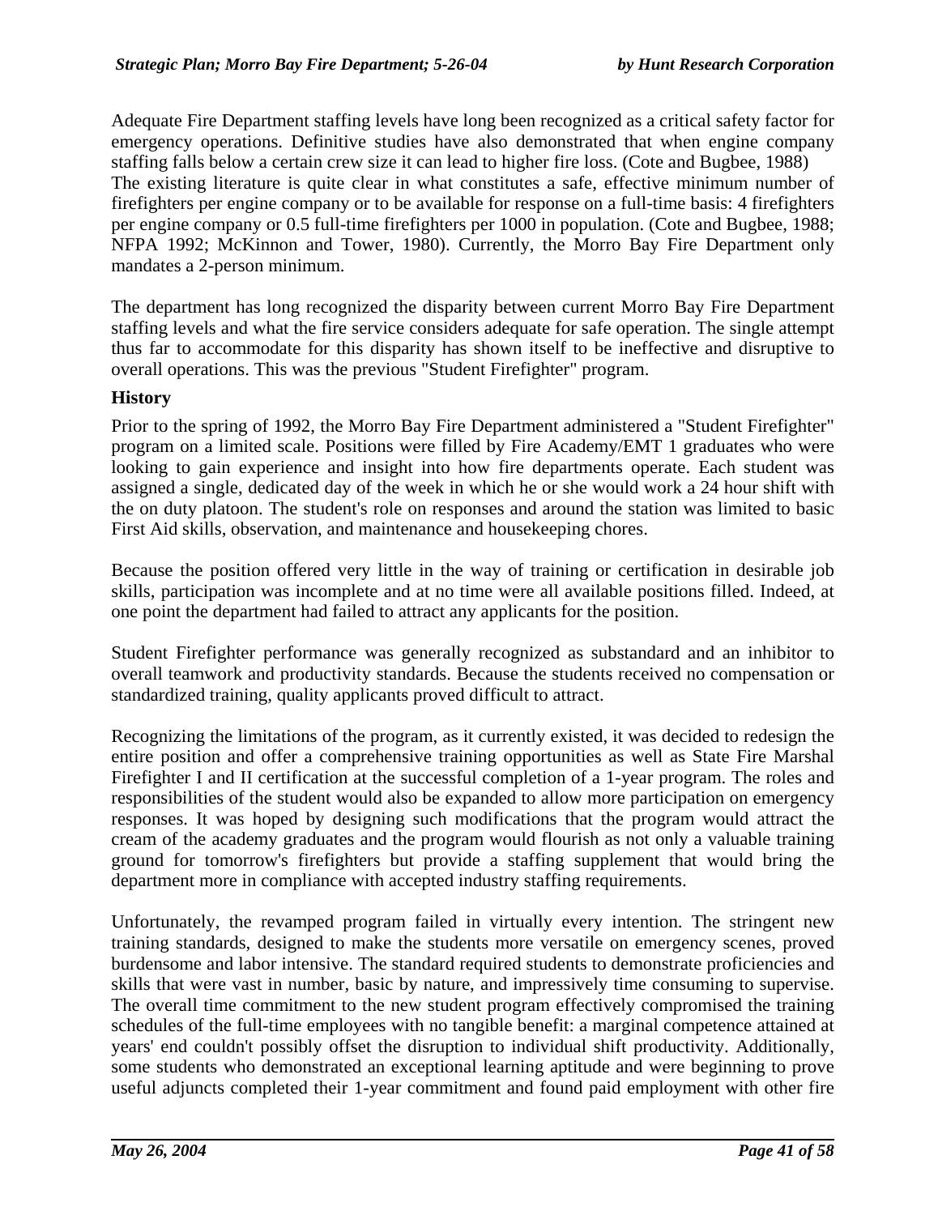Adequate Fire Department staffing levels have long been recognized as a critical safety factor for emergency operations. Definitive studies have also demonstrated that when engine company staffing falls below a certain crew size it can lead to higher fire loss. (Cote and Bugbee, 1988) The existing literature is quite clear in what constitutes a safe, effective minimum number of firefighters per engine company or to be available for response on a full-time basis: 4 firefighters per engine company or 0.5 full-time firefighters per 1000 in population. (Cote and Bugbee, 1988; NFPA 1992; McKinnon and Tower, 1980). Currently, the Morro Bay Fire Department only mandates a 2-person minimum.

The department has long recognized the disparity between current Morro Bay Fire Department staffing levels and what the fire service considers adequate for safe operation. The single attempt thus far to accommodate for this disparity has shown itself to be ineffective and disruptive to overall operations. This was the previous "Student Firefighter" program.

**History**

Prior to the spring of 1992, the Morro Bay Fire Department administered a "Student Firefighter" program on a limited scale. Positions were filled by Fire Academy/EMT 1 graduates who were looking to gain experience and insight into how fire departments operate. Each student was assigned a single, dedicated day of the week in which he or she would work a 24 hour shift with the on duty platoon. The student's role on responses and around the station was limited to basic First Aid skills, observation, and maintenance and housekeeping chores.

Because the position offered very little in the way of training or certification in desirable job skills, participation was incomplete and at no time were all available positions filled. Indeed, at one point the department had failed to attract any applicants for the position.

Student Firefighter performance was generally recognized as substandard and an inhibitor to overall teamwork and productivity standards. Because the students received no compensation or standardized training, quality applicants proved difficult to attract.

Recognizing the limitations of the program, as it currently existed, it was decided to redesign the entire position and offer a comprehensive training opportunities as well as State Fire Marshal Firefighter I and II certification at the successful completion of a 1-year program. The roles and responsibilities of the student would also be expanded to allow more participation on emergency responses. It was hoped by designing such modifications that the program would attract the cream of the academy graduates and the program would flourish as not only a valuable training ground for tomorrow's firefighters but provide a staffing supplement that would bring the department more in compliance with accepted industry staffing requirements.

Unfortunately, the revamped program failed in virtually every intention. The stringent new training standards, designed to make the students more versatile on emergency scenes, proved burdensome and labor intensive. The standard required students to demonstrate proficiencies and skills that were vast in number, basic by nature, and impressively time consuming to supervise. The overall time commitment to the new student program effectively compromised the training schedules of the full-time employees with no tangible benefit: a marginal competence attained at years' end couldn't possibly offset the disruption to individual shift productivity. Additionally, some students who demonstrated an exceptional learning aptitude and were beginning to prove useful adjuncts completed their 1-year commitment and found paid employment with other fire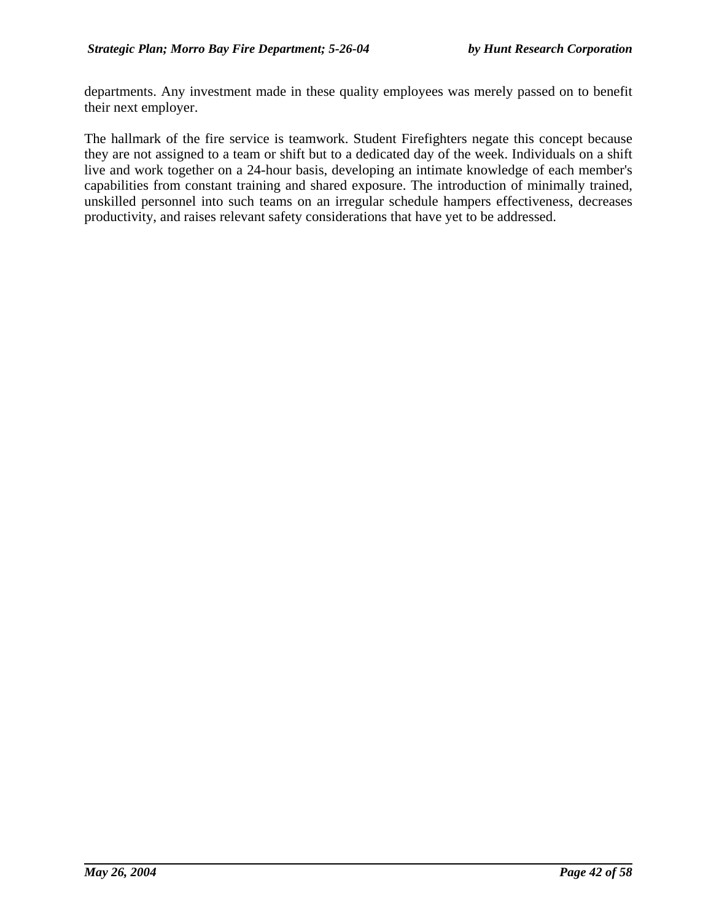departments. Any investment made in these quality employees was merely passed on to benefit their next employer.

The hallmark of the fire service is teamwork. Student Firefighters negate this concept because they are not assigned to a team or shift but to a dedicated day of the week. Individuals on a shift live and work together on a 24-hour basis, developing an intimate knowledge of each member's capabilities from constant training and shared exposure. The introduction of minimally trained, unskilled personnel into such teams on an irregular schedule hampers effectiveness, decreases productivity, and raises relevant safety considerations that have yet to be addressed.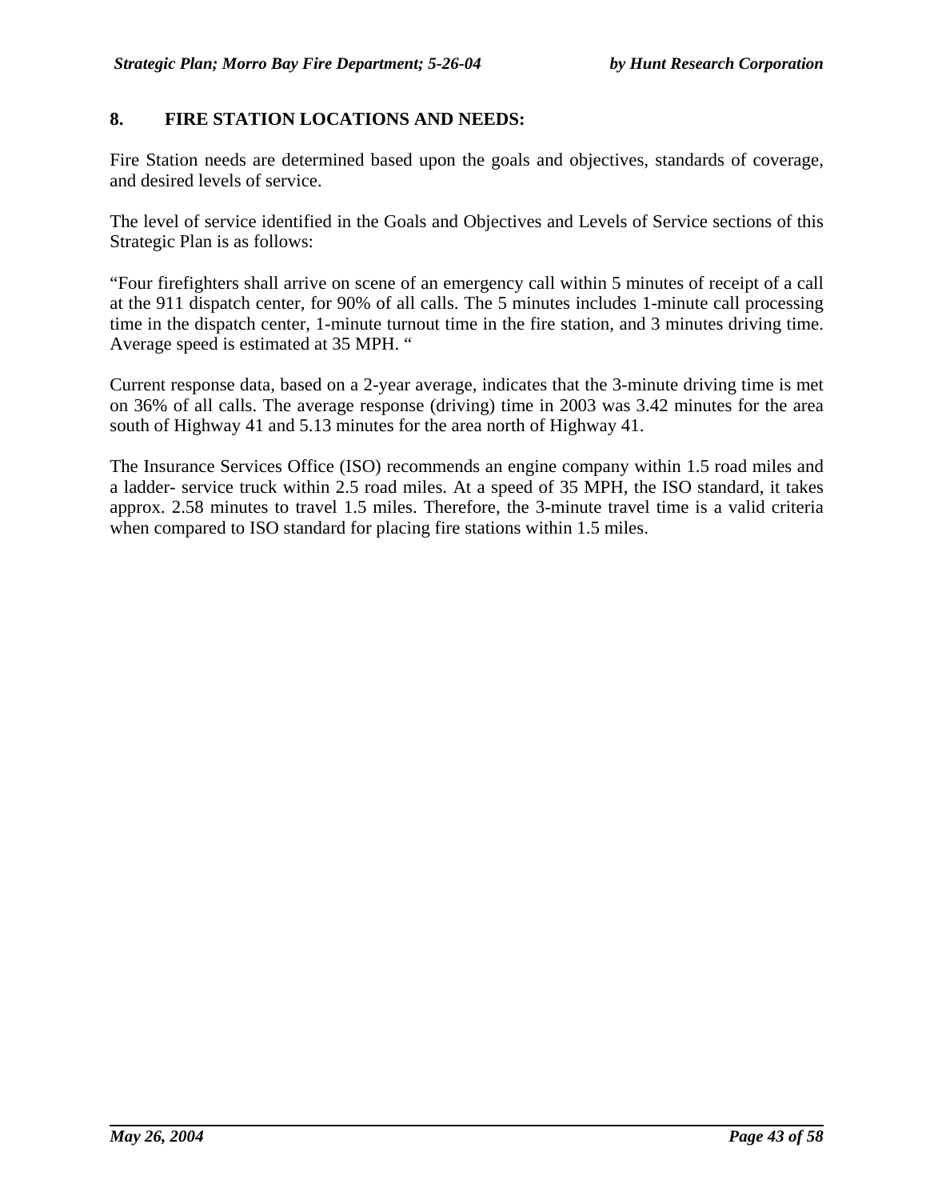## 8. FIRE STATION LOCATIONS AND NEEDS:

Fire Station needs are determined based upon the goals and objectives, standards of coverage, and desired levels of service.

The level of service identified in the Goals and Objectives and Levels of Service sections of this Strategic Plan is as follows:

"Four firefighters shall arrive on scene of an emergency call within 5 minutes of receipt of a call at the 911 dispatch center, for 90% of all calls. The 5 minutes includes 1-minute call processing time in the dispatch center, 1-minute turnout time in the fire station, and 3 minutes driving time. Average speed is estimated at 35 MPH. "

Current response data, based on a 2-year average, indicates that the 3-minute driving time is met on 36% of all calls. The average response (driving) time in 2003 was 3.42 minutes for the area south of Highway 41 and 5.13 minutes for the area north of Highway 41.

The Insurance Services Office (ISO) recommends an engine company within 1.5 road miles and a ladder- service truck within 2.5 road miles. At a speed of 35 MPH, the ISO standard, it takes approx. 2.58 minutes to travel 1.5 miles. Therefore, the 3-minute travel time is a valid criteria when compared to ISO standard for placing fire stations within 1.5 miles.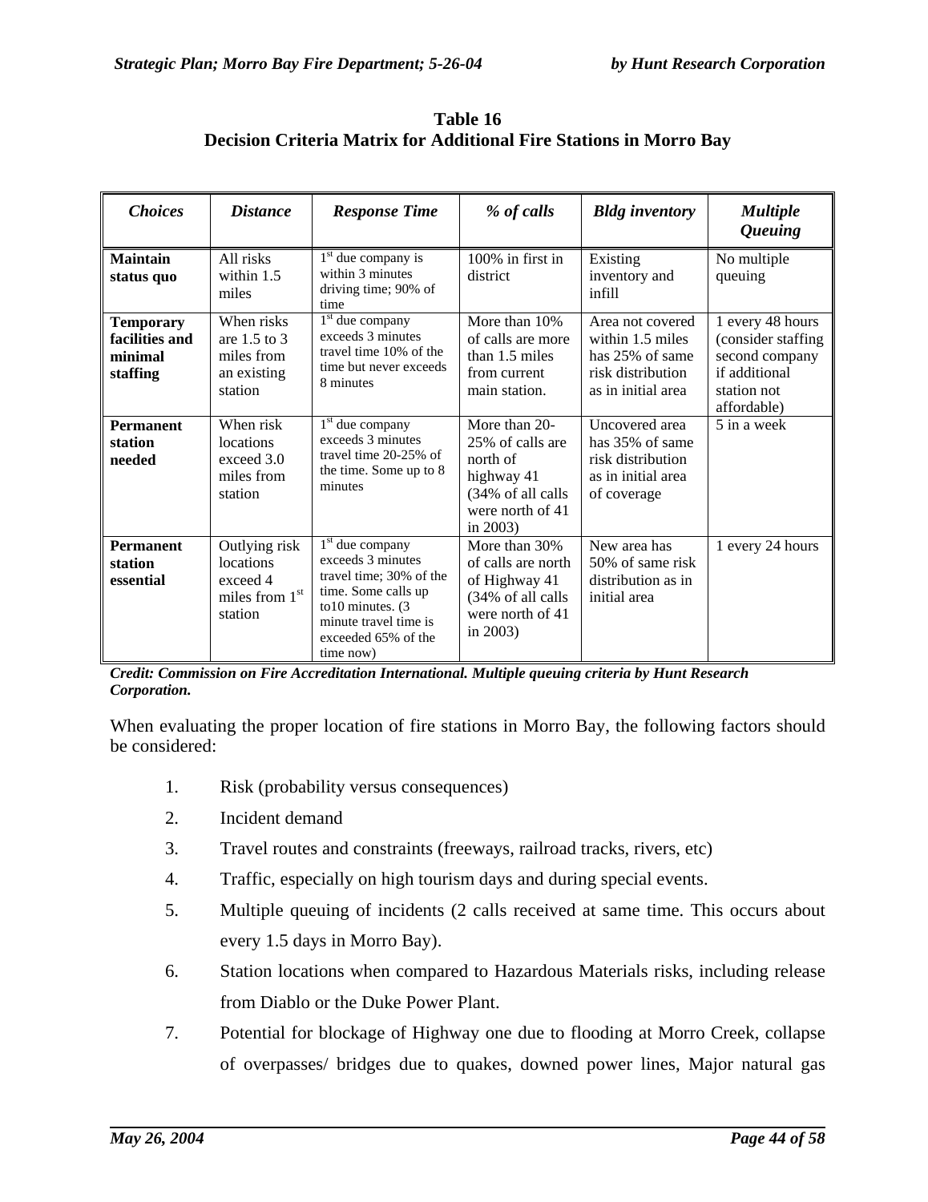**Table 16**
**Decision Criteria Matrix for Additional Fire Stations in Morro Bay**

| *Choices* | *Distance* | *Response Time* | *% of calls* | *Bldg inventory* | *Multiple Queuing* |
|---|---|---|---|---|---|
| **Maintain status quo** | All risks within 1.5 miles | 1st due company is within 3 minutes driving time; 90% of time | 100% in first in district | Existing inventory and infill | No multiple queuing |
| **Temporary facilities and minimal staffing** | When risks are 1.5 to 3 miles from an existing station | 1st due company exceeds 3 minutes travel time 10% of the time but never exceeds 8 minutes | More than 10% of calls are more than 1.5 miles from current main station. | Area not covered within 1.5 miles has 25% of same risk distribution as in initial area | 1 every 48 hours (consider staffing second company if additional station not affordable) |
| **Permanent station needed** | When risk locations exceed 3.0 miles from station | 1st due company exceeds 3 minutes travel time 20-25% of the time. Some up to 8 minutes | More than 20-25% of calls are north of highway 41 (34% of all calls were north of 41 in 2003) | Uncovered area has 35% of same risk distribution as in initial area of coverage | 5 in a week |
| **Permanent station essential** | Outlying risk locations exceed 4 miles from 1st station | 1st due company exceeds 3 minutes travel time; 30% of the time. Some calls up to10 minutes. (3 minute travel time is exceeded 65% of the time now) | More than 30% of calls are north of Highway 41 (34% of all calls were north of 41 in 2003) | New area has 50% of same risk distribution as in initial area | 1 every 24 hours |

***Credit: Commission on Fire Accreditation International. Multiple queuing criteria by Hunt Research Corporation.***

When evaluating the proper location of fire stations in Morro Bay, the following factors should be considered:

1. Risk (probability versus consequences)
2. Incident demand
3. Travel routes and constraints (freeways, railroad tracks, rivers, etc)
4. Traffic, especially on high tourism days and during special events.
5. Multiple queuing of incidents (2 calls received at same time. This occurs about every 1.5 days in Morro Bay).
6. Station locations when compared to Hazardous Materials risks, including release from Diablo or the Duke Power Plant.
7. Potential for blockage of Highway one due to flooding at Morro Creek, collapse of overpasses/ bridges due to quakes, downed power lines, Major natural gas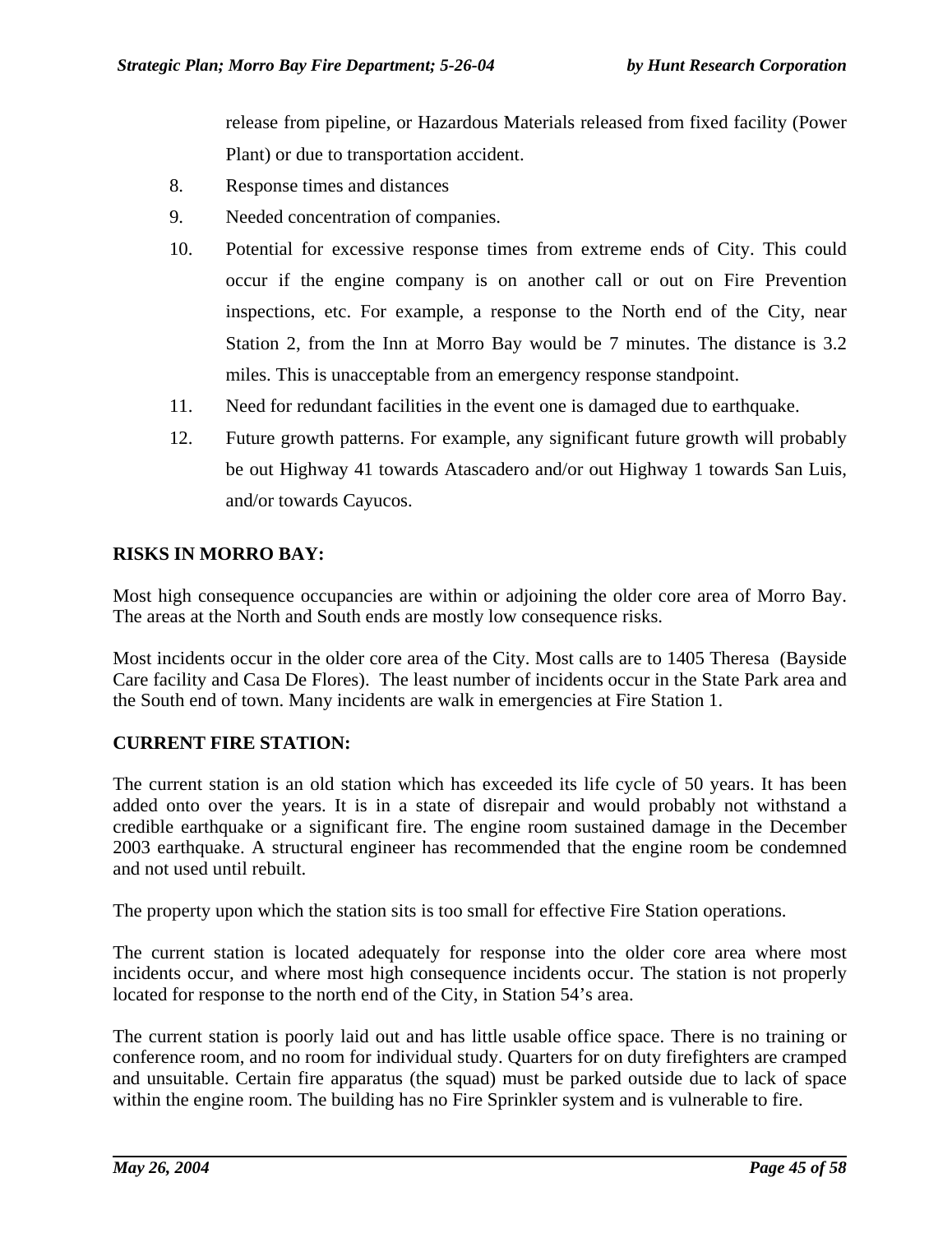release from pipeline, or Hazardous Materials released from fixed facility (Power Plant) or due to transportation accident.

8. Response times and distances
9. Needed concentration of companies.
10. Potential for excessive response times from extreme ends of City. This could occur if the engine company is on another call or out on Fire Prevention inspections, etc. For example, a response to the North end of the City, near Station 2, from the Inn at Morro Bay would be 7 minutes. The distance is 3.2 miles. This is unacceptable from an emergency response standpoint.
11. Need for redundant facilities in the event one is damaged due to earthquake.
12. Future growth patterns. For example, any significant future growth will probably be out Highway 41 towards Atascadero and/or out Highway 1 towards San Luis, and/or towards Cayucos.

**RISKS IN MORRO BAY:**

Most high consequence occupancies are within or adjoining the older core area of Morro Bay. The areas at the North and South ends are mostly low consequence risks.

Most incidents occur in the older core area of the City. Most calls are to 1405 Theresa (Bayside Care facility and Casa De Flores). The least number of incidents occur in the State Park area and the South end of town. Many incidents are walk in emergencies at Fire Station 1.

**CURRENT FIRE STATION:**

The current station is an old station which has exceeded its life cycle of 50 years. It has been added onto over the years. It is in a state of disrepair and would probably not withstand a credible earthquake or a significant fire. The engine room sustained damage in the December 2003 earthquake. A structural engineer has recommended that the engine room be condemned and not used until rebuilt.

The property upon which the station sits is too small for effective Fire Station operations.

The current station is located adequately for response into the older core area where most incidents occur, and where most high consequence incidents occur. The station is not properly located for response to the north end of the City, in Station 54's area.

The current station is poorly laid out and has little usable office space. There is no training or conference room, and no room for individual study. Quarters for on duty firefighters are cramped and unsuitable. Certain fire apparatus (the squad) must be parked outside due to lack of space within the engine room. The building has no Fire Sprinkler system and is vulnerable to fire.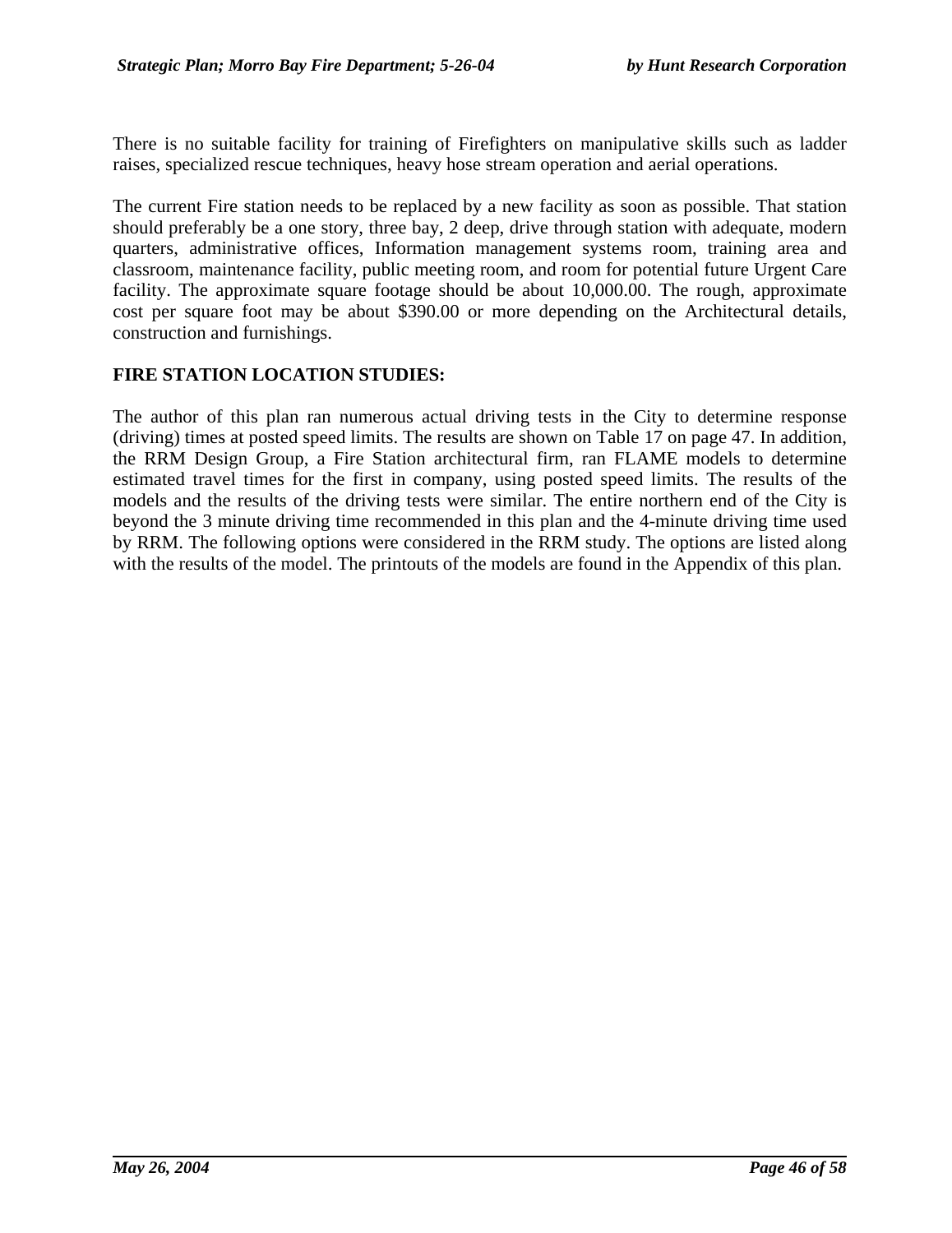There is no suitable facility for training of Firefighters on manipulative skills such as ladder raises, specialized rescue techniques, heavy hose stream operation and aerial operations.

The current Fire station needs to be replaced by a new facility as soon as possible. That station should preferably be a one story, three bay, 2 deep, drive through station with adequate, modern quarters, administrative offices, Information management systems room, training area and classroom, maintenance facility, public meeting room, and room for potential future Urgent Care facility. The approximate square footage should be about 10,000.00. The rough, approximate cost per square foot may be about $390.00 or more depending on the Architectural details, construction and furnishings.

## FIRE STATION LOCATION STUDIES:

The author of this plan ran numerous actual driving tests in the City to determine response (driving) times at posted speed limits. The results are shown on Table 17 on page 47. In addition, the RRM Design Group, a Fire Station architectural firm, ran FLAME models to determine estimated travel times for the first in company, using posted speed limits. The results of the models and the results of the driving tests were similar. The entire northern end of the City is beyond the 3 minute driving time recommended in this plan and the 4-minute driving time used by RRM. The following options were considered in the RRM study. The options are listed along with the results of the model. The printouts of the models are found in the Appendix of this plan.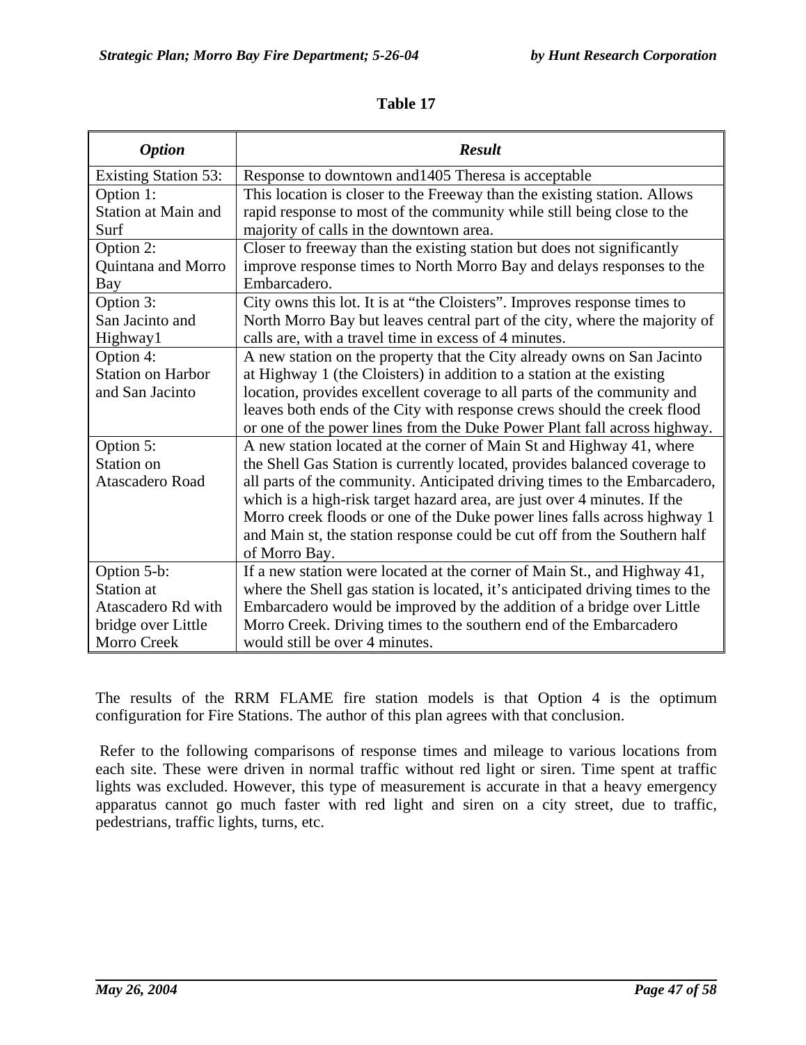**Table 17**

| *Option* | *Result* |
|---|---|
| Existing Station 53: | Response to downtown and1405 Theresa is acceptable |
| Option 1: Station at Main and Surf | This location is closer to the Freeway than the existing station. Allows rapid response to most of the community while still being close to the majority of calls in the downtown area. |
| Option 2: Quintana and Morro Bay | Closer to freeway than the existing station but does not significantly improve response times to North Morro Bay and delays responses to the Embarcadero. |
| Option 3: San Jacinto and Highway1 | City owns this lot. It is at "the Cloisters". Improves response times to North Morro Bay but leaves central part of the city, where the majority of calls are, with a travel time in excess of 4 minutes. |
| Option 4: Station on Harbor and San Jacinto | A new station on the property that the City already owns on San Jacinto at Highway 1 (the Cloisters) in addition to a station at the existing location, provides excellent coverage to all parts of the community and leaves both ends of the City with response crews should the creek flood or one of the power lines from the Duke Power Plant fall across highway. |
| Option 5: Station on Atascadero Road | A new station located at the corner of Main St and Highway 41, where the Shell Gas Station is currently located, provides balanced coverage to all parts of the community. Anticipated driving times to the Embarcadero, which is a high-risk target hazard area, are just over 4 minutes. If the Morro creek floods or one of the Duke power lines falls across highway 1 and Main st, the station response could be cut off from the Southern half of Morro Bay. |
| Option 5-b: Station at Atascadero Rd with bridge over Little Morro Creek | If a new station were located at the corner of Main St., and Highway 41, where the Shell gas station is located, it's anticipated driving times to the Embarcadero would be improved by the addition of a bridge over Little Morro Creek. Driving times to the southern end of the Embarcadero would still be over 4 minutes. |

The results of the RRM FLAME fire station models is that Option 4 is the optimum configuration for Fire Stations. The author of this plan agrees with that conclusion.

Refer to the following comparisons of response times and mileage to various locations from each site. These were driven in normal traffic without red light or siren. Time spent at traffic lights was excluded. However, this type of measurement is accurate in that a heavy emergency apparatus cannot go much faster with red light and siren on a city street, due to traffic, pedestrians, traffic lights, turns, etc.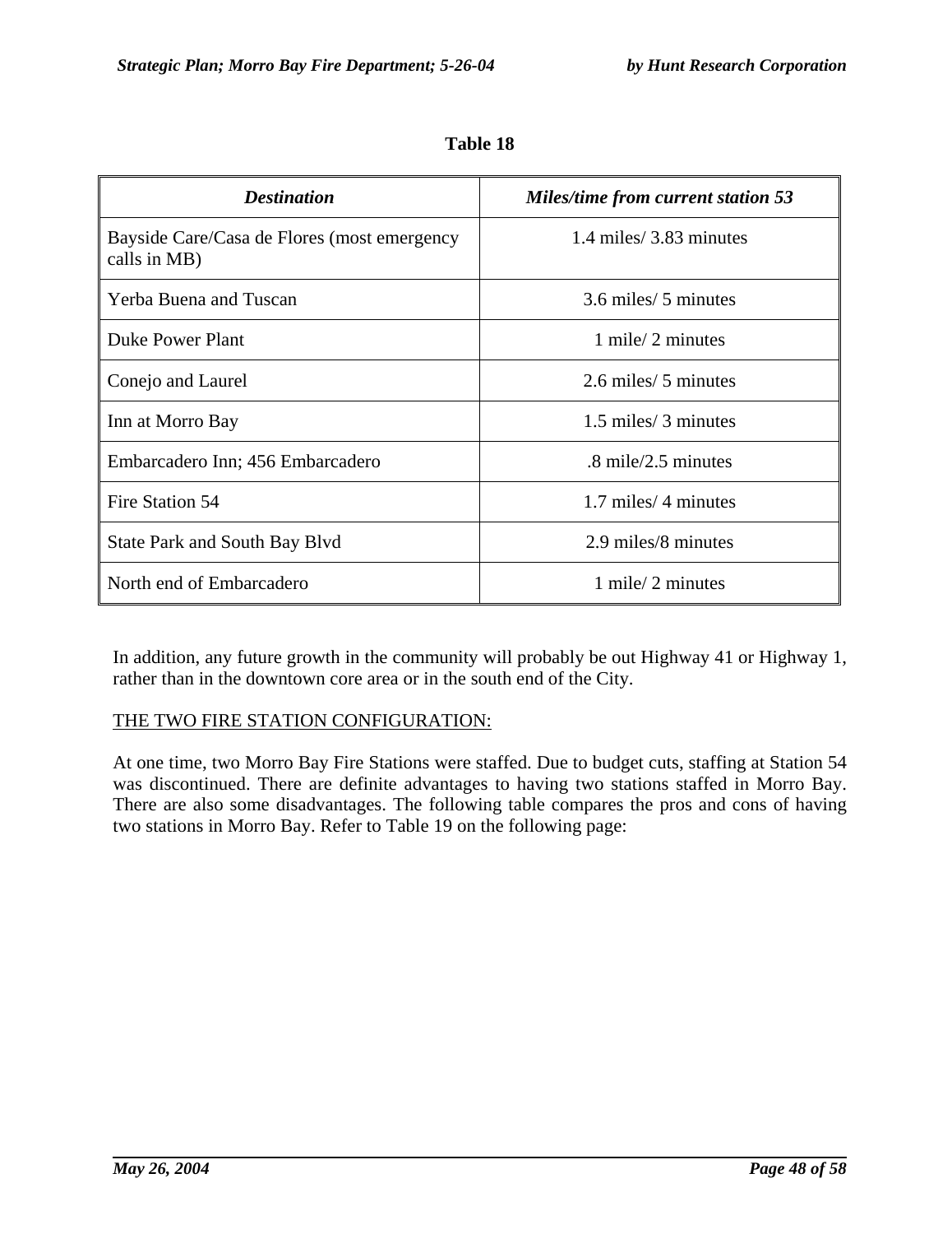**Table 18**

| *Destination* | *Miles/time from current station 53* |
|---|---|
| Bayside Care/Casa de Flores (most emergency calls in MB) | 1.4 miles/ 3.83 minutes |
| Yerba Buena and Tuscan | 3.6 miles/ 5 minutes |
| Duke Power Plant | 1 mile/ 2 minutes |
| Conejo and Laurel | 2.6 miles/ 5 minutes |
| Inn at Morro Bay | 1.5 miles/ 3 minutes |
| Embarcadero Inn; 456 Embarcadero | .8 mile/2.5 minutes |
| Fire Station 54 | 1.7 miles/ 4 minutes |
| State Park and South Bay Blvd | 2.9 miles/8 minutes |
| North end of Embarcadero | 1 mile/ 2 minutes |

In addition, any future growth in the community will probably be out Highway 41 or Highway 1, rather than in the downtown core area or in the south end of the City.

<u>THE TWO FIRE STATION CONFIGURATION:</u>

At one time, two Morro Bay Fire Stations were staffed. Due to budget cuts, staffing at Station 54 was discontinued. There are definite advantages to having two stations staffed in Morro Bay. There are also some disadvantages. The following table compares the pros and cons of having two stations in Morro Bay. Refer to Table 19 on the following page: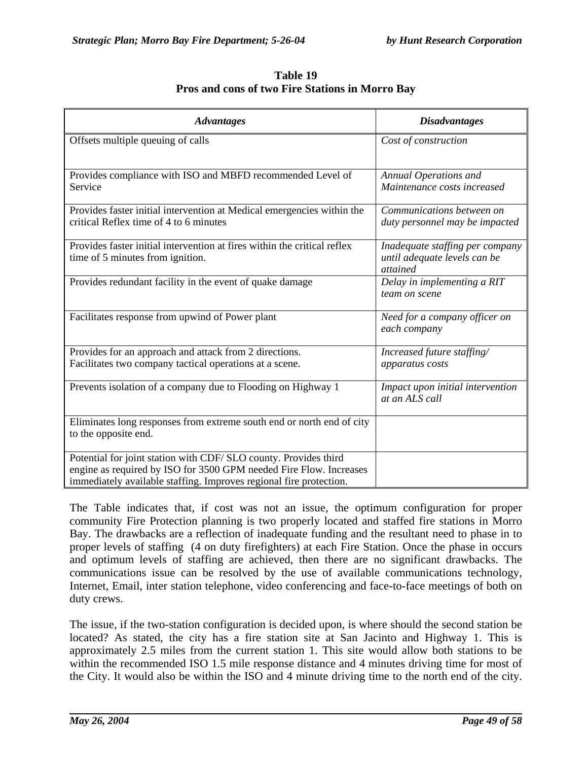**Table 19**
**Pros and cons of two Fire Stations in Morro Bay**

| *Advantages* | *Disadvantages* |
|---|---|
| Offsets multiple queuing of calls | *Cost of construction* |
| Provides compliance with ISO and MBFD recommended Level of Service | *Annual Operations and Maintenance costs increased* |
| Provides faster initial intervention at Medical emergencies within the critical Reflex time of 4 to 6 minutes | *Communications between on duty personnel may be impacted* |
| Provides faster initial intervention at fires within the critical reflex time of 5 minutes from ignition. | *Inadequate staffing per company until adequate levels can be attained* |
| Provides redundant facility in the event of quake damage | *Delay in implementing a RIT team on scene* |
| Facilitates response from upwind of Power plant | *Need for a company officer on each company* |
| Provides for an approach and attack from 2 directions. Facilitates two company tactical operations at a scene. | *Increased future staffing/ apparatus costs* |
| Prevents isolation of a company due to Flooding on Highway 1 | *Impact upon initial intervention at an ALS call* |
| Eliminates long responses from extreme south end or north end of city to the opposite end. | |
| Potential for joint station with CDF/ SLO county. Provides third engine as required by ISO for 3500 GPM needed Fire Flow. Increases immediately available staffing. Improves regional fire protection. | |

The Table indicates that, if cost was not an issue, the optimum configuration for proper community Fire Protection planning is two properly located and staffed fire stations in Morro Bay. The drawbacks are a reflection of inadequate funding and the resultant need to phase in to proper levels of staffing (4 on duty firefighters) at each Fire Station. Once the phase in occurs and optimum levels of staffing are achieved, then there are no significant drawbacks. The communications issue can be resolved by the use of available communications technology, Internet, Email, inter station telephone, video conferencing and face-to-face meetings of both on duty crews.

The issue, if the two-station configuration is decided upon, is where should the second station be located? As stated, the city has a fire station site at San Jacinto and Highway 1. This is approximately 2.5 miles from the current station 1. This site would allow both stations to be within the recommended ISO 1.5 mile response distance and 4 minutes driving time for most of the City. It would also be within the ISO and 4 minute driving time to the north end of the city.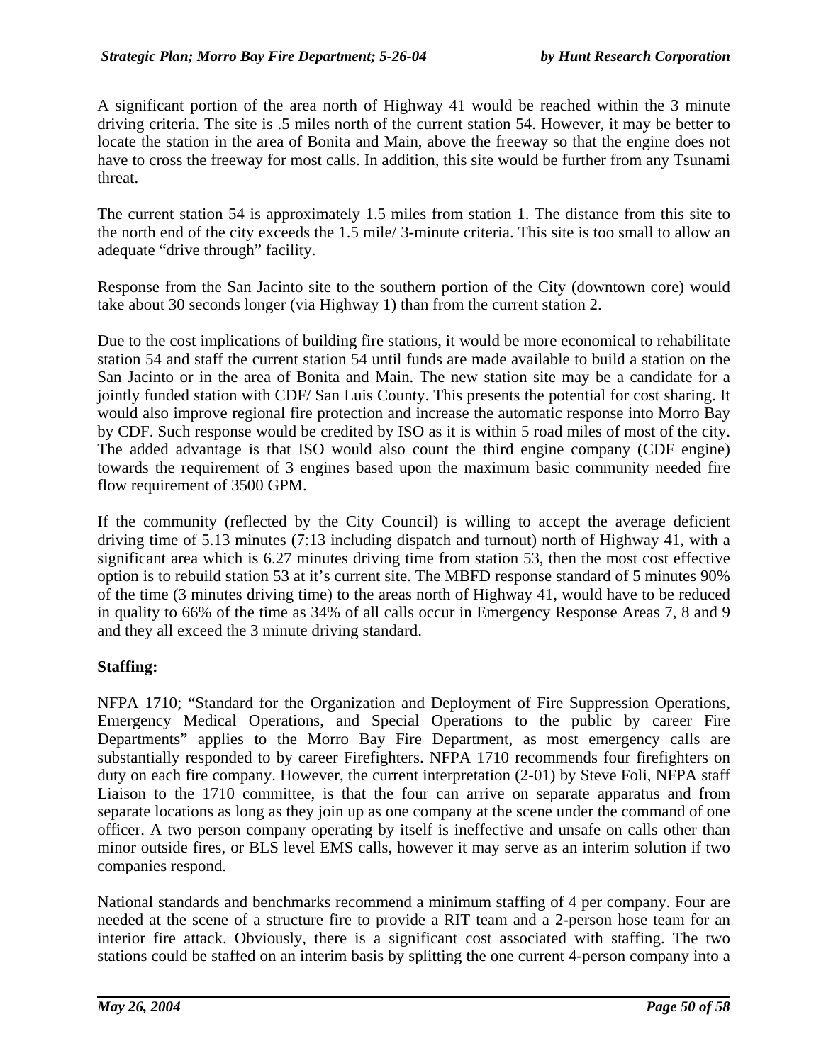A significant portion of the area north of Highway 41 would be reached within the 3 minute driving criteria. The site is .5 miles north of the current station 54. However, it may be better to locate the station in the area of Bonita and Main, above the freeway so that the engine does not have to cross the freeway for most calls. In addition, this site would be further from any Tsunami threat.

The current station 54 is approximately 1.5 miles from station 1. The distance from this site to the north end of the city exceeds the 1.5 mile/ 3-minute criteria. This site is too small to allow an adequate “drive through” facility.

Response from the San Jacinto site to the southern portion of the City (downtown core) would take about 30 seconds longer (via Highway 1) than from the current station 2.

Due to the cost implications of building fire stations, it would be more economical to rehabilitate station 54 and staff the current station 54 until funds are made available to build a station on the San Jacinto or in the area of Bonita and Main. The new station site may be a candidate for a jointly funded station with CDF/ San Luis County. This presents the potential for cost sharing. It would also improve regional fire protection and increase the automatic response into Morro Bay by CDF. Such response would be credited by ISO as it is within 5 road miles of most of the city. The added advantage is that ISO would also count the third engine company (CDF engine) towards the requirement of 3 engines based upon the maximum basic community needed fire flow requirement of 3500 GPM.

If the community (reflected by the City Council) is willing to accept the average deficient driving time of 5.13 minutes (7:13 including dispatch and turnout) north of Highway 41, with a significant area which is 6.27 minutes driving time from station 53, then the most cost effective option is to rebuild station 53 at it’s current site. The MBFD response standard of 5 minutes 90% of the time (3 minutes driving time) to the areas north of Highway 41, would have to be reduced in quality to 66% of the time as 34% of all calls occur in Emergency Response Areas 7, 8 and 9 and they all exceed the 3 minute driving standard.

**Staffing:**

NFPA 1710; “Standard for the Organization and Deployment of Fire Suppression Operations, Emergency Medical Operations, and Special Operations to the public by career Fire Departments” applies to the Morro Bay Fire Department, as most emergency calls are substantially responded to by career Firefighters. NFPA 1710 recommends four firefighters on duty on each fire company. However, the current interpretation (2-01) by Steve Foli, NFPA staff Liaison to the 1710 committee, is that the four can arrive on separate apparatus and from separate locations as long as they join up as one company at the scene under the command of one officer. A two person company operating by itself is ineffective and unsafe on calls other than minor outside fires, or BLS level EMS calls, however it may serve as an interim solution if two companies respond.

National standards and benchmarks recommend a minimum staffing of 4 per company. Four are needed at the scene of a structure fire to provide a RIT team and a 2-person hose team for an interior fire attack. Obviously, there is a significant cost associated with staffing. The two stations could be staffed on an interim basis by splitting the one current 4-person company into a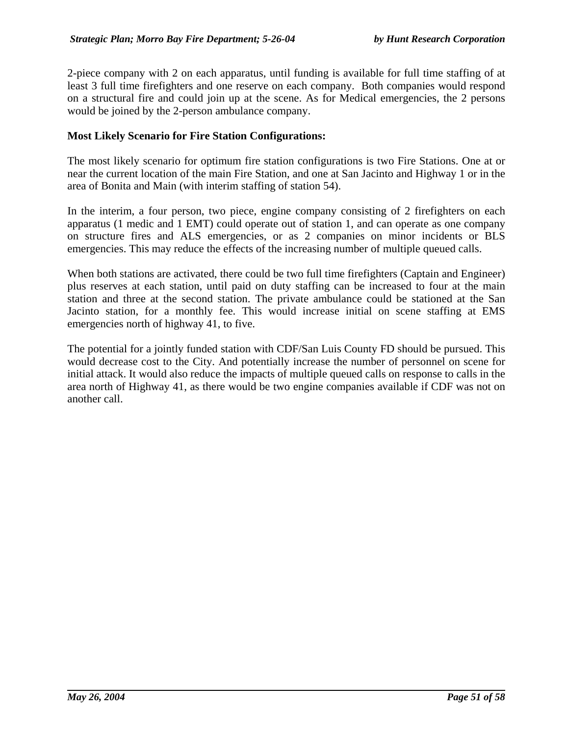2-piece company with 2 on each apparatus, until funding is available for full time staffing of at least 3 full time firefighters and one reserve on each company. Both companies would respond on a structural fire and could join up at the scene. As for Medical emergencies, the 2 persons would be joined by the 2-person ambulance company.

**Most Likely Scenario for Fire Station Configurations:**

The most likely scenario for optimum fire station configurations is two Fire Stations. One at or near the current location of the main Fire Station, and one at San Jacinto and Highway 1 or in the area of Bonita and Main (with interim staffing of station 54).

In the interim, a four person, two piece, engine company consisting of 2 firefighters on each apparatus (1 medic and 1 EMT) could operate out of station 1, and can operate as one company on structure fires and ALS emergencies, or as 2 companies on minor incidents or BLS emergencies. This may reduce the effects of the increasing number of multiple queued calls.

When both stations are activated, there could be two full time firefighters (Captain and Engineer) plus reserves at each station, until paid on duty staffing can be increased to four at the main station and three at the second station. The private ambulance could be stationed at the San Jacinto station, for a monthly fee. This would increase initial on scene staffing at EMS emergencies north of highway 41, to five.

The potential for a jointly funded station with CDF/San Luis County FD should be pursued. This would decrease cost to the City. And potentially increase the number of personnel on scene for initial attack. It would also reduce the impacts of multiple queued calls on response to calls in the area north of Highway 41, as there would be two engine companies available if CDF was not on another call.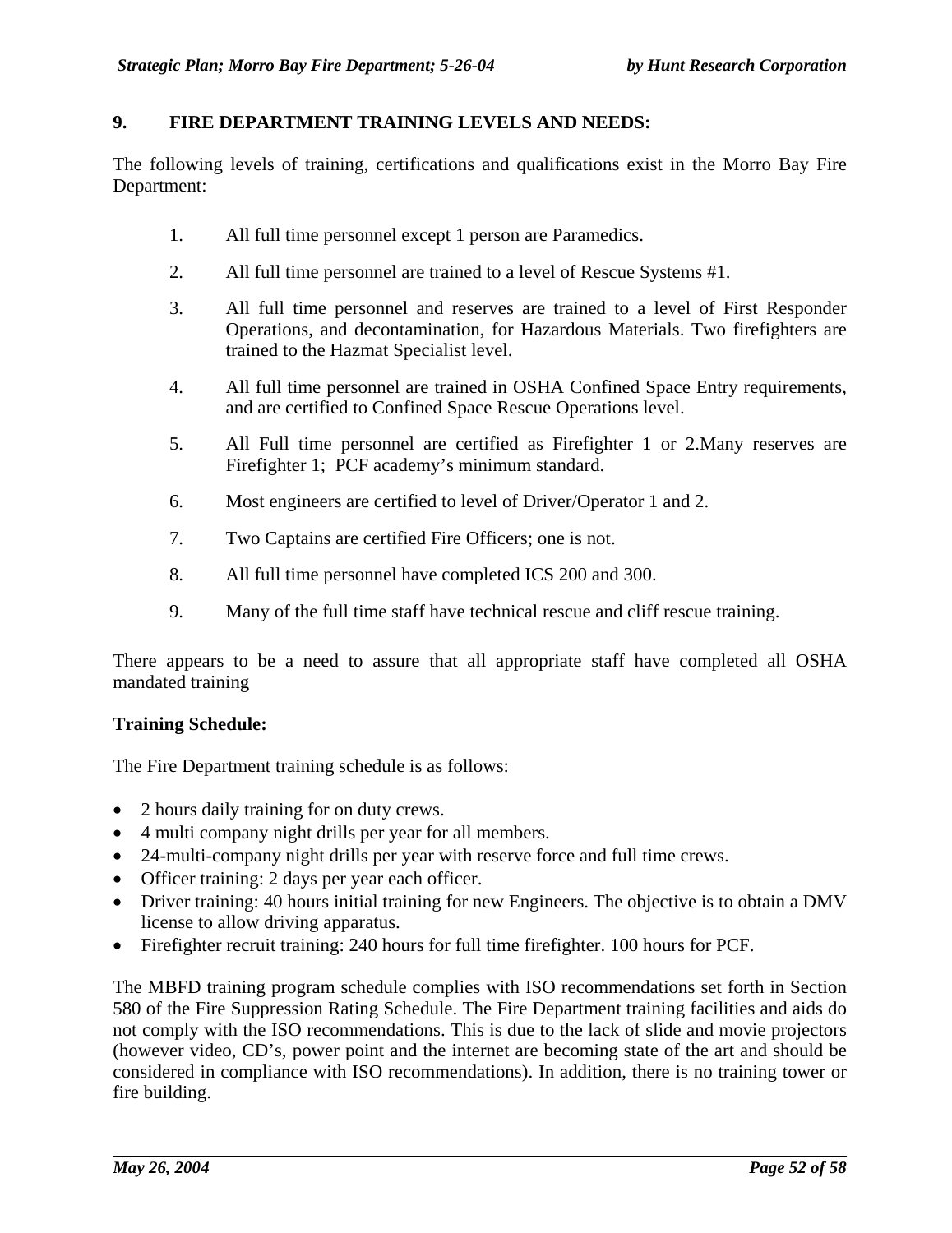## 9. FIRE DEPARTMENT TRAINING LEVELS AND NEEDS:

The following levels of training, certifications and qualifications exist in the Morro Bay Fire Department:

1. All full time personnel except 1 person are Paramedics.
2. All full time personnel are trained to a level of Rescue Systems #1.
3. All full time personnel and reserves are trained to a level of First Responder Operations, and decontamination, for Hazardous Materials. Two firefighters are trained to the Hazmat Specialist level.
4. All full time personnel are trained in OSHA Confined Space Entry requirements, and are certified to Confined Space Rescue Operations level.
5. All Full time personnel are certified as Firefighter 1 or 2.Many reserves are Firefighter 1; PCF academy's minimum standard.
6. Most engineers are certified to level of Driver/Operator 1 and 2.
7. Two Captains are certified Fire Officers; one is not.
8. All full time personnel have completed ICS 200 and 300.
9. Many of the full time staff have technical rescue and cliff rescue training.

There appears to be a need to assure that all appropriate staff have completed all OSHA mandated training

**Training Schedule:**

The Fire Department training schedule is as follows:

- 2 hours daily training for on duty crews.
- 4 multi company night drills per year for all members.
- 24-multi-company night drills per year with reserve force and full time crews.
- Officer training: 2 days per year each officer.
- Driver training: 40 hours initial training for new Engineers. The objective is to obtain a DMV license to allow driving apparatus.
- Firefighter recruit training: 240 hours for full time firefighter. 100 hours for PCF.

The MBFD training program schedule complies with ISO recommendations set forth in Section 580 of the Fire Suppression Rating Schedule. The Fire Department training facilities and aids do not comply with the ISO recommendations. This is due to the lack of slide and movie projectors (however video, CD's, power point and the internet are becoming state of the art and should be considered in compliance with ISO recommendations). In addition, there is no training tower or fire building.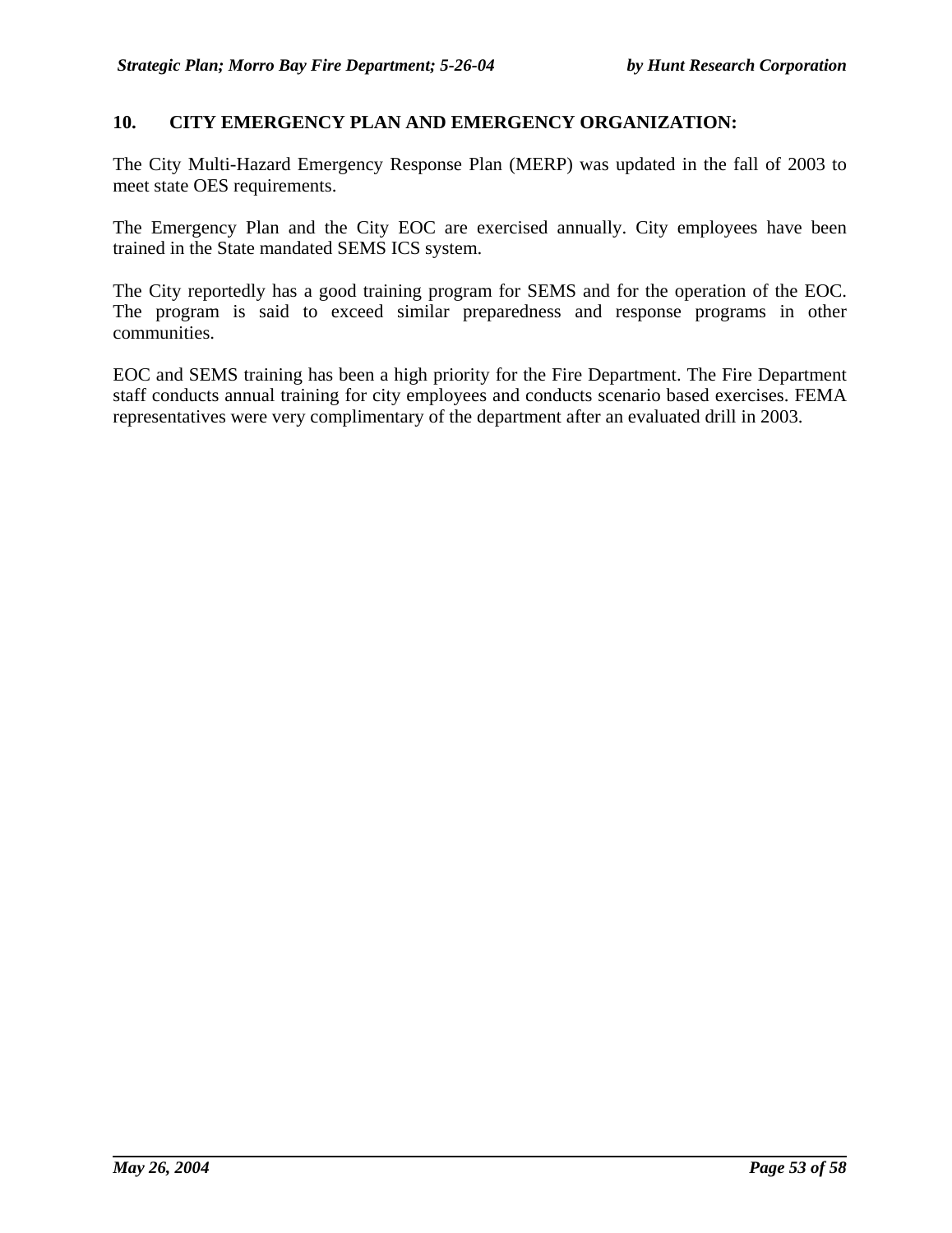## 10. CITY EMERGENCY PLAN AND EMERGENCY ORGANIZATION:

The City Multi-Hazard Emergency Response Plan (MERP) was updated in the fall of 2003 to meet state OES requirements.

The Emergency Plan and the City EOC are exercised annually. City employees have been trained in the State mandated SEMS ICS system.

The City reportedly has a good training program for SEMS and for the operation of the EOC. The program is said to exceed similar preparedness and response programs in other communities.

EOC and SEMS training has been a high priority for the Fire Department. The Fire Department staff conducts annual training for city employees and conducts scenario based exercises. FEMA representatives were very complimentary of the department after an evaluated drill in 2003.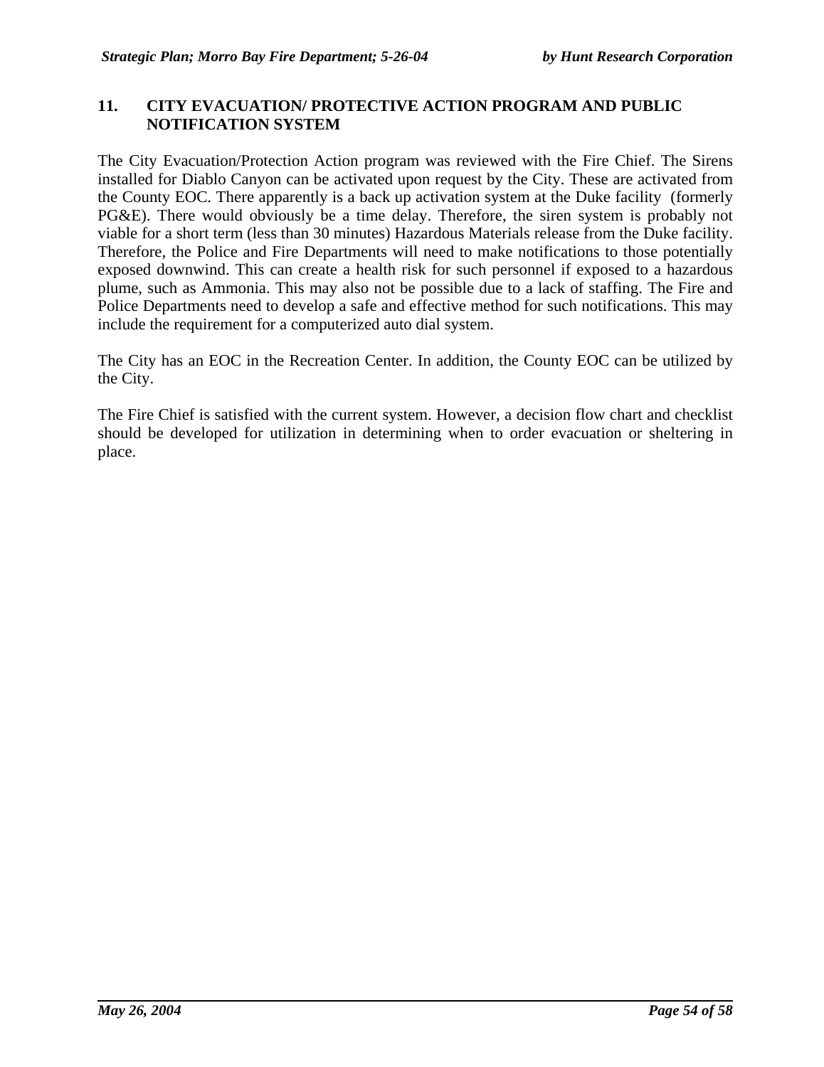## 11. CITY EVACUATION/ PROTECTIVE ACTION PROGRAM AND PUBLIC NOTIFICATION SYSTEM

The City Evacuation/Protection Action program was reviewed with the Fire Chief. The Sirens installed for Diablo Canyon can be activated upon request by the City. These are activated from the County EOC. There apparently is a back up activation system at the Duke facility (formerly PG&E). There would obviously be a time delay. Therefore, the siren system is probably not viable for a short term (less than 30 minutes) Hazardous Materials release from the Duke facility. Therefore, the Police and Fire Departments will need to make notifications to those potentially exposed downwind. This can create a health risk for such personnel if exposed to a hazardous plume, such as Ammonia. This may also not be possible due to a lack of staffing. The Fire and Police Departments need to develop a safe and effective method for such notifications. This may include the requirement for a computerized auto dial system.

The City has an EOC in the Recreation Center. In addition, the County EOC can be utilized by the City.

The Fire Chief is satisfied with the current system. However, a decision flow chart and checklist should be developed for utilization in determining when to order evacuation or sheltering in place.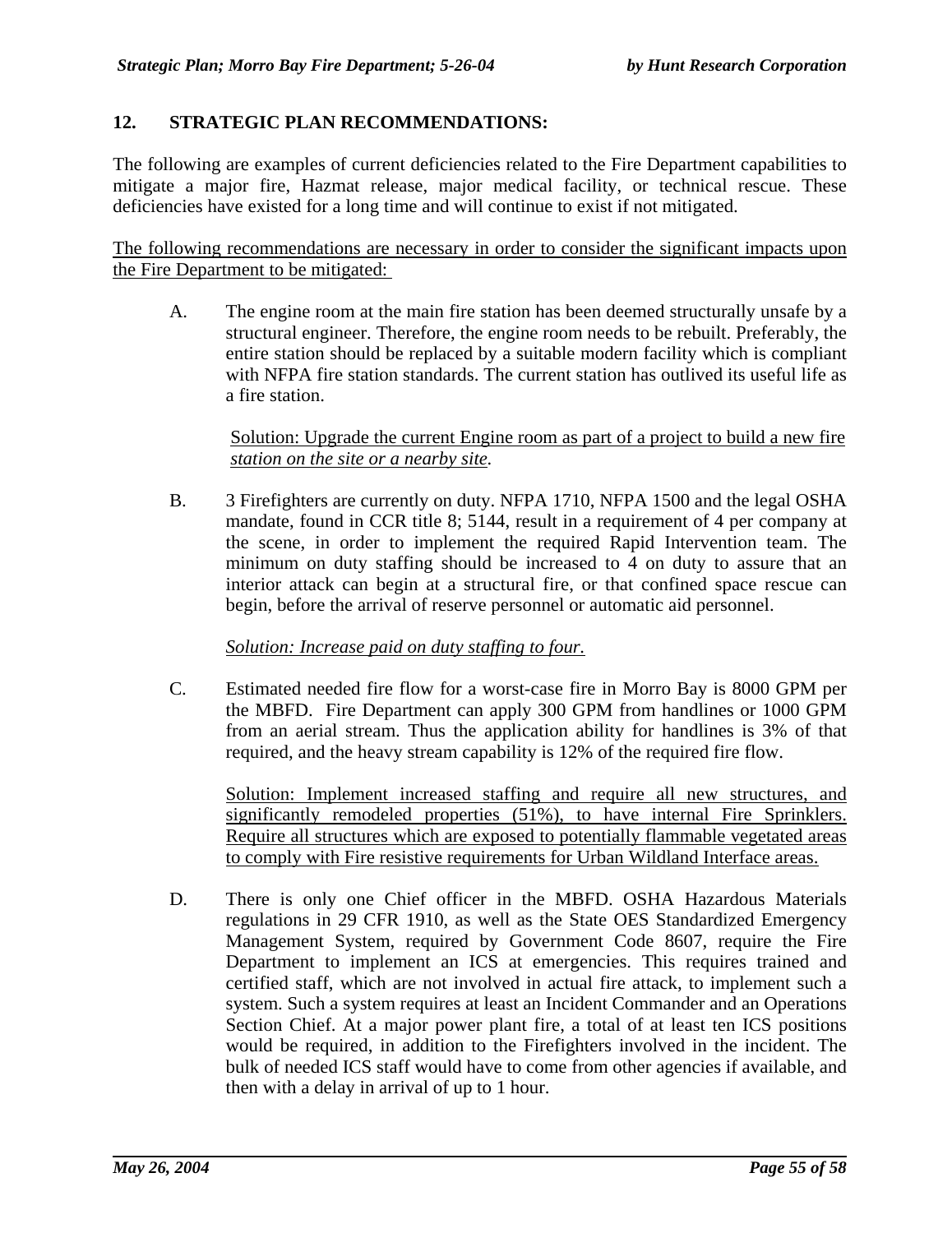## 12. STRATEGIC PLAN RECOMMENDATIONS:

The following are examples of current deficiencies related to the Fire Department capabilities to mitigate a major fire, Hazmat release, major medical facility, or technical rescue. These deficiencies have existed for a long time and will continue to exist if not mitigated.

<u>The following recommendations are necessary in order to consider the significant impacts upon the Fire Department to be mitigated:</u>

A. The engine room at the main fire station has been deemed structurally unsafe by a structural engineer. Therefore, the engine room needs to be rebuilt. Preferably, the entire station should be replaced by a suitable modern facility which is compliant with NFPA fire station standards. The current station has outlived its useful life as a fire station.

   <u>Solution: Upgrade the current Engine room as part of a project to build a new fire *station on the site or a nearby site.*</u>

B. 3 Firefighters are currently on duty. NFPA 1710, NFPA 1500 and the legal OSHA mandate, found in CCR title 8; 5144, result in a requirement of 4 per company at the scene, in order to implement the required Rapid Intervention team. The minimum on duty staffing should be increased to 4 on duty to assure that an interior attack can begin at a structural fire, or that confined space rescue can begin, before the arrival of reserve personnel or automatic aid personnel.

   <u>*Solution: Increase paid on duty staffing to four.*</u>

C. Estimated needed fire flow for a worst-case fire in Morro Bay is 8000 GPM per the MBFD. Fire Department can apply 300 GPM from handlines or 1000 GPM from an aerial stream. Thus the application ability for handlines is 3% of that required, and the heavy stream capability is 12% of the required fire flow.

   <u>Solution: Implement increased staffing and require all new structures, and significantly remodeled properties (51%), to have internal Fire Sprinklers. Require all structures which are exposed to potentially flammable vegetated areas to comply with Fire resistive requirements for Urban Wildland Interface areas.</u>

D. There is only one Chief officer in the MBFD. OSHA Hazardous Materials regulations in 29 CFR 1910, as well as the State OES Standardized Emergency Management System, required by Government Code 8607, require the Fire Department to implement an ICS at emergencies. This requires trained and certified staff, which are not involved in actual fire attack, to implement such a system. Such a system requires at least an Incident Commander and an Operations Section Chief. At a major power plant fire, a total of at least ten ICS positions would be required, in addition to the Firefighters involved in the incident. The bulk of needed ICS staff would have to come from other agencies if available, and then with a delay in arrival of up to 1 hour.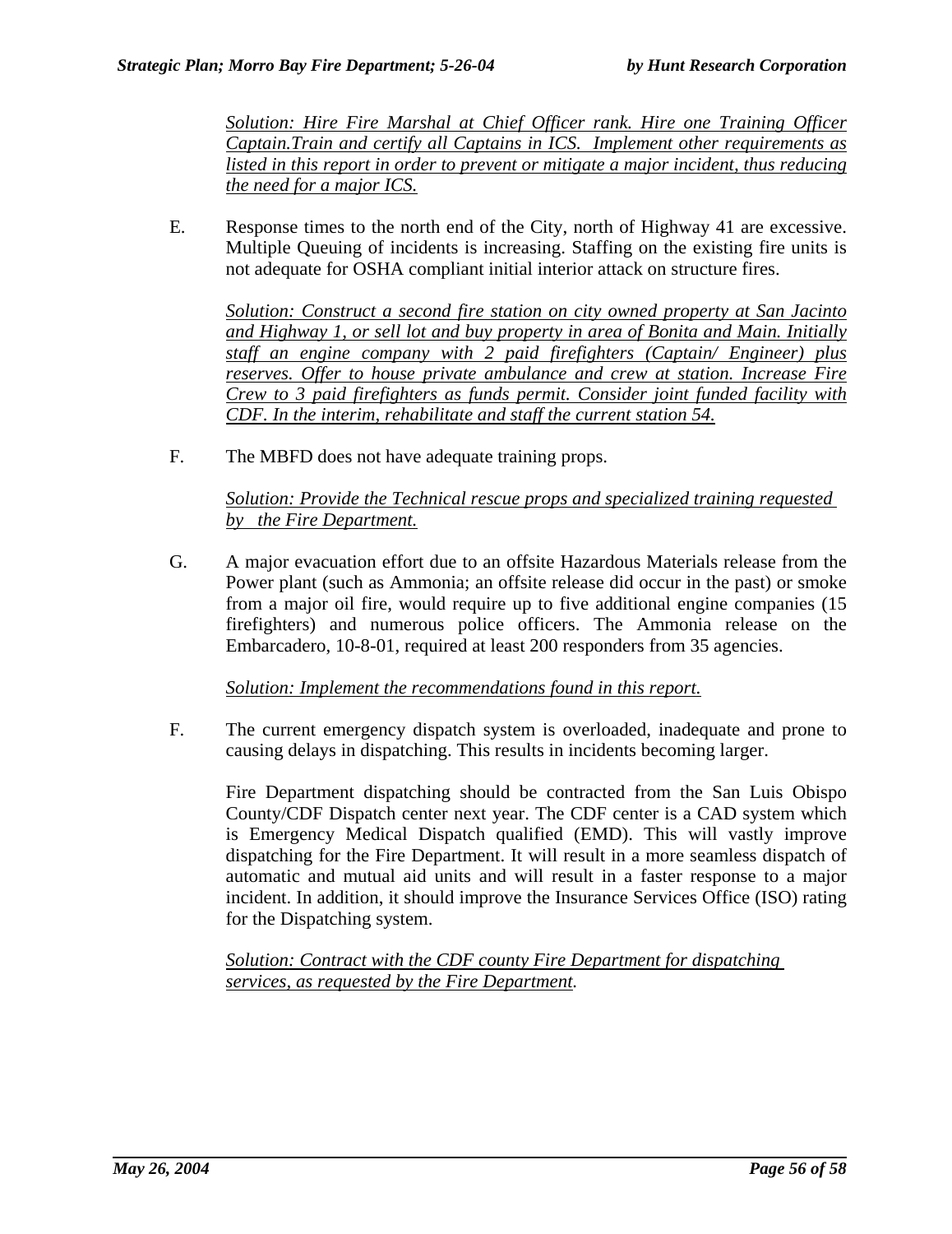*Solution: Hire Fire Marshal at Chief Officer rank. Hire one Training Officer Captain.Train and certify all Captains in ICS. Implement other requirements as listed in this report in order to prevent or mitigate a major incident, thus reducing the need for a major ICS.*

E. Response times to the north end of the City, north of Highway 41 are excessive. Multiple Queuing of incidents is increasing. Staffing on the existing fire units is not adequate for OSHA compliant initial interior attack on structure fires.

*Solution: Construct a second fire station on city owned property at San Jacinto and Highway 1, or sell lot and buy property in area of Bonita and Main. Initially staff an engine company with 2 paid firefighters (Captain/ Engineer) plus reserves. Offer to house private ambulance and crew at station. Increase Fire Crew to 3 paid firefighters as funds permit. Consider joint funded facility with CDF. In the interim, rehabilitate and staff the current station 54.*

F. The MBFD does not have adequate training props.

*Solution: Provide the Technical rescue props and specialized training requested by the Fire Department.*

G. A major evacuation effort due to an offsite Hazardous Materials release from the Power plant (such as Ammonia; an offsite release did occur in the past) or smoke from a major oil fire, would require up to five additional engine companies (15 firefighters) and numerous police officers. The Ammonia release on the Embarcadero, 10-8-01, required at least 200 responders from 35 agencies.

*Solution: Implement the recommendations found in this report.*

F. The current emergency dispatch system is overloaded, inadequate and prone to causing delays in dispatching. This results in incidents becoming larger.

Fire Department dispatching should be contracted from the San Luis Obispo County/CDF Dispatch center next year. The CDF center is a CAD system which is Emergency Medical Dispatch qualified (EMD). This will vastly improve dispatching for the Fire Department. It will result in a more seamless dispatch of automatic and mutual aid units and will result in a faster response to a major incident. In addition, it should improve the Insurance Services Office (ISO) rating for the Dispatching system.

*Solution: Contract with the CDF county Fire Department for dispatching services, as requested by the Fire Department.*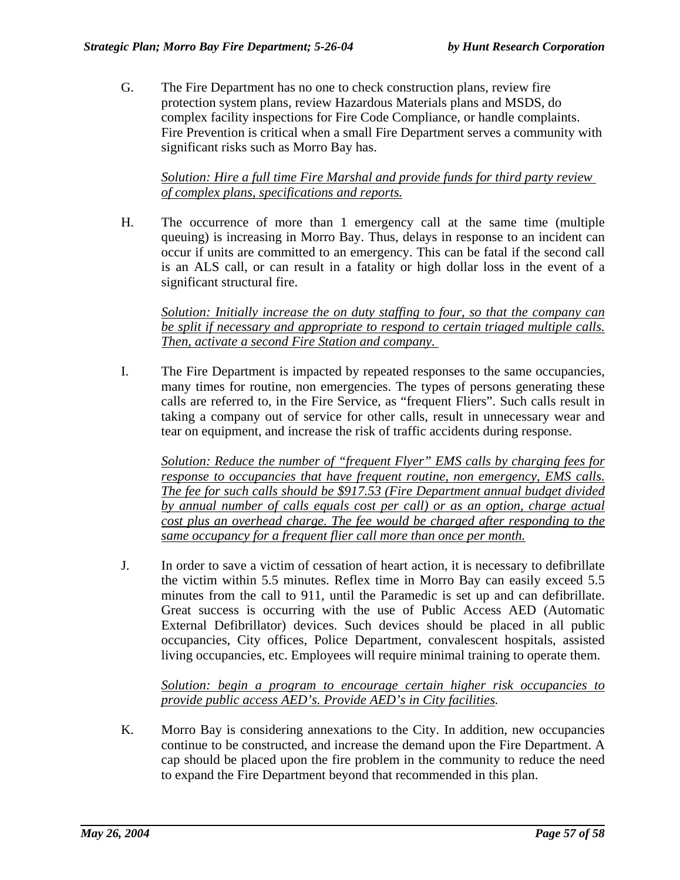G. The Fire Department has no one to check construction plans, review fire protection system plans, review Hazardous Materials plans and MSDS, do complex facility inspections for Fire Code Compliance, or handle complaints. Fire Prevention is critical when a small Fire Department serves a community with significant risks such as Morro Bay has.

   *Solution: Hire a full time Fire Marshal and provide funds for third party review of complex plans, specifications and reports.*

H. The occurrence of more than 1 emergency call at the same time (multiple queuing) is increasing in Morro Bay. Thus, delays in response to an incident can occur if units are committed to an emergency. This can be fatal if the second call is an ALS call, or can result in a fatality or high dollar loss in the event of a significant structural fire.

   *Solution: Initially increase the on duty staffing to four, so that the company can be split if necessary and appropriate to respond to certain triaged multiple calls. Then, activate a second Fire Station and company.*

I. The Fire Department is impacted by repeated responses to the same occupancies, many times for routine, non emergencies. The types of persons generating these calls are referred to, in the Fire Service, as "frequent Fliers". Such calls result in taking a company out of service for other calls, result in unnecessary wear and tear on equipment, and increase the risk of traffic accidents during response.

   *Solution: Reduce the number of "frequent Flyer" EMS calls by charging fees for response to occupancies that have frequent routine, non emergency, EMS calls. The fee for such calls should be $917.53 (Fire Department annual budget divided by annual number of calls equals cost per call) or as an option, charge actual cost plus an overhead charge. The fee would be charged after responding to the same occupancy for a frequent flier call more than once per month.*

J. In order to save a victim of cessation of heart action, it is necessary to defibrillate the victim within 5.5 minutes. Reflex time in Morro Bay can easily exceed 5.5 minutes from the call to 911, until the Paramedic is set up and can defibrillate. Great success is occurring with the use of Public Access AED (Automatic External Defibrillator) devices. Such devices should be placed in all public occupancies, City offices, Police Department, convalescent hospitals, assisted living occupancies, etc. Employees will require minimal training to operate them.

   *Solution: begin a program to encourage certain higher risk occupancies to provide public access AED's. Provide AED's in City facilities.*

K. Morro Bay is considering annexations to the City. In addition, new occupancies continue to be constructed, and increase the demand upon the Fire Department. A cap should be placed upon the fire problem in the community to reduce the need to expand the Fire Department beyond that recommended in this plan.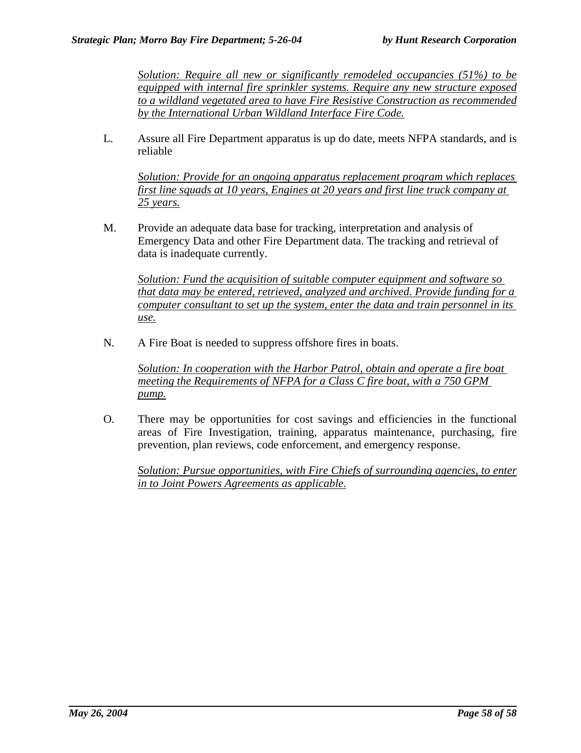*Solution: Require all new or significantly remodeled occupancies (51%) to be equipped with internal fire sprinkler systems. Require any new structure exposed to a wildland vegetated area to have Fire Resistive Construction as recommended by the International Urban Wildland Interface Fire Code.*

L. Assure all Fire Department apparatus is up do date, meets NFPA standards, and is reliable

*Solution: Provide for an ongoing apparatus replacement program which replaces first line squads at 10 years, Engines at 20 years and first line truck company at 25 years.*

M. Provide an adequate data base for tracking, interpretation and analysis of Emergency Data and other Fire Department data. The tracking and retrieval of data is inadequate currently.

*Solution: Fund the acquisition of suitable computer equipment and software so that data may be entered, retrieved, analyzed and archived. Provide funding for a computer consultant to set up the system, enter the data and train personnel in its use.*

N. A Fire Boat is needed to suppress offshore fires in boats.

*Solution: In cooperation with the Harbor Patrol, obtain and operate a fire boat meeting the Requirements of NFPA for a Class C fire boat, with a 750 GPM pump.*

O. There may be opportunities for cost savings and efficiencies in the functional areas of Fire Investigation, training, apparatus maintenance, purchasing, fire prevention, plan reviews, code enforcement, and emergency response.

*Solution: Pursue opportunities, with Fire Chiefs of surrounding agencies, to enter in to Joint Powers Agreements as applicable.*